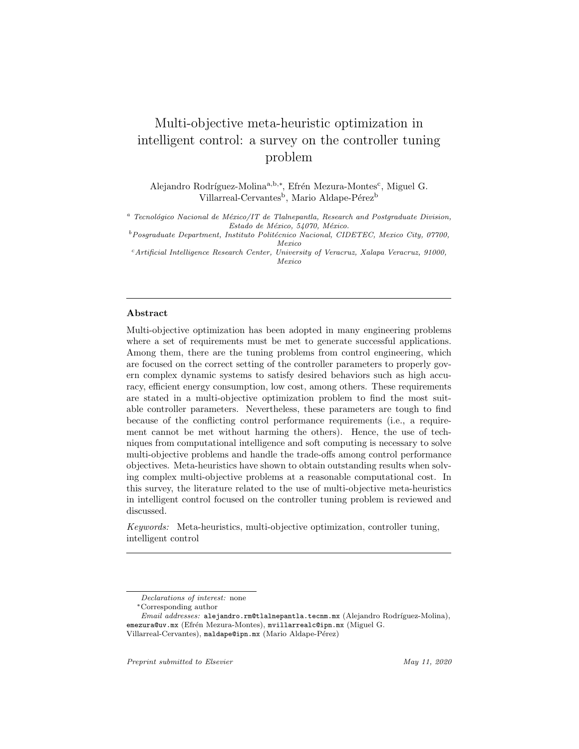# Multi-objective meta-heuristic optimization in intelligent control: a survey on the controller tuning problem

Alejandro Rodríguez-Molina[a,b,*], Efrén Mezura-Montes[c], Miguel G. Villarreal-Cervantes[b], Mario Aldape-Pérez[b]

[a] *Tecnológico Nacional de México/IT de Tlalnepantla, Research and Postgraduate Division, Estado de México, 54070, México.*

[b] *Posgraduate Department, Instituto Politécnico Nacional, CIDETEC, Mexico City, 07700, Mexico*

[c] *Artificial Intelligence Research Center, University of Veracruz, Xalapa Veracruz, 91000, Mexico*

---

## Abstract

Multi-objective optimization has been adopted in many engineering problems where a set of requirements must be met to generate successful applications. Among them, there are the tuning problems from control engineering, which are focused on the correct setting of the controller parameters to properly govern complex dynamic systems to satisfy desired behaviors such as high accuracy, efficient energy consumption, low cost, among others. These requirements are stated in a multi-objective optimization problem to find the most suitable controller parameters. Nevertheless, these parameters are tough to find because of the conflicting control performance requirements (i.e., a requirement cannot be met without harming the others). Hence, the use of techniques from computational intelligence and soft computing is necessary to solve multi-objective problems and handle the trade-offs among control performance objectives. Meta-heuristics have shown to obtain outstanding results when solving complex multi-objective problems at a reasonable computational cost. In this survey, the literature related to the use of multi-objective meta-heuristics in intelligent control focused on the controller tuning problem is reviewed and discussed.

*Keywords:* Meta-heuristics, multi-objective optimization, controller tuning, intelligent control

---

*Declarations of interest:* none

*Corresponding author

*Email addresses:* alejandro.rm@tlalnepantla.tecnm.mx (Alejandro Rodríguez-Molina), emezura@uv.mx (Efrén Mezura-Montes), mvillarrealc@ipn.mx (Miguel G. Villarreal-Cervantes), maldape@ipn.mx (Mario Aldape-Pérez)

*Preprint submitted to Elsevier* *May 11, 2020*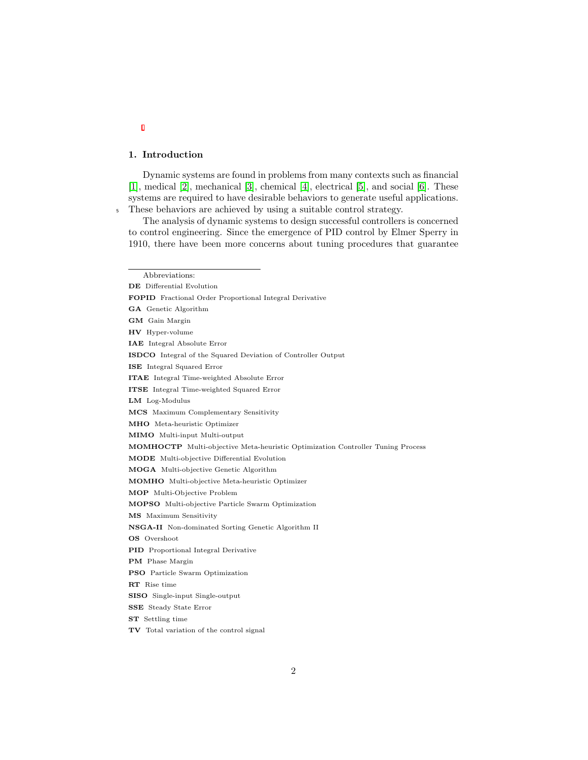## 1. Introduction

Dynamic systems are found in problems from many contexts such as financial [1], medical [2], mechanical [3], chemical [4], electrical [5], and social [6]. These systems are required to have desirable behaviors to generate useful applications. These behaviors are achieved by using a suitable control strategy.

The analysis of dynamic systems to design successful controllers is concerned to control engineering. Since the emergence of PID control by Elmer Sperry in 1910, there have been more concerns about tuning procedures that guarantee

---

Abbreviations:

**DE** Differential Evolution

**FOPID** Fractional Order Proportional Integral Derivative

**GA** Genetic Algorithm

**GM** Gain Margin

**HV** Hyper-volume

**IAE** Integral Absolute Error

**ISDCO** Integral of the Squared Deviation of Controller Output

**ISE** Integral Squared Error

**ITAE** Integral Time-weighted Absolute Error

**ITSE** Integral Time-weighted Squared Error

**LM** Log-Modulus

**MCS** Maximum Complementary Sensitivity

**MHO** Meta-heuristic Optimizer

**MIMO** Multi-input Multi-output

**MOMHOCTP** Multi-objective Meta-heuristic Optimization Controller Tuning Process

**MODE** Multi-objective Differential Evolution

**MOGA** Multi-objective Genetic Algorithm

**MOMHO** Multi-objective Meta-heuristic Optimizer

**MOP** Multi-Objective Problem

**MOPSO** Multi-objective Particle Swarm Optimization

**MS** Maximum Sensitivity

**NSGA-II** Non-dominated Sorting Genetic Algorithm II

**OS** Overshoot

**PID** Proportional Integral Derivative

**PM** Phase Margin

**PSO** Particle Swarm Optimization

**RT** Rise time

**SISO** Single-input Single-output

**SSE** Steady State Error

**ST** Settling time

**TV** Total variation of the control signal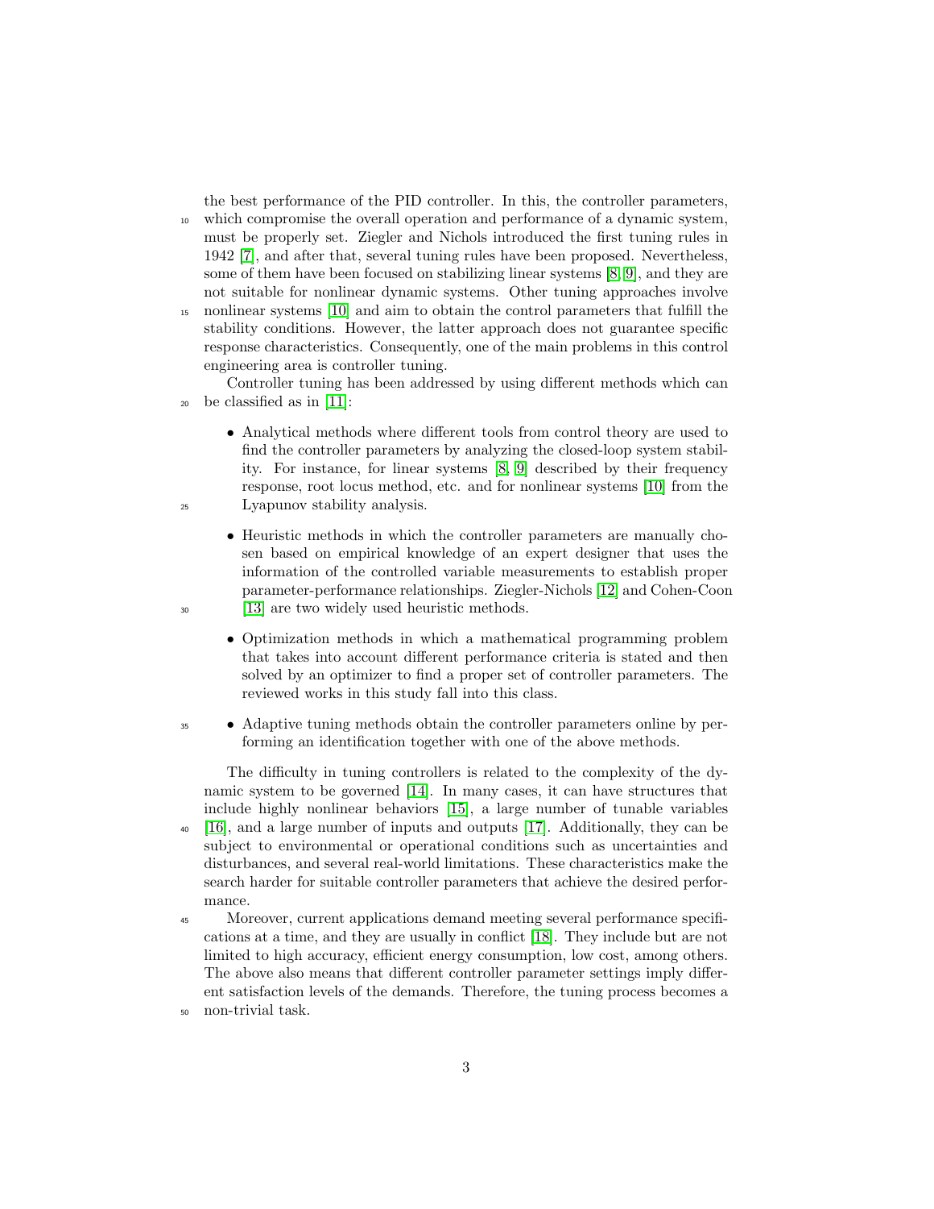the best performance of the PID controller. In this, the controller parameters, which compromise the overall operation and performance of a dynamic system, must be properly set. Ziegler and Nichols introduced the first tuning rules in 1942 [7], and after that, several tuning rules have been proposed. Nevertheless, some of them have been focused on stabilizing linear systems [8, 9], and they are not suitable for nonlinear dynamic systems. Other tuning approaches involve nonlinear systems [10] and aim to obtain the control parameters that fulfill the stability conditions. However, the latter approach does not guarantee specific response characteristics. Consequently, one of the main problems in this control engineering area is controller tuning.

Controller tuning has been addressed by using different methods which can be classified as in [11]:

- Analytical methods where different tools from control theory are used to find the controller parameters by analyzing the closed-loop system stability. For instance, for linear systems [8, 9] described by their frequency response, root locus method, etc. and for nonlinear systems [10] from the Lyapunov stability analysis.
- Heuristic methods in which the controller parameters are manually chosen based on empirical knowledge of an expert designer that uses the information of the controlled variable measurements to establish proper parameter-performance relationships. Ziegler-Nichols [12] and Cohen-Coon [13] are two widely used heuristic methods.
- Optimization methods in which a mathematical programming problem that takes into account different performance criteria is stated and then solved by an optimizer to find a proper set of controller parameters. The reviewed works in this study fall into this class.
- Adaptive tuning methods obtain the controller parameters online by performing an identification together with one of the above methods.

The difficulty in tuning controllers is related to the complexity of the dynamic system to be governed [14]. In many cases, it can have structures that include highly nonlinear behaviors [15], a large number of tunable variables [16], and a large number of inputs and outputs [17]. Additionally, they can be subject to environmental or operational conditions such as uncertainties and disturbances, and several real-world limitations. These characteristics make the search harder for suitable controller parameters that achieve the desired performance.

Moreover, current applications demand meeting several performance specifications at a time, and they are usually in conflict [18]. They include but are not limited to high accuracy, efficient energy consumption, low cost, among others. The above also means that different controller parameter settings imply different satisfaction levels of the demands. Therefore, the tuning process becomes a non-trivial task.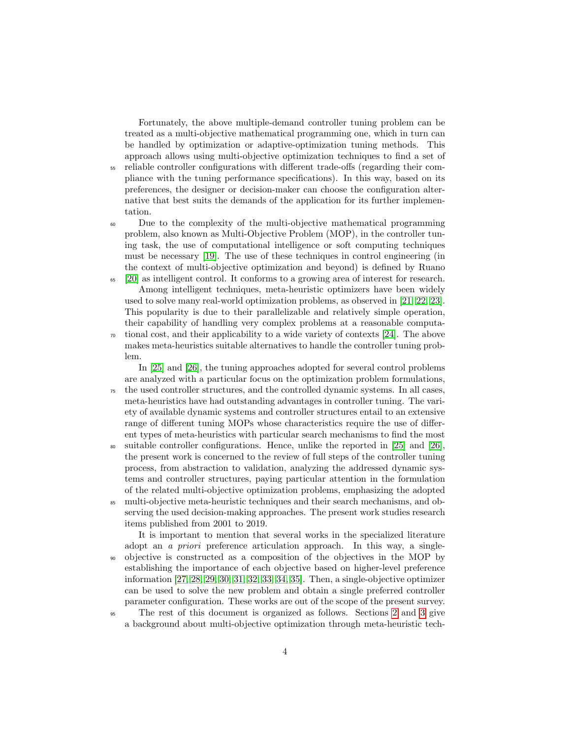Fortunately, the above multiple-demand controller tuning problem can be treated as a multi-objective mathematical programming one, which in turn can be handled by optimization or adaptive-optimization tuning methods. This approach allows using multi-objective optimization techniques to find a set of reliable controller configurations with different trade-offs (regarding their compliance with the tuning performance specifications). In this way, based on its preferences, the designer or decision-maker can choose the configuration alternative that best suits the demands of the application for its further implementation.

Due to the complexity of the multi-objective mathematical programming problem, also known as Multi-Objective Problem (MOP), in the controller tuning task, the use of computational intelligence or soft computing techniques must be necessary [19]. The use of these techniques in control engineering (in the context of multi-objective optimization and beyond) is defined by Ruano [20] as intelligent control. It conforms to a growing area of interest for research.

Among intelligent techniques, meta-heuristic optimizers have been widely used to solve many real-world optimization problems, as observed in [21, 22, 23]. This popularity is due to their parallelizable and relatively simple operation, their capability of handling very complex problems at a reasonable computational cost, and their applicability to a wide variety of contexts [24]. The above makes meta-heuristics suitable alternatives to handle the controller tuning problem.

In [25] and [26], the tuning approaches adopted for several control problems are analyzed with a particular focus on the optimization problem formulations, the used controller structures, and the controlled dynamic systems. In all cases, meta-heuristics have had outstanding advantages in controller tuning. The variety of available dynamic systems and controller structures entail to an extensive range of different tuning MOPs whose characteristics require the use of different types of meta-heuristics with particular search mechanisms to find the most suitable controller configurations. Hence, unlike the reported in [25] and [26], the present work is concerned to the review of full steps of the controller tuning process, from abstraction to validation, analyzing the addressed dynamic systems and controller structures, paying particular attention in the formulation of the related multi-objective optimization problems, emphasizing the adopted multi-objective meta-heuristic techniques and their search mechanisms, and observing the used decision-making approaches. The present work studies research items published from 2001 to 2019.

It is important to mention that several works in the specialized literature adopt an *a priori* preference articulation approach. In this way, a single-objective is constructed as a composition of the objectives in the MOP by establishing the importance of each objective based on higher-level preference information [27, 28, 29, 30, 31, 32, 33, 34, 35]. Then, a single-objective optimizer can be used to solve the new problem and obtain a single preferred controller parameter configuration. These works are out of the scope of the present survey.

The rest of this document is organized as follows. Sections 2 and 3 give a background about multi-objective optimization through meta-heuristic tech-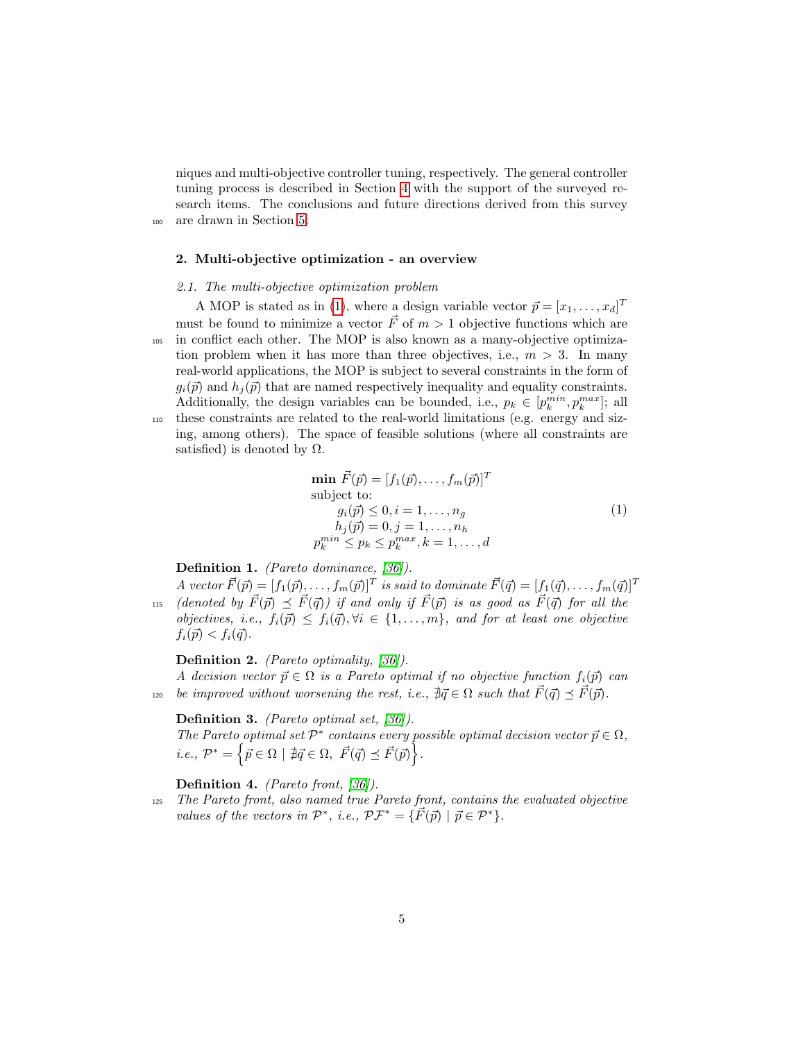niques and multi-objective controller tuning, respectively. The general controller tuning process is described in Section 4 with the support of the surveyed research items. The conclusions and future directions derived from this survey are drawn in Section 5.

## 2. Multi-objective optimization - an overview

### 2.1. The multi-objective optimization problem

A MOP is stated as in (1), where a design variable vector $\vec{p} = [x_1, \ldots, x_d]^T$ must be found to minimize a vector $\vec{F}$ of $m > 1$ objective functions which are in conflict each other. The MOP is also known as a many-objective optimization problem when it has more than three objectives, i.e., $m > 3$. In many real-world applications, the MOP is subject to several constraints in the form of $g_i(\vec{p})$ and $h_j(\vec{p})$ that are named respectively inequality and equality constraints. Additionally, the design variables can be bounded, i.e., $p_k \in [p_k^{min}, p_k^{max}]$; all these constraints are related to the real-world limitations (e.g. energy and sizing, among others). The space of feasible solutions (where all constraints are satisfied) is denoted by $\Omega$.

$$
\begin{array}{l}
\textbf{min } \vec{F}(\vec{p}) = [f_1(\vec{p}), \ldots, f_m(\vec{p})]^T \\
\text{subject to:} \\
\quad g_i(\vec{p}) \leq 0, i = 1, \ldots, n_g \\
\quad h_j(\vec{p}) = 0, j = 1, \ldots, n_h \\
p_k^{min} \leq p_k \leq p_k^{max}, k = 1, \ldots, d
\end{array}
\tag{1}
$$

**Definition 1.** *(Pareto dominance, [36]).*
*A vector $\vec{F}(\vec{p}) = [f_1(\vec{p}), \ldots, f_m(\vec{p})]^T$ is said to dominate $\vec{F}(\vec{q}) = [f_1(\vec{q}), \ldots, f_m(\vec{q})]^T$ (denoted by $\vec{F}(\vec{p}) \preceq \vec{F}(\vec{q})$) if and only if $\vec{F}(\vec{p})$ is as good as $\vec{F}(\vec{q})$ for all the objectives, i.e., $f_i(\vec{p}) \leq f_i(\vec{q}), \forall i \in \{1, \ldots, m\}$, and for at least one objective $f_i(\vec{p}) < f_i(\vec{q})$.*

**Definition 2.** *(Pareto optimality, [36]).*
*A decision vector $\vec{p} \in \Omega$ is a Pareto optimal if no objective function $f_i(\vec{p})$ can be improved without worsening the rest, i.e., $\nexists \vec{q} \in \Omega$ such that $\vec{F}(\vec{q}) \preceq \vec{F}(\vec{p})$.*

**Definition 3.** *(Pareto optimal set, [36]).*
*The Pareto optimal set $\mathcal{P}^*$ contains every possible optimal decision vector $\vec{p} \in \Omega$, i.e., $\mathcal{P}^* = \left\{\vec{p} \in \Omega \mid \nexists \vec{q} \in \Omega,\ \vec{F}(\vec{q}) \preceq \vec{F}(\vec{p})\right\}$.*

**Definition 4.** *(Pareto front, [36]).*
*The Pareto front, also named true Pareto front, contains the evaluated objective values of the vectors in $\mathcal{P}^*$, i.e., $\mathcal{PF}^* = \{\vec{F}(\vec{p}) \mid \vec{p} \in \mathcal{P}^*\}$.*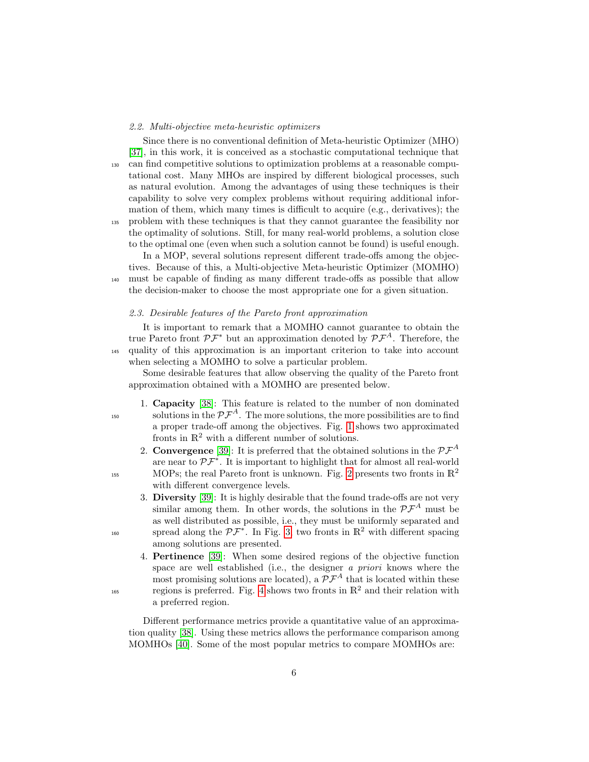### 2.2. Multi-objective meta-heuristic optimizers

Since there is no conventional definition of Meta-heuristic Optimizer (MHO) [37], in this work, it is conceived as a stochastic computational technique that can find competitive solutions to optimization problems at a reasonable computational cost. Many MHOs are inspired by different biological processes, such as natural evolution. Among the advantages of using these techniques is their capability to solve very complex problems without requiring additional information of them, which many times is difficult to acquire (e.g., derivatives); the problem with these techniques is that they cannot guarantee the feasibility nor the optimality of solutions. Still, for many real-world problems, a solution close to the optimal one (even when such a solution cannot be found) is useful enough.

In a MOP, several solutions represent different trade-offs among the objectives. Because of this, a Multi-objective Meta-heuristic Optimizer (MOMHO) must be capable of finding as many different trade-offs as possible that allow the decision-maker to choose the most appropriate one for a given situation.

### 2.3. Desirable features of the Pareto front approximation

It is important to remark that a MOMHO cannot guarantee to obtain the true Pareto front $\mathcal{PF}^*$ but an approximation denoted by $\mathcal{PF}^A$. Therefore, the quality of this approximation is an important criterion to take into account when selecting a MOMHO to solve a particular problem.

Some desirable features that allow observing the quality of the Pareto front approximation obtained with a MOMHO are presented below.

1. **Capacity** [38]: This feature is related to the number of non dominated solutions in the $\mathcal{PF}^A$. The more solutions, the more possibilities are to find a proper trade-off among the objectives. Fig. 1 shows two approximated fronts in $\mathbb{R}^2$ with a different number of solutions.
2. **Convergence** [39]: It is preferred that the obtained solutions in the $\mathcal{PF}^A$ are near to $\mathcal{PF}^*$. It is important to highlight that for almost all real-world MOPs; the real Pareto front is unknown. Fig. 2 presents two fronts in $\mathbb{R}^2$ with different convergence levels.
3. **Diversity** [39]: It is highly desirable that the found trade-offs are not very similar among them. In other words, the solutions in the $\mathcal{PF}^A$ must be as well distributed as possible, i.e., they must be uniformly separated and spread along the $\mathcal{PF}^*$. In Fig. 3 two fronts in $\mathbb{R}^2$ with different spacing among solutions are presented.
4. **Pertinence** [39]: When some desired regions of the objective function space are well established (i.e., the designer *a priori* knows where the most promising solutions are located), a $\mathcal{PF}^A$ that is located within these regions is preferred. Fig. 4 shows two fronts in $\mathbb{R}^2$ and their relation with a preferred region.

Different performance metrics provide a quantitative value of an approximation quality [38]. Using these metrics allows the performance comparison among MOMHOs [40]. Some of the most popular metrics to compare MOMHOs are: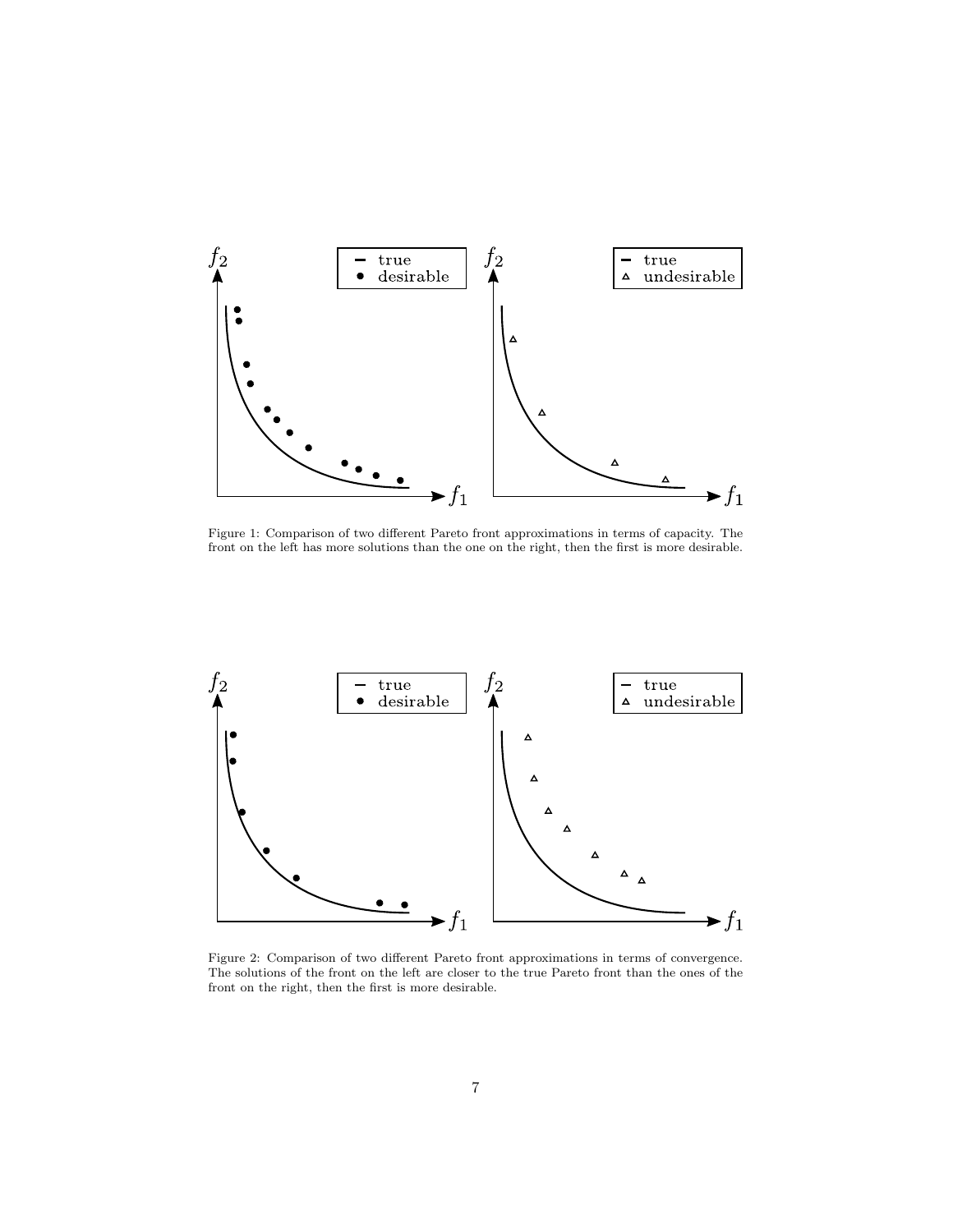$f_2$

true
desirable

$f_1$

$f_2$

true
undesirable

$f_1$

Figure 1: Comparison of two different Pareto front approximations in terms of capacity. The front on the left has more solutions than the one on the right, then the first is more desirable.

$f_2$

true
desirable

$f_1$

$f_2$

true
undesirable

$f_1$

Figure 2: Comparison of two different Pareto front approximations in terms of convergence. The solutions of the front on the left are closer to the true Pareto front than the ones of the front on the right, then the first is more desirable.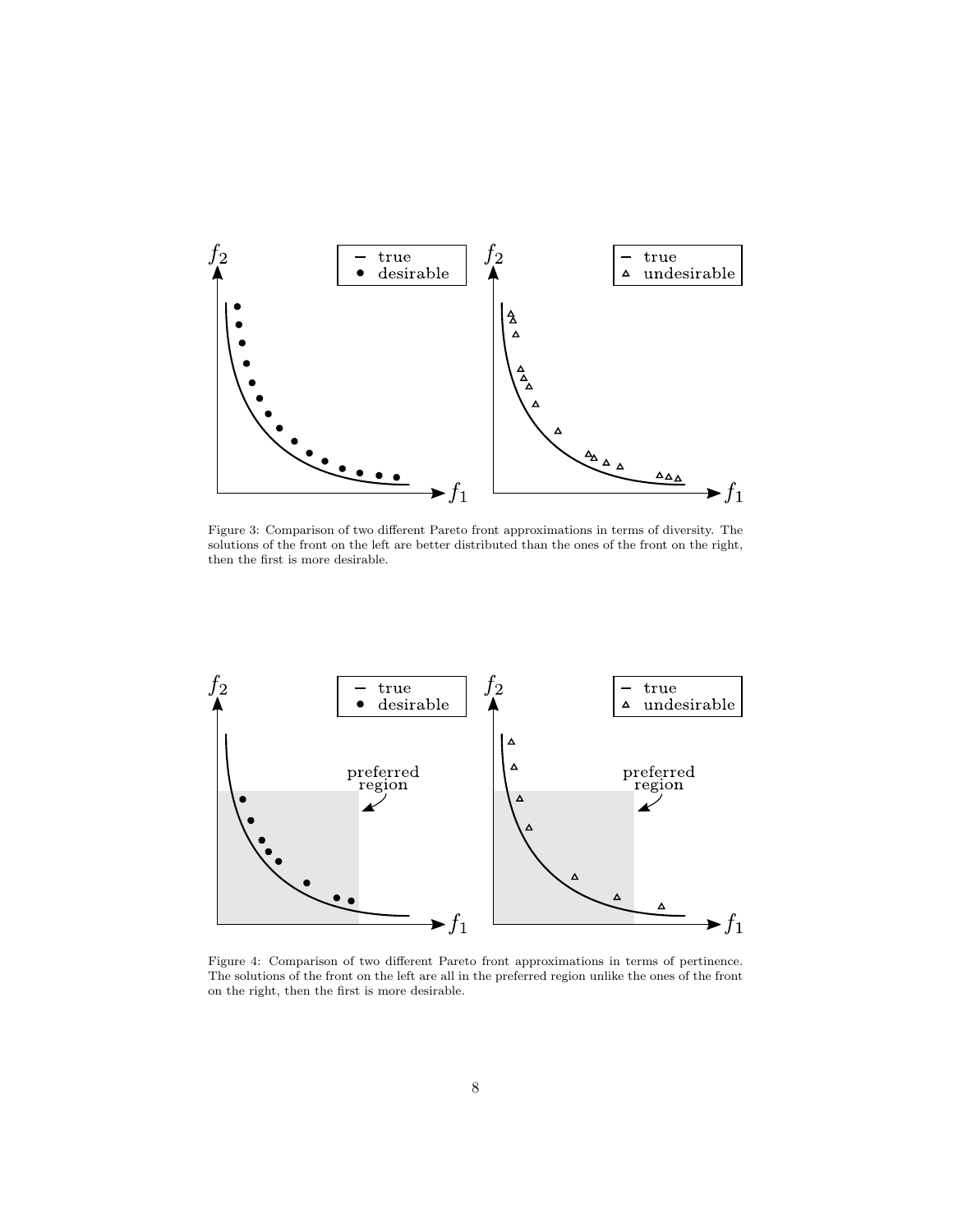$f_2$

true
desirable

$f_1$

$f_2$

true
undesirable

$f_1$

Figure 3: Comparison of two different Pareto front approximations in terms of diversity. The solutions of the front on the left are better distributed than the ones of the front on the right, then the first is more desirable.

$f_2$

true
desirable

preferred region

$f_1$

$f_2$

true
undesirable

preferred region

$f_1$

Figure 4: Comparison of two different Pareto front approximations in terms of pertinence. The solutions of the front on the left are all in the preferred region unlike the ones of the front on the right, then the first is more desirable.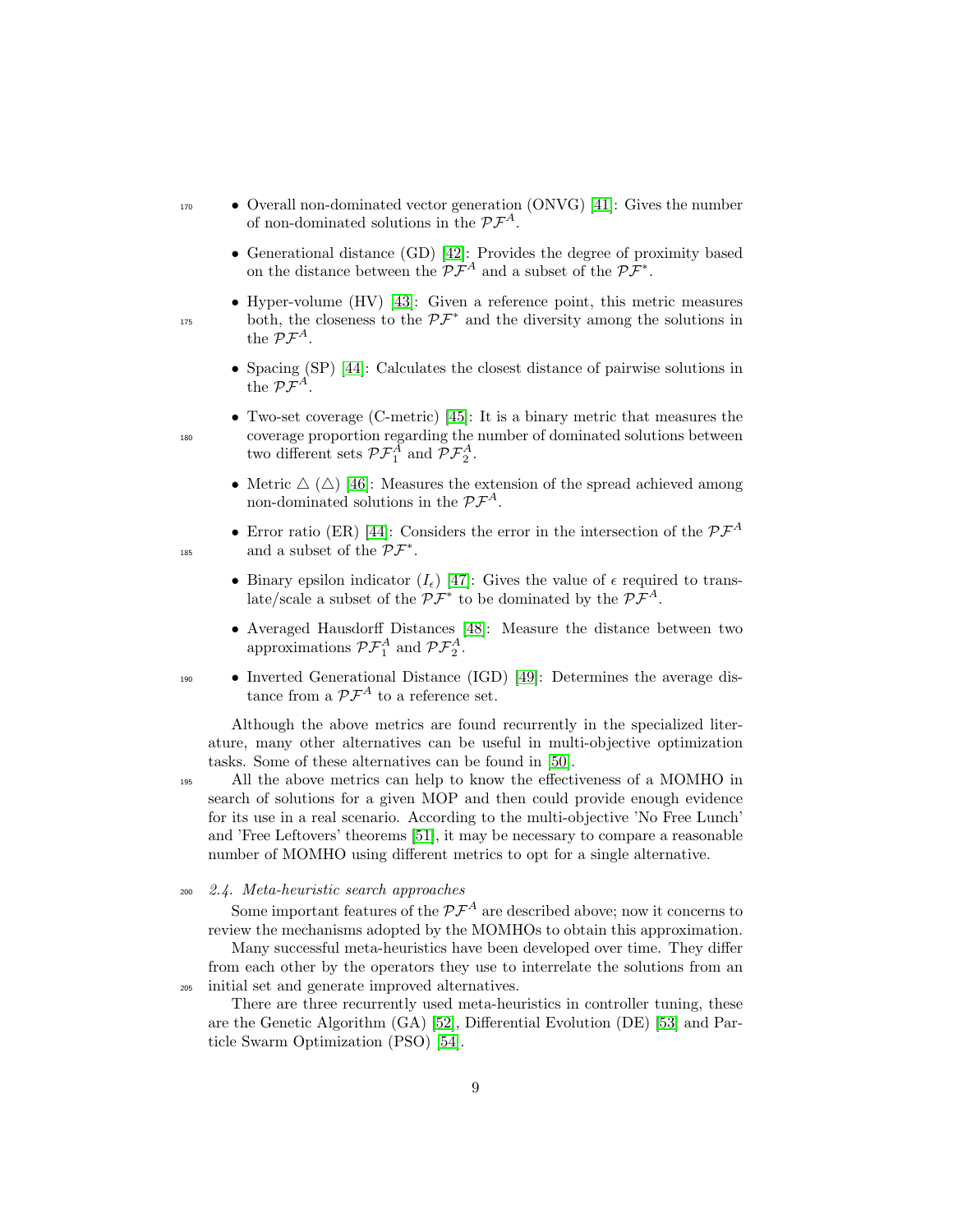- Overall non-dominated vector generation (ONVG) [41]: Gives the number of non-dominated solutions in the $\mathcal{PF}^A$.
- Generational distance (GD) [42]: Provides the degree of proximity based on the distance between the $\mathcal{PF}^A$ and a subset of the $\mathcal{PF}^*$.
- Hyper-volume (HV) [43]: Given a reference point, this metric measures both, the closeness to the $\mathcal{PF}^*$ and the diversity among the solutions in the $\mathcal{PF}^A$.
- Spacing (SP) [44]: Calculates the closest distance of pairwise solutions in the $\mathcal{PF}^A$.
- Two-set coverage (C-metric) [45]: It is a binary metric that measures the coverage proportion regarding the number of dominated solutions between two different sets $\mathcal{PF}_1^A$ and $\mathcal{PF}_2^A$.
- Metric $\triangle$ ($\triangle$) [46]: Measures the extension of the spread achieved among non-dominated solutions in the $\mathcal{PF}^A$.
- Error ratio (ER) [44]: Considers the error in the intersection of the $\mathcal{PF}^A$ and a subset of the $\mathcal{PF}^*$.
- Binary epsilon indicator ($I_\epsilon$) [47]: Gives the value of $\epsilon$ required to translate/scale a subset of the $\mathcal{PF}^*$ to be dominated by the $\mathcal{PF}^A$.
- Averaged Hausdorff Distances [48]: Measure the distance between two approximations $\mathcal{PF}_1^A$ and $\mathcal{PF}_2^A$.
- Inverted Generational Distance (IGD) [49]: Determines the average distance from a $\mathcal{PF}^A$ to a reference set.

Although the above metrics are found recurrently in the specialized literature, many other alternatives can be useful in multi-objective optimization tasks. Some of these alternatives can be found in [50].

All the above metrics can help to know the effectiveness of a MOMHO in search of solutions for a given MOP and then could provide enough evidence for its use in a real scenario. According to the multi-objective 'No Free Lunch' and 'Free Leftovers' theorems [51], it may be necessary to compare a reasonable number of MOMHO using different metrics to opt for a single alternative.

### 2.4. Meta-heuristic search approaches

Some important features of the $\mathcal{PF}^A$ are described above; now it concerns to review the mechanisms adopted by the MOMHOs to obtain this approximation.

Many successful meta-heuristics have been developed over time. They differ from each other by the operators they use to interrelate the solutions from an initial set and generate improved alternatives.

There are three recurrently used meta-heuristics in controller tuning, these are the Genetic Algorithm (GA) [52], Differential Evolution (DE) [53] and Particle Swarm Optimization (PSO) [54].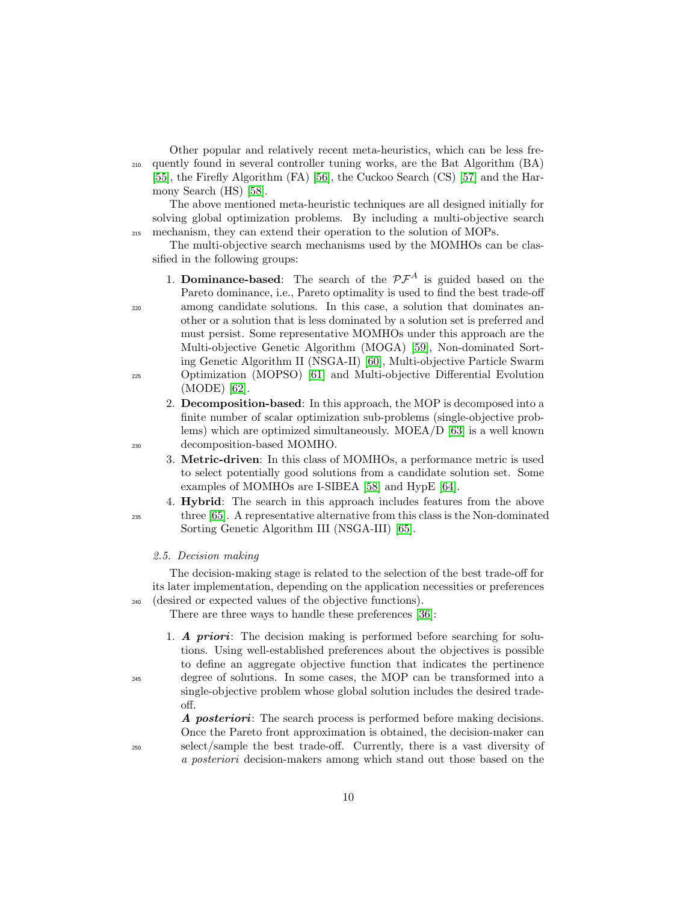Other popular and relatively recent meta-heuristics, which can be less frequently found in several controller tuning works, are the Bat Algorithm (BA) [55], the Firefly Algorithm (FA) [56], the Cuckoo Search (CS) [57] and the Harmony Search (HS) [58].

The above mentioned meta-heuristic techniques are all designed initially for solving global optimization problems. By including a multi-objective search mechanism, they can extend their operation to the solution of MOPs.

The multi-objective search mechanisms used by the MOMHOs can be classified in the following groups:

1. **Dominance-based**: The search of the $\mathcal{PF}^A$ is guided based on the Pareto dominance, i.e., Pareto optimality is used to find the best trade-off among candidate solutions. In this case, a solution that dominates another or a solution that is less dominated by a solution set is preferred and must persist. Some representative MOMHOs under this approach are the Multi-objective Genetic Algorithm (MOGA) [59], Non-dominated Sorting Genetic Algorithm II (NSGA-II) [60], Multi-objective Particle Swarm Optimization (MOPSO) [61] and Multi-objective Differential Evolution (MODE) [62].
2. **Decomposition-based**: In this approach, the MOP is decomposed into a finite number of scalar optimization sub-problems (single-objective problems) which are optimized simultaneously. MOEA/D [63] is a well known decomposition-based MOMHO.
3. **Metric-driven**: In this class of MOMHOs, a performance metric is used to select potentially good solutions from a candidate solution set. Some examples of MOMHOs are I-SIBEA [58] and HypE [64].
4. **Hybrid**: The search in this approach includes features from the above three [65]. A representative alternative from this class is the Non-dominated Sorting Genetic Algorithm III (NSGA-III) [65].

### *2.5. Decision making*

The decision-making stage is related to the selection of the best trade-off for its later implementation, depending on the application necessities or preferences (desired or expected values of the objective functions).

There are three ways to handle these preferences [36]:

1. ***A priori***: The decision making is performed before searching for solutions. Using well-established preferences about the objectives is possible to define an aggregate objective function that indicates the pertinence degree of solutions. In some cases, the MOP can be transformed into a single-objective problem whose global solution includes the desired trade-off.

   ***A posteriori***: The search process is performed before making decisions. Once the Pareto front approximation is obtained, the decision-maker can select/sample the best trade-off. Currently, there is a vast diversity of *a posteriori* decision-makers among which stand out those based on the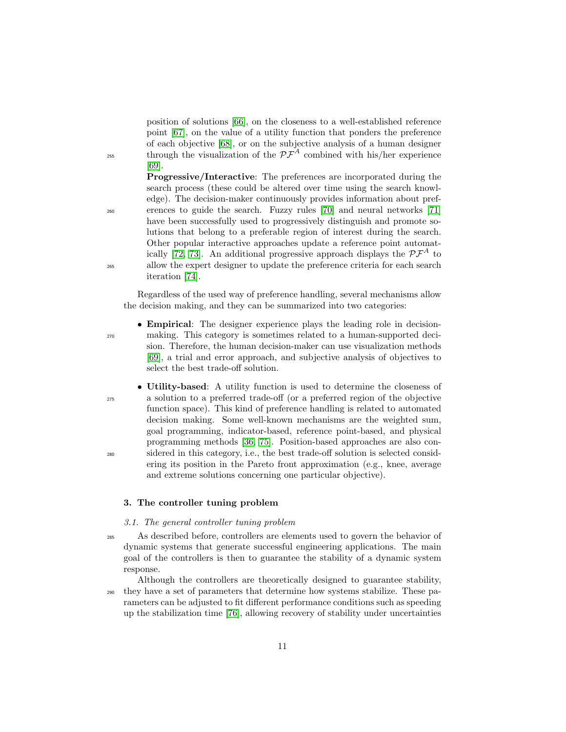position of solutions [66], on the closeness to a well-established reference point [67], on the value of a utility function that ponders the preference of each objective [68], or on the subjective analysis of a human designer through the visualization of the $\mathcal{PF}^A$ combined with his/her experience [69].

**Progressive/Interactive**: The preferences are incorporated during the search process (these could be altered over time using the search knowledge). The decision-maker continuously provides information about preferences to guide the search. Fuzzy rules [70] and neural networks [71] have been successfully used to progressively distinguish and promote solutions that belong to a preferable region of interest during the search. Other popular interactive approaches update a reference point automatically [72, 73]. An additional progressive approach displays the $\mathcal{PF}^A$ to allow the expert designer to update the preference criteria for each search iteration [74].

Regardless of the used way of preference handling, several mechanisms allow the decision making, and they can be summarized into two categories:

- **Empirical**: The designer experience plays the leading role in decision-making. This category is sometimes related to a human-supported decision. Therefore, the human decision-maker can use visualization methods [69], a trial and error approach, and subjective analysis of objectives to select the best trade-off solution.
- **Utility-based**: A utility function is used to determine the closeness of a solution to a preferred trade-off (or a preferred region of the objective function space). This kind of preference handling is related to automated decision making. Some well-known mechanisms are the weighted sum, goal programming, indicator-based, reference point-based, and physical programming methods [36, 75]. Position-based approaches are also considered in this category, i.e., the best trade-off solution is selected considering its position in the Pareto front approximation (e.g., knee, average and extreme solutions concerning one particular objective).

## 3. The controller tuning problem

### 3.1. The general controller tuning problem

As described before, controllers are elements used to govern the behavior of dynamic systems that generate successful engineering applications. The main goal of the controllers is then to guarantee the stability of a dynamic system response.

Although the controllers are theoretically designed to guarantee stability, they have a set of parameters that determine how systems stabilize. These parameters can be adjusted to fit different performance conditions such as speeding up the stabilization time [76], allowing recovery of stability under uncertainties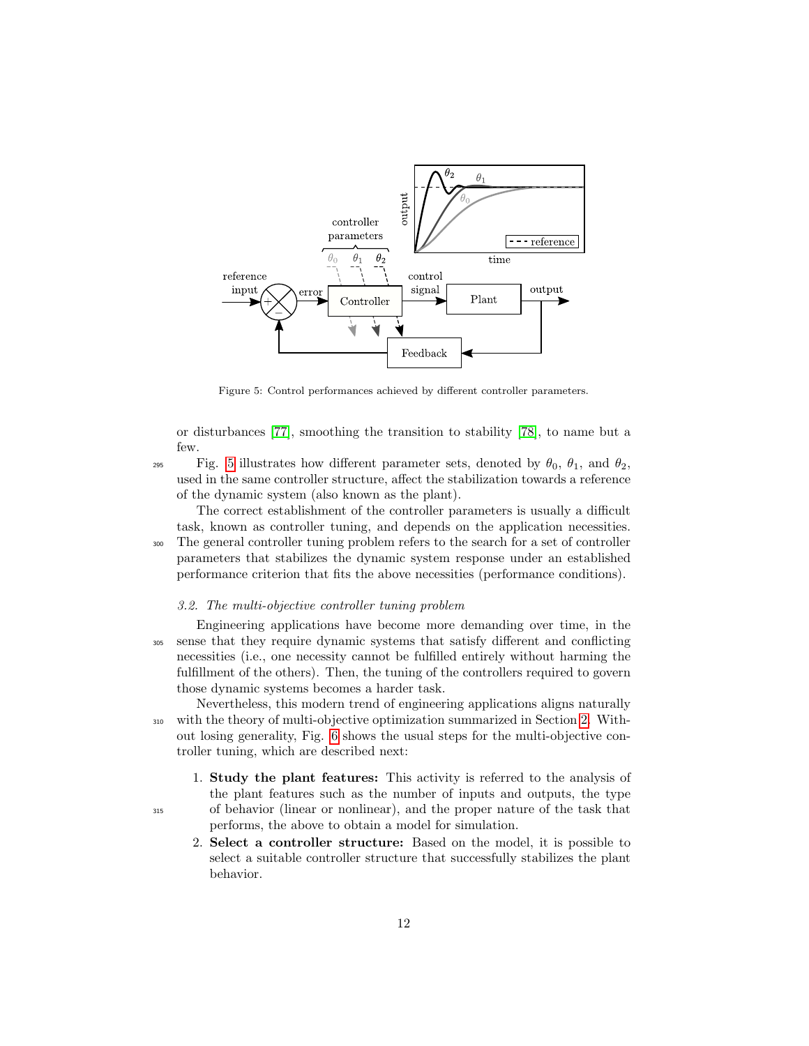output

$\theta_2$

$\theta_1$

$\theta_0$

reference

time

controller parameters

$\theta_0$ $\theta_1$ $\theta_2$

reference input

error

Controller

control signal

Plant

output

Feedback

Figure 5: Control performances achieved by different controller parameters.

or disturbances [77], smoothing the transition to stability [78], to name but a few.

Fig. 5 illustrates how different parameter sets, denoted by $\theta_0$, $\theta_1$, and $\theta_2$, used in the same controller structure, affect the stabilization towards a reference of the dynamic system (also known as the plant).

The correct establishment of the controller parameters is usually a difficult task, known as controller tuning, and depends on the application necessities. The general controller tuning problem refers to the search for a set of controller parameters that stabilizes the dynamic system response under an established performance criterion that fits the above necessities (performance conditions).

### *3.2. The multi-objective controller tuning problem*

Engineering applications have become more demanding over time, in the sense that they require dynamic systems that satisfy different and conflicting necessities (i.e., one necessity cannot be fulfilled entirely without harming the fulfillment of the others). Then, the tuning of the controllers required to govern those dynamic systems becomes a harder task.

Nevertheless, this modern trend of engineering applications aligns naturally with the theory of multi-objective optimization summarized in Section 2. Without losing generality, Fig. 6 shows the usual steps for the multi-objective controller tuning, which are described next:

1. **Study the plant features:** This activity is referred to the analysis of the plant features such as the number of inputs and outputs, the type of behavior (linear or nonlinear), and the proper nature of the task that performs, the above to obtain a model for simulation.
2. **Select a controller structure:** Based on the model, it is possible to select a suitable controller structure that successfully stabilizes the plant behavior.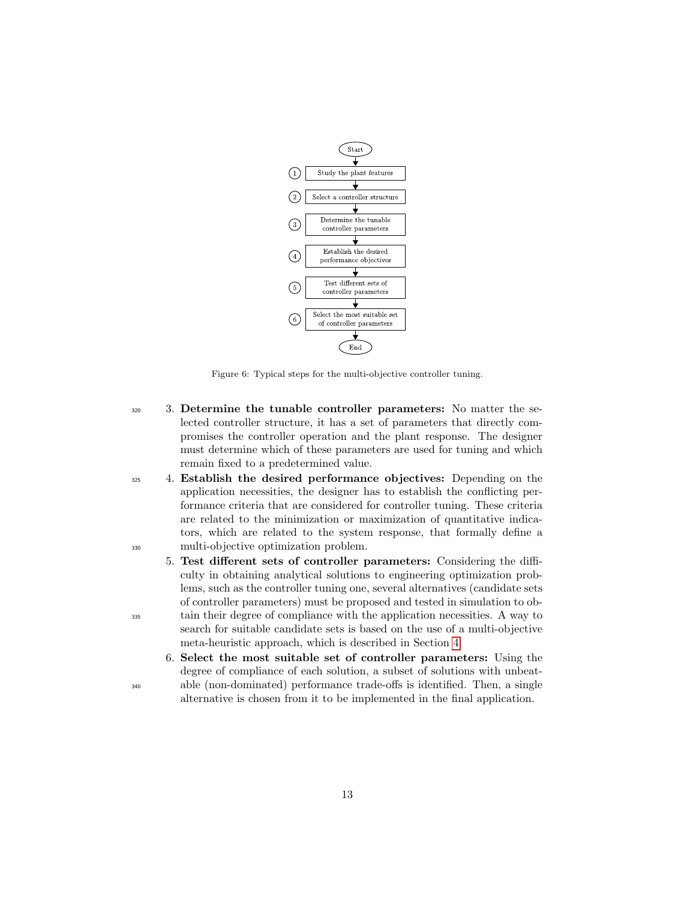Start → 1 Study the plant features → 2 Select a controller structure → 3 Determine the tunable controller parameters → 4 Establish the desired performance objectives → 5 Test different sets of controller parameters → 6 Select the most suitable set of controller parameters → End

Figure 6: Typical steps for the multi-objective controller tuning.

3. **Determine the tunable controller parameters:** No matter the selected controller structure, it has a set of parameters that directly compromises the controller operation and the plant response. The designer must determine which of these parameters are used for tuning and which remain fixed to a predetermined value.
4. **Establish the desired performance objectives:** Depending on the application necessities, the designer has to establish the conflicting performance criteria that are considered for controller tuning. These criteria are related to the minimization or maximization of quantitative indicators, which are related to the system response, that formally define a multi-objective optimization problem.
5. **Test different sets of controller parameters:** Considering the difficulty in obtaining analytical solutions to engineering optimization problems, such as the controller tuning one, several alternatives (candidate sets of controller parameters) must be proposed and tested in simulation to obtain their degree of compliance with the application necessities. A way to search for suitable candidate sets is based on the use of a multi-objective meta-heuristic approach, which is described in Section 4.
6. **Select the most suitable set of controller parameters:** Using the degree of compliance of each solution, a subset of solutions with unbeatable (non-dominated) performance trade-offs is identified. Then, a single alternative is chosen from it to be implemented in the final application.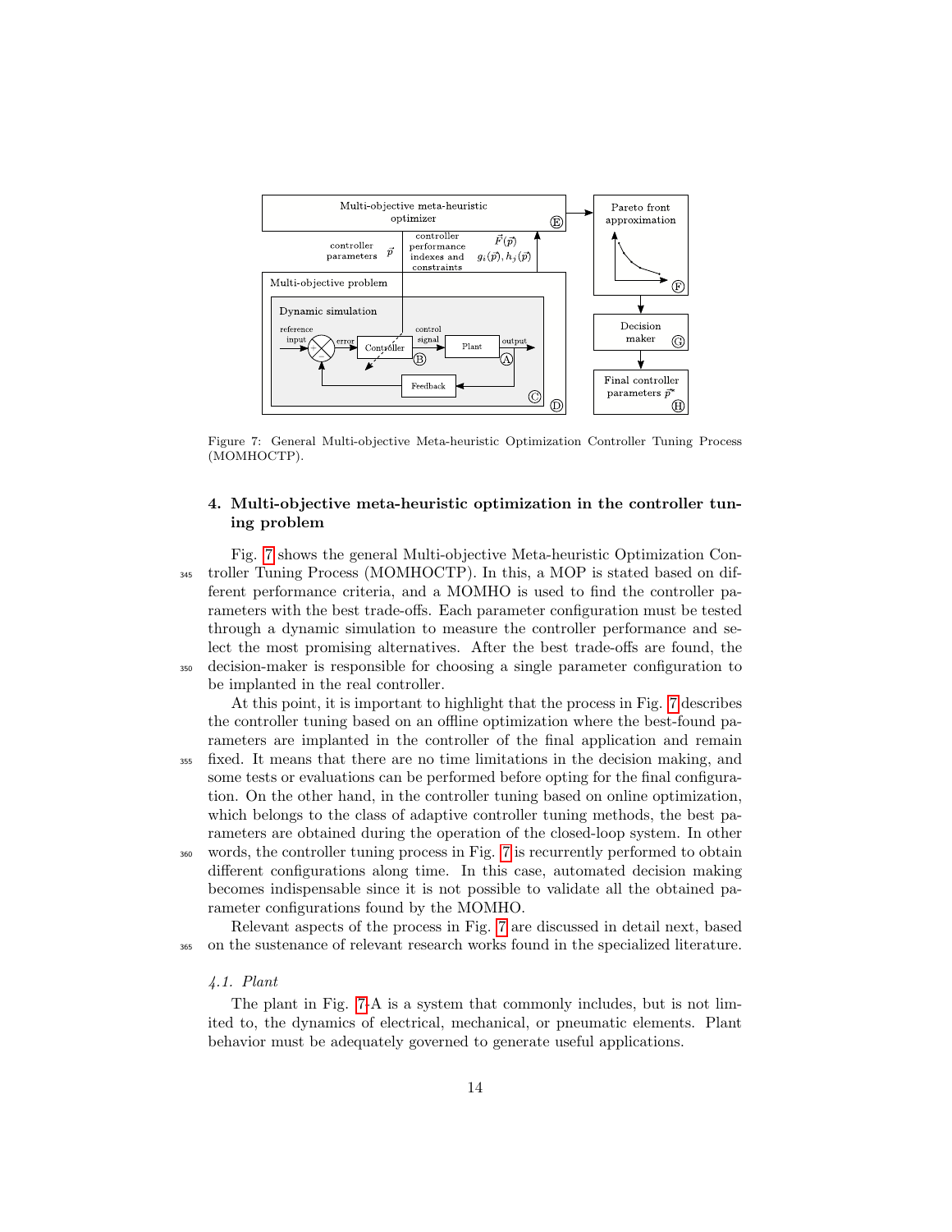Figure 7: General Multi-objective Meta-heuristic Optimization Controller Tuning Process (MOMHOCTP).

## 4. Multi-objective meta-heuristic optimization in the controller tuning problem

Fig. 7 shows the general Multi-objective Meta-heuristic Optimization Controller Tuning Process (MOMHOCTP). In this, a MOP is stated based on different performance criteria, and a MOMHO is used to find the controller parameters with the best trade-offs. Each parameter configuration must be tested through a dynamic simulation to measure the controller performance and select the most promising alternatives. After the best trade-offs are found, the decision-maker is responsible for choosing a single parameter configuration to be implanted in the real controller.

At this point, it is important to highlight that the process in Fig. 7 describes the controller tuning based on an offline optimization where the best-found parameters are implanted in the controller of the final application and remain fixed. It means that there are no time limitations in the decision making, and some tests or evaluations can be performed before opting for the final configuration. On the other hand, in the controller tuning based on online optimization, which belongs to the class of adaptive controller tuning methods, the best parameters are obtained during the operation of the closed-loop system. In other words, the controller tuning process in Fig. 7 is recurrently performed to obtain different configurations along time. In this case, automated decision making becomes indispensable since it is not possible to validate all the obtained parameter configurations found by the MOMHO.

Relevant aspects of the process in Fig. 7 are discussed in detail next, based on the sustenance of relevant research works found in the specialized literature.

### *4.1. Plant*

The plant in Fig. 7-A is a system that commonly includes, but is not limited to, the dynamics of electrical, mechanical, or pneumatic elements. Plant behavior must be adequately governed to generate useful applications.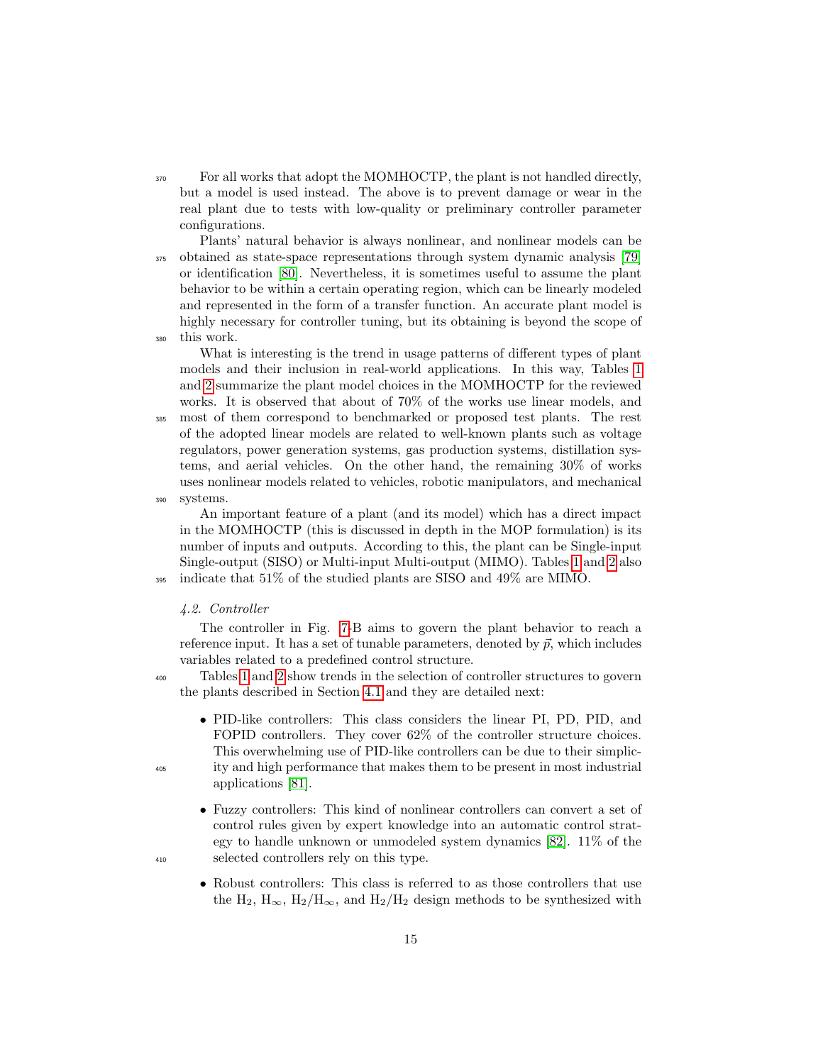For all works that adopt the MOMHOCTP, the plant is not handled directly, but a model is used instead. The above is to prevent damage or wear in the real plant due to tests with low-quality or preliminary controller parameter configurations.

Plants' natural behavior is always nonlinear, and nonlinear models can be obtained as state-space representations through system dynamic analysis [79] or identification [80]. Nevertheless, it is sometimes useful to assume the plant behavior to be within a certain operating region, which can be linearly modeled and represented in the form of a transfer function. An accurate plant model is highly necessary for controller tuning, but its obtaining is beyond the scope of this work.

What is interesting is the trend in usage patterns of different types of plant models and their inclusion in real-world applications. In this way, Tables 1 and 2 summarize the plant model choices in the MOMHOCTP for the reviewed works. It is observed that about of 70% of the works use linear models, and most of them correspond to benchmarked or proposed test plants. The rest of the adopted linear models are related to well-known plants such as voltage regulators, power generation systems, gas production systems, distillation systems, and aerial vehicles. On the other hand, the remaining 30% of works uses nonlinear models related to vehicles, robotic manipulators, and mechanical systems.

An important feature of a plant (and its model) which has a direct impact in the MOMHOCTP (this is discussed in depth in the MOP formulation) is its number of inputs and outputs. According to this, the plant can be Single-input Single-output (SISO) or Multi-input Multi-output (MIMO). Tables 1 and 2 also indicate that 51% of the studied plants are SISO and 49% are MIMO.

### *4.2. Controller*

The controller in Fig. 7-B aims to govern the plant behavior to reach a reference input. It has a set of tunable parameters, denoted by $\vec{p}$, which includes variables related to a predefined control structure.

Tables 1 and 2 show trends in the selection of controller structures to govern the plants described in Section 4.1 and they are detailed next:

- PID-like controllers: This class considers the linear PI, PD, PID, and FOPID controllers. They cover 62% of the controller structure choices. This overwhelming use of PID-like controllers can be due to their simplicity and high performance that makes them to be present in most industrial applications [81].

- Fuzzy controllers: This kind of nonlinear controllers can convert a set of control rules given by expert knowledge into an automatic control strategy to handle unknown or unmodeled system dynamics [82]. 11% of the selected controllers rely on this type.

- Robust controllers: This class is referred to as those controllers that use the $H_2$, $H_\infty$, $H_2/H_\infty$, and $H_2/H_2$ design methods to be synthesized with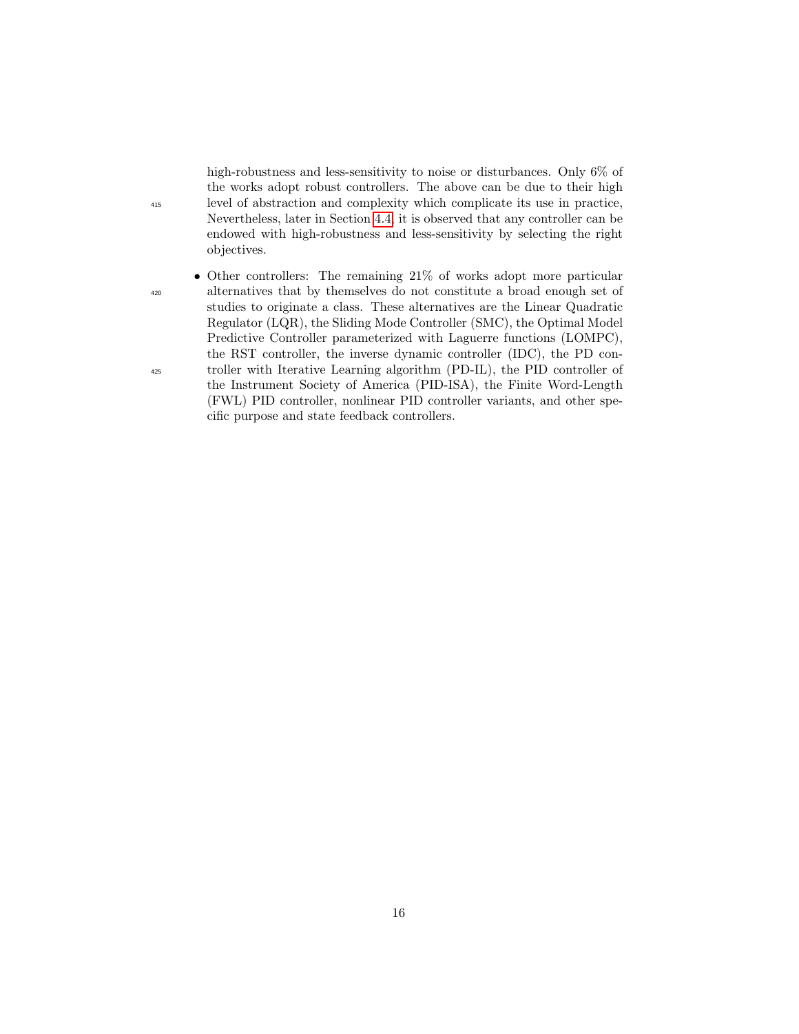high-robustness and less-sensitivity to noise or disturbances. Only 6% of the works adopt robust controllers. The above can be due to their high level of abstraction and complexity which complicate its use in practice, Nevertheless, later in Section 4.4 it is observed that any controller can be endowed with high-robustness and less-sensitivity by selecting the right objectives.

- Other controllers: The remaining 21% of works adopt more particular alternatives that by themselves do not constitute a broad enough set of studies to originate a class. These alternatives are the Linear Quadratic Regulator (LQR), the Sliding Mode Controller (SMC), the Optimal Model Predictive Controller parameterized with Laguerre functions (LOMPC), the RST controller, the inverse dynamic controller (IDC), the PD controller with Iterative Learning algorithm (PD-IL), the PID controller of the Instrument Society of America (PID-ISA), the Finite Word-Length (FWL) PID controller, nonlinear PID controller variants, and other specific purpose and state feedback controllers.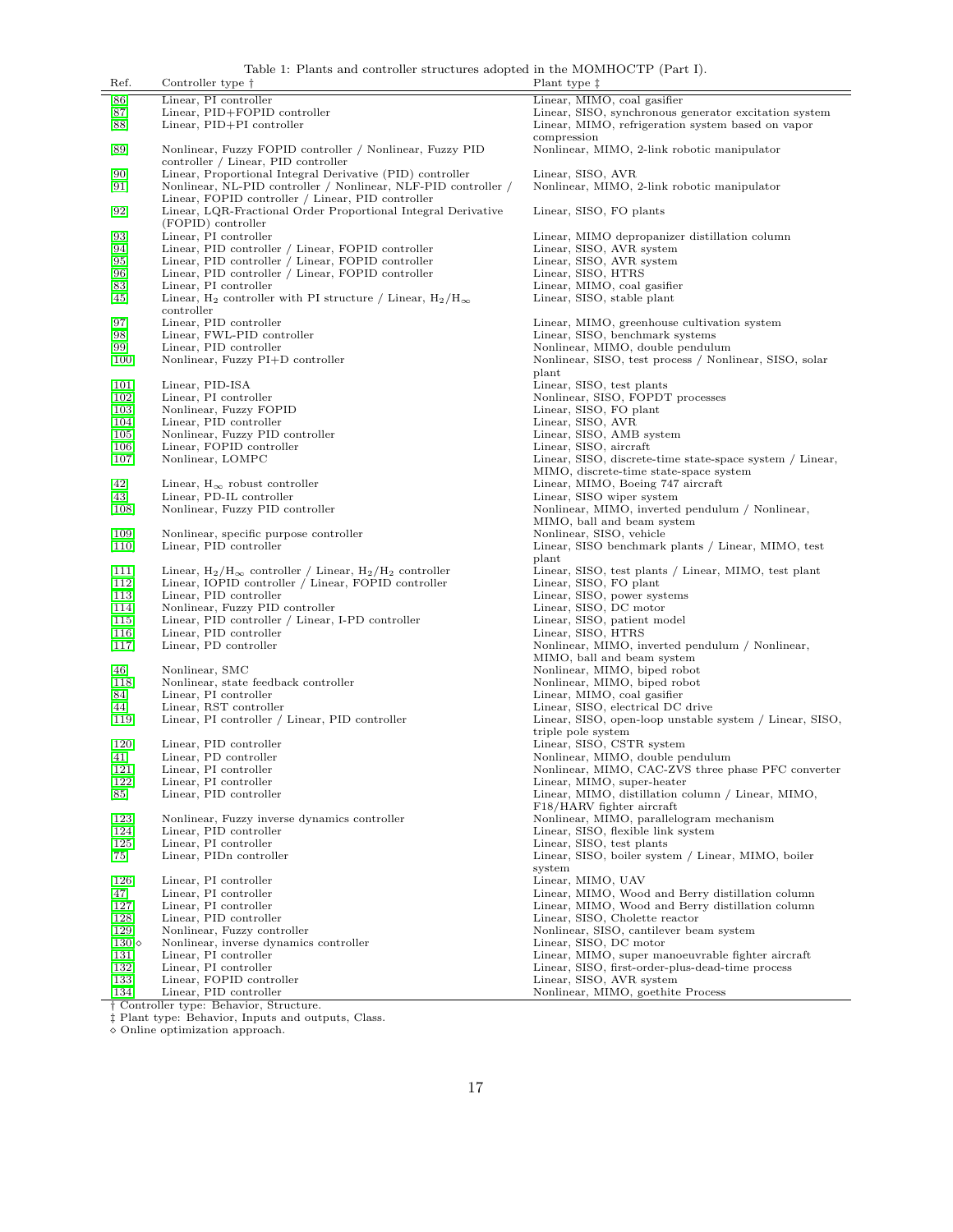Table 1: Plants and controller structures adopted in the MOMHOCTP (Part I).

| Ref. | Controller type † | Plant type ‡ |
|---|---|---|
| [86] | Linear, PI controller | Linear, MIMO, coal gasifier |
| [87] | Linear, PID+FOPID controller | Linear, SISO, synchronous generator excitation system |
| [88] | Linear, PID+PI controller | Linear, MIMO, refrigeration system based on vapor compression |
| [89] | Nonlinear, Fuzzy FOPID controller / Nonlinear, Fuzzy PID controller / Linear, PID controller | Nonlinear, MIMO, 2-link robotic manipulator |
| [90] | Linear, Proportional Integral Derivative (PID) controller | Linear, SISO, AVR |
| [91] | Nonlinear, NL-PID controller / Nonlinear, NLF-PID controller / Linear, FOPID controller / Linear, PID controller | Nonlinear, MIMO, 2-link robotic manipulator |
| [92] | Linear, LQR-Fractional Order Proportional Integral Derivative (FOPID) controller | Linear, SISO, FO plants |
| [93] | Linear, PI controller | Linear, MIMO depropanizer distillation column |
| [94] | Linear, PID controller / Linear, FOPID controller | Linear, SISO, AVR system |
| [95] | Linear, PID controller / Linear, FOPID controller | Linear, SISO, AVR system |
| [96] | Linear, PID controller / Linear, FOPID controller | Linear, SISO, HTRS |
| [83] | Linear, PI controller | Linear, MIMO, coal gasifier |
| [45] | Linear, $H_2$ controller with PI structure / Linear, $H_2/H_\infty$ controller | Linear, SISO, stable plant |
| [97] | Linear, PID controller | Linear, MIMO, greenhouse cultivation system |
| [98] | Linear, FWL-PID controller | Linear, SISO, benchmark systems |
| [99] | Linear, PID controller | Nonlinear, MIMO, double pendulum |
| [100] | Nonlinear, Fuzzy PI+D controller | Nonlinear, SISO, test process / Nonlinear, SISO, solar plant |
| [101] | Linear, PID-ISA | Linear, SISO, test plants |
| [102] | Linear, PI controller | Nonlinear, SISO, FOPDT processes |
| [103] | Nonlinear, Fuzzy FOPID | Linear, SISO, FO plant |
| [104] | Linear, PID controller | Linear, SISO, AVR |
| [105] | Nonlinear, Fuzzy PID controller | Linear, SISO, AMB system |
| [106] | Linear, FOPID controller | Linear, SISO, aircraft |
| [107] | Nonlinear, LOMPC | Linear, SISO, discrete-time state-space system / Linear, MIMO, discrete-time state-space system |
| [42] | Linear, $H_\infty$ robust controller | Linear, MIMO, Boeing 747 aircraft |
| [43] | Linear, PD-IL controller | Linear, SISO wiper system |
| [108] | Nonlinear, Fuzzy PID controller | Nonlinear, MIMO, inverted pendulum / Nonlinear, MIMO, ball and beam system |
| [109] | Nonlinear, specific purpose controller | Nonlinear, SISO, vehicle |
| [110] | Linear, PID controller | Linear, SISO benchmark plants / Linear, MIMO, test plant |
| [111] | Linear, $H_2/H_\infty$ controller / Linear, $H_2/H_2$ controller | Linear, SISO, test plants / Linear, MIMO, test plant |
| [112] | Linear, IOPID controller / Linear, FOPID controller | Linear, SISO, FO plant |
| [113] | Linear, PID controller | Linear, SISO, power systems |
| [114] | Nonlinear, Fuzzy PID controller | Linear, SISO, DC motor |
| [115] | Linear, PID controller / Linear, I-PD controller | Linear, SISO, patient model |
| [116] | Linear, PID controller | Linear, SISO, HTRS |
| [117] | Linear, PD controller | Nonlinear, MIMO, inverted pendulum / Nonlinear, MIMO, ball and beam system |
| [46] | Nonlinear, SMC | Nonlinear, MIMO, biped robot |
| [118] | Nonlinear, state feedback controller | Nonlinear, MIMO, biped robot |
| [84] | Linear, PI controller | Linear, MIMO, coal gasifier |
| [44] | Linear, RST controller | Linear, SISO, electrical DC drive |
| [119] | Linear, PI controller / Linear, PID controller | Linear, SISO, open-loop unstable system / Linear, SISO, triple pole system |
| [120] | Linear, PID controller | Linear, SISO, CSTR system |
| [41] | Linear, PD controller | Nonlinear, MIMO, double pendulum |
| [121] | Linear, PI controller | Nonlinear, MIMO, CAC-ZVS three phase PFC converter |
| [122] | Linear, PI controller | Linear, MIMO, super-heater |
| [85] | Linear, PID controller | Linear, MIMO, distillation column / Linear, MIMO, F18/HARV fighter aircraft |
| [123] | Nonlinear, Fuzzy inverse dynamics controller | Nonlinear, MIMO, parallelogram mechanism |
| [124] | Linear, PID controller | Linear, SISO, flexible link system |
| [125] | Linear, PI controller | Linear, SISO, test plants |
| [75] | Linear, PIDn controller | Linear, SISO, boiler system / Linear, MIMO, boiler system |
| [126] | Linear, PI controller | Linear, MIMO, UAV |
| [47] | Linear, PI controller | Linear, MIMO, Wood and Berry distillation column |
| [127] | Linear, PI controller | Linear, MIMO, Wood and Berry distillation column |
| [128] | Linear, PID controller | Linear, SISO, Cholette reactor |
| [129] | Nonlinear, Fuzzy controller | Nonlinear, SISO, cantilever beam system |
| [130] ⋄ | Nonlinear, inverse dynamics controller | Linear, SISO, DC motor |
| [131] | Linear, PI controller | Linear, MIMO, super manoeuvrable fighter aircraft |
| [132] | Linear, PI controller | Linear, SISO, first-order-plus-dead-time process |
| [133] | Linear, FOPID controller | Linear, SISO, AVR system |
| [134] | Linear, PID controller | Nonlinear, MIMO, goethite Process |

† Controller type: Behavior, Structure.
‡ Plant type: Behavior, Inputs and outputs, Class.
⋄ Online optimization approach.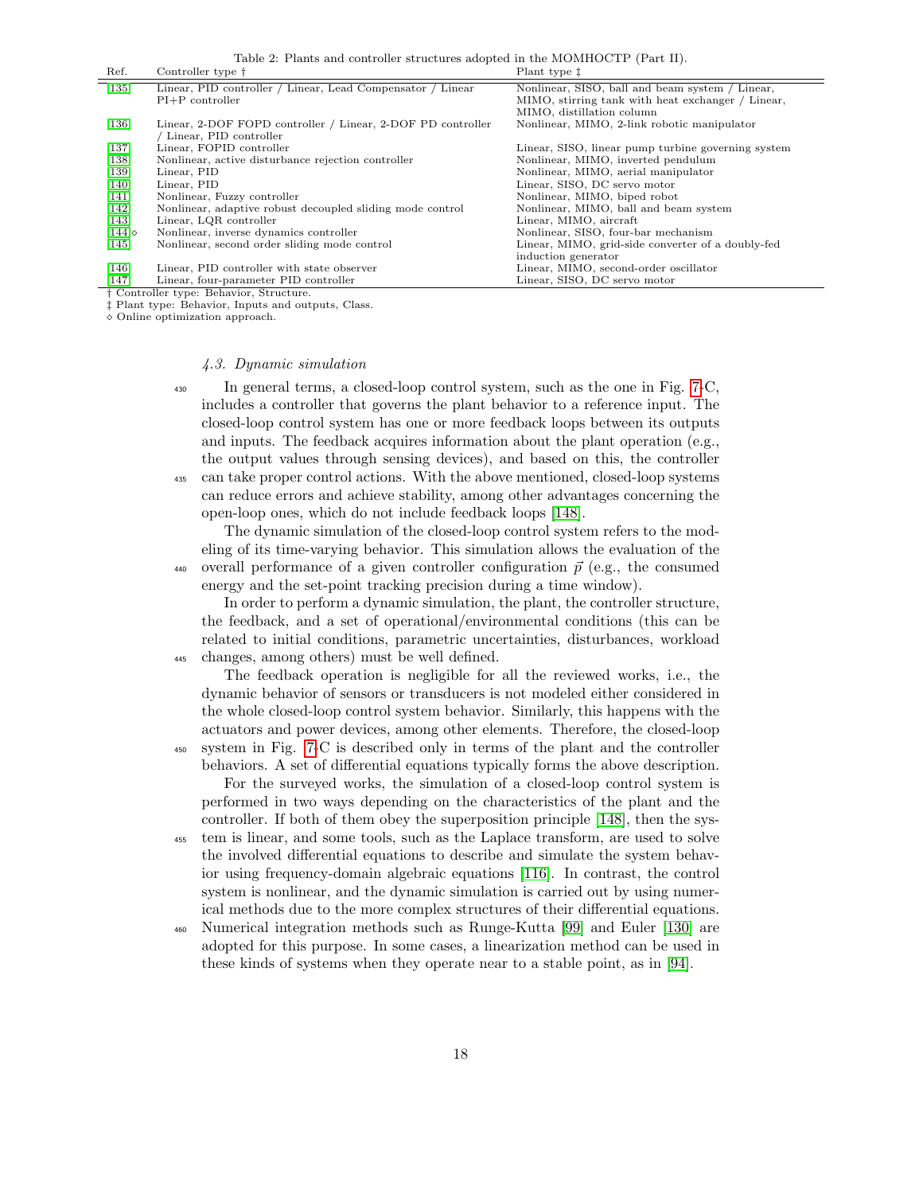Table 2: Plants and controller structures adopted in the MOMHOCTP (Part II).

| Ref. | Controller type † | Plant type ‡ |
| --- | --- | --- |
| [135] | Linear, PID controller / Linear, Lead Compensator / Linear PI+P controller | Nonlinear, SISO, ball and beam system / Linear, MIMO, stirring tank with heat exchanger / Linear, MIMO, distillation column |
| [136] | Linear, 2-DOF FOPD controller / Linear, 2-DOF PD controller / Linear, PID controller | Nonlinear, MIMO, 2-link robotic manipulator |
| [137] | Linear, FOPID controller | Linear, SISO, linear pump turbine governing system |
| [138] | Nonlinear, active disturbance rejection controller | Nonlinear, MIMO, inverted pendulum |
| [139] | Linear, PID | Nonlinear, MIMO, aerial manipulator |
| [140] | Linear, PID | Linear, SISO, DC servo motor |
| [141] | Nonlinear, Fuzzy controller | Nonlinear, MIMO, biped robot |
| [142] | Nonlinear, adaptive robust decoupled sliding mode control | Nonlinear, MIMO, ball and beam system |
| [143] | Linear, LQR controller | Linear, MIMO, aircraft |
| [144] ⋄ | Nonlinear, inverse dynamics controller | Nonlinear, SISO, four-bar mechanism |
| [145] | Nonlinear, second order sliding mode control | Linear, MIMO, grid-side converter of a doubly-fed induction generator |
| [146] | Linear, PID controller with state observer | Linear, MIMO, second-order oscillator |
| [147] | Linear, four-parameter PID controller | Linear, SISO, DC servo motor |

† Controller type: Behavior, Structure.
‡ Plant type: Behavior, Inputs and outputs, Class.
⋄ Online optimization approach.

### *4.3. Dynamic simulation*

In general terms, a closed-loop control system, such as the one in Fig. 7-C, includes a controller that governs the plant behavior to a reference input. The closed-loop control system has one or more feedback loops between its outputs and inputs. The feedback acquires information about the plant operation (e.g., the output values through sensing devices), and based on this, the controller can take proper control actions. With the above mentioned, closed-loop systems can reduce errors and achieve stability, among other advantages concerning the open-loop ones, which do not include feedback loops [148].

The dynamic simulation of the closed-loop control system refers to the modeling of its time-varying behavior. This simulation allows the evaluation of the overall performance of a given controller configuration $\vec{p}$ (e.g., the consumed energy and the set-point tracking precision during a time window).

In order to perform a dynamic simulation, the plant, the controller structure, the feedback, and a set of operational/environmental conditions (this can be related to initial conditions, parametric uncertainties, disturbances, workload changes, among others) must be well defined.

The feedback operation is negligible for all the reviewed works, i.e., the dynamic behavior of sensors or transducers is not modeled either considered in the whole closed-loop control system behavior. Similarly, this happens with the actuators and power devices, among other elements. Therefore, the closed-loop system in Fig. 7-C is described only in terms of the plant and the controller behaviors. A set of differential equations typically forms the above description.

For the surveyed works, the simulation of a closed-loop control system is performed in two ways depending on the characteristics of the plant and the controller. If both of them obey the superposition principle [148], then the system is linear, and some tools, such as the Laplace transform, are used to solve the involved differential equations to describe and simulate the system behavior using frequency-domain algebraic equations [116]. In contrast, the control system is nonlinear, and the dynamic simulation is carried out by using numerical methods due to the more complex structures of their differential equations. Numerical integration methods such as Runge-Kutta [99] and Euler [130] are adopted for this purpose. In some cases, a linearization method can be used in these kinds of systems when they operate near to a stable point, as in [94].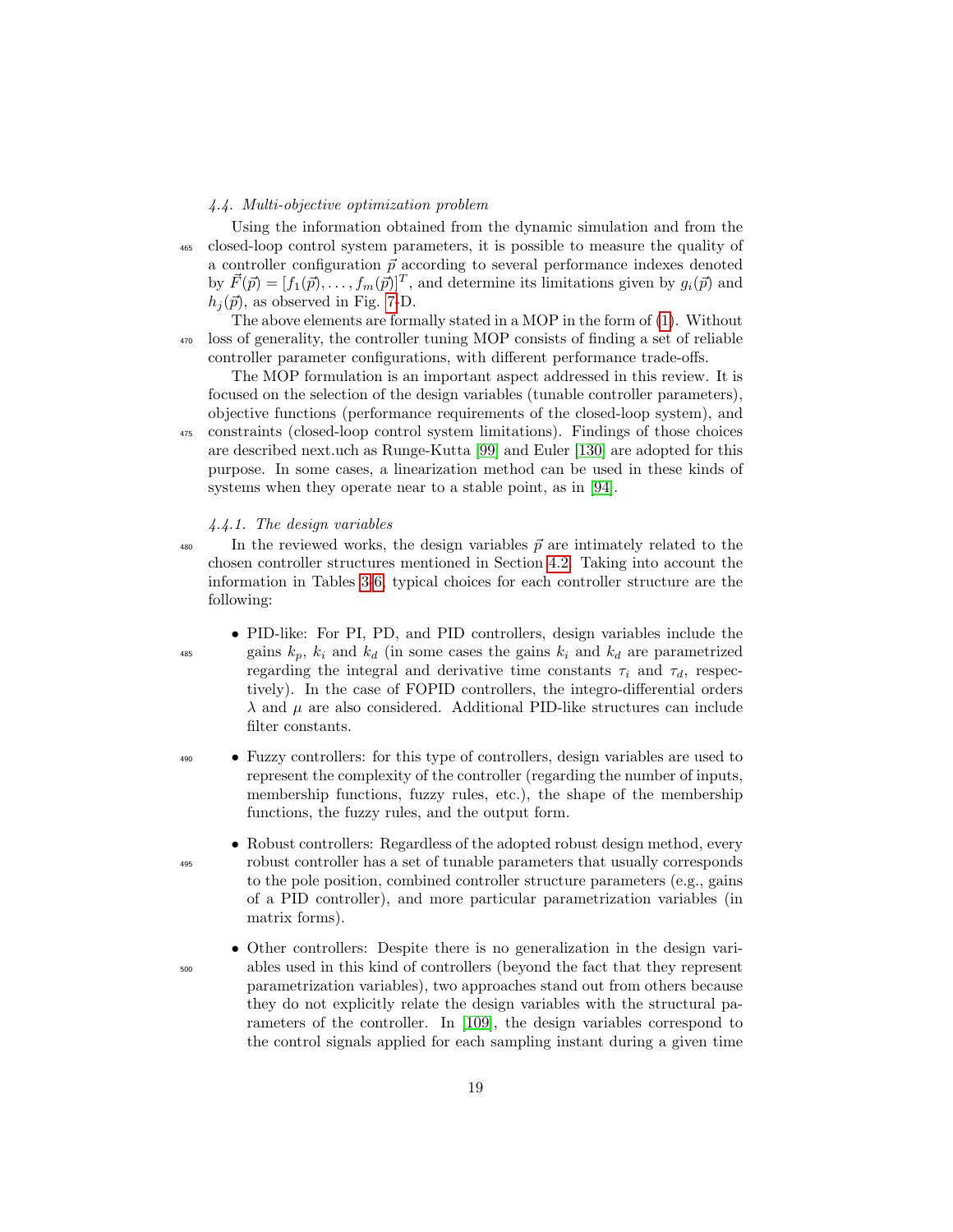### 4.4. Multi-objective optimization problem

Using the information obtained from the dynamic simulation and from the closed-loop control system parameters, it is possible to measure the quality of a controller configuration $\vec{p}$ according to several performance indexes denoted by $\vec{F}(\vec{p}) = [f_1(\vec{p}), \ldots, f_m(\vec{p})]^T$, and determine its limitations given by $g_i(\vec{p})$ and $h_j(\vec{p})$, as observed in Fig. 7-D.

The above elements are formally stated in a MOP in the form of (1). Without loss of generality, the controller tuning MOP consists of finding a set of reliable controller parameter configurations, with different performance trade-offs.

The MOP formulation is an important aspect addressed in this review. It is focused on the selection of the design variables (tunable controller parameters), objective functions (performance requirements of the closed-loop system), and constraints (closed-loop control system limitations). Findings of those choices are described next.uch as Runge-Kutta [99] and Euler [130] are adopted for this purpose. In some cases, a linearization method can be used in these kinds of systems when they operate near to a stable point, as in [94].

#### 4.4.1. The design variables

In the reviewed works, the design variables $\vec{p}$ are intimately related to the chosen controller structures mentioned in Section 4.2. Taking into account the information in Tables 3-6, typical choices for each controller structure are the following:

- PID-like: For PI, PD, and PID controllers, design variables include the gains $k_p$, $k_i$ and $k_d$ (in some cases the gains $k_i$ and $k_d$ are parametrized regarding the integral and derivative time constants $\tau_i$ and $\tau_d$, respectively). In the case of FOPID controllers, the integro-differential orders $\lambda$ and $\mu$ are also considered. Additional PID-like structures can include filter constants.

- Fuzzy controllers: for this type of controllers, design variables are used to represent the complexity of the controller (regarding the number of inputs, membership functions, fuzzy rules, etc.), the shape of the membership functions, the fuzzy rules, and the output form.

- Robust controllers: Regardless of the adopted robust design method, every robust controller has a set of tunable parameters that usually corresponds to the pole position, combined controller structure parameters (e.g., gains of a PID controller), and more particular parametrization variables (in matrix forms).

- Other controllers: Despite there is no generalization in the design variables used in this kind of controllers (beyond the fact that they represent parametrization variables), two approaches stand out from others because they do not explicitly relate the design variables with the structural parameters of the controller. In [109], the design variables correspond to the control signals applied for each sampling instant during a given time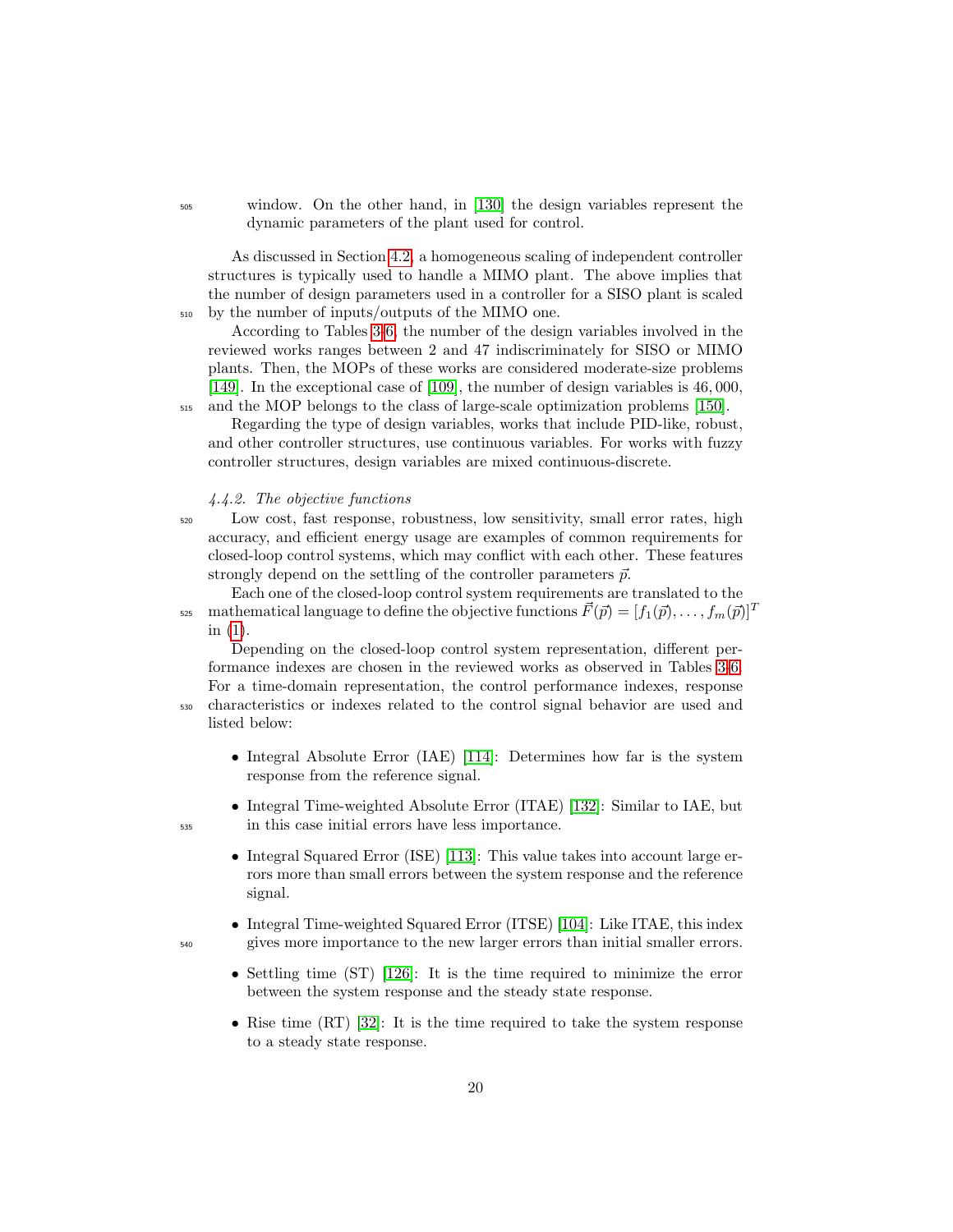window. On the other hand, in [130] the design variables represent the dynamic parameters of the plant used for control.

As discussed in Section 4.2, a homogeneous scaling of independent controller structures is typically used to handle a MIMO plant. The above implies that the number of design parameters used in a controller for a SISO plant is scaled by the number of inputs/outputs of the MIMO one.

According to Tables 3-6, the number of the design variables involved in the reviewed works ranges between 2 and 47 indiscriminately for SISO or MIMO plants. Then, the MOPs of these works are considered moderate-size problems [149]. In the exceptional case of [109], the number of design variables is $46,000$, and the MOP belongs to the class of large-scale optimization problems [150].

Regarding the type of design variables, works that include PID-like, robust, and other controller structures, use continuous variables. For works with fuzzy controller structures, design variables are mixed continuous-discrete.

#### *4.4.2. The objective functions*

Low cost, fast response, robustness, low sensitivity, small error rates, high accuracy, and efficient energy usage are examples of common requirements for closed-loop control systems, which may conflict with each other. These features strongly depend on the settling of the controller parameters $\vec{p}$.

Each one of the closed-loop control system requirements are translated to the mathematical language to define the objective functions $\vec{F}(\vec{p}) = [f_1(\vec{p}), \ldots, f_m(\vec{p})]^T$ in (1).

Depending on the closed-loop control system representation, different performance indexes are chosen in the reviewed works as observed in Tables 3-6. For a time-domain representation, the control performance indexes, response characteristics or indexes related to the control signal behavior are used and listed below:

- Integral Absolute Error (IAE) [114]: Determines how far is the system response from the reference signal.
- Integral Time-weighted Absolute Error (ITAE) [132]: Similar to IAE, but in this case initial errors have less importance.
- Integral Squared Error (ISE) [113]: This value takes into account large errors more than small errors between the system response and the reference signal.
- Integral Time-weighted Squared Error (ITSE) [104]: Like ITAE, this index gives more importance to the new larger errors than initial smaller errors.
- Settling time (ST) [126]: It is the time required to minimize the error between the system response and the steady state response.
- Rise time (RT) [32]: It is the time required to take the system response to a steady state response.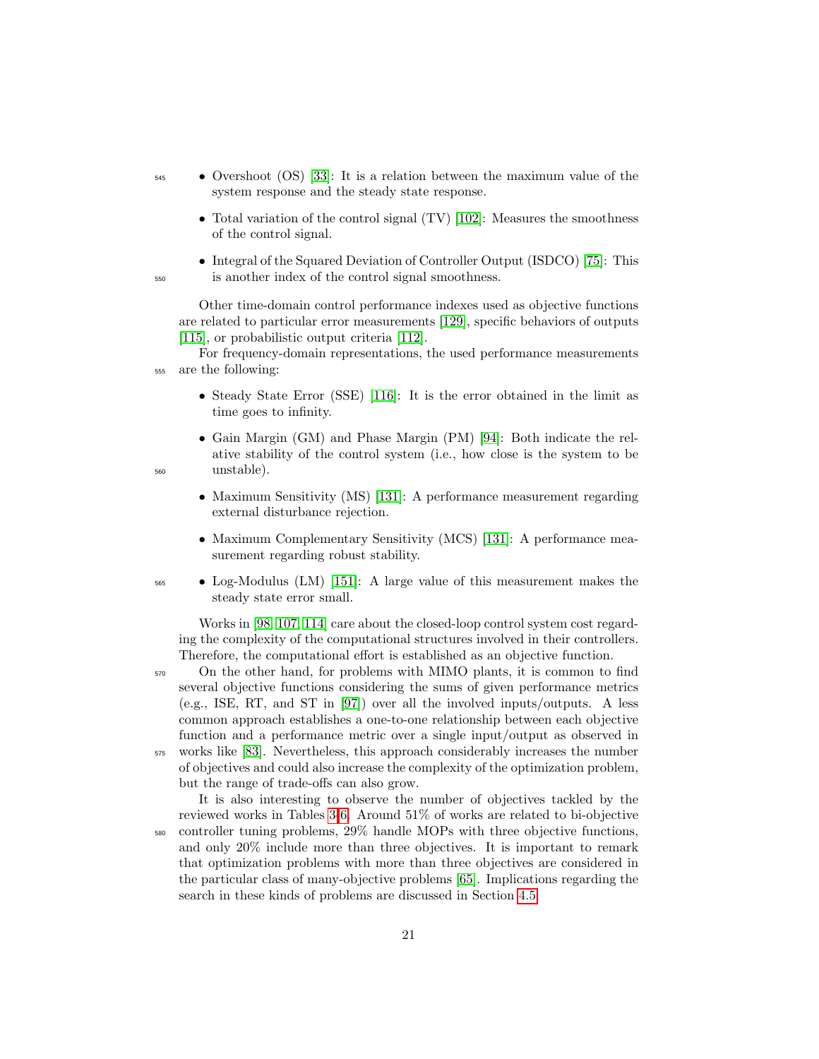- Overshoot (OS) [33]: It is a relation between the maximum value of the system response and the steady state response.

- Total variation of the control signal (TV) [102]: Measures the smoothness of the control signal.

- Integral of the Squared Deviation of Controller Output (ISDCO) [75]: This is another index of the control signal smoothness.

Other time-domain control performance indexes used as objective functions are related to particular error measurements [129], specific behaviors of outputs [115], or probabilistic output criteria [112].

For frequency-domain representations, the used performance measurements are the following:

- Steady State Error (SSE) [116]: It is the error obtained in the limit as time goes to infinity.

- Gain Margin (GM) and Phase Margin (PM) [94]: Both indicate the relative stability of the control system (i.e., how close is the system to be unstable).

- Maximum Sensitivity (MS) [131]: A performance measurement regarding external disturbance rejection.

- Maximum Complementary Sensitivity (MCS) [131]: A performance measurement regarding robust stability.

- Log-Modulus (LM) [151]: A large value of this measurement makes the steady state error small.

Works in [98, 107, 114] care about the closed-loop control system cost regarding the complexity of the computational structures involved in their controllers. Therefore, the computational effort is established as an objective function.

On the other hand, for problems with MIMO plants, it is common to find several objective functions considering the sums of given performance metrics (e.g., ISE, RT, and ST in [97]) over all the involved inputs/outputs. A less common approach establishes a one-to-one relationship between each objective function and a performance metric over a single input/output as observed in works like [83]. Nevertheless, this approach considerably increases the number of objectives and could also increase the complexity of the optimization problem, but the range of trade-offs can also grow.

It is also interesting to observe the number of objectives tackled by the reviewed works in Tables 3-6. Around 51% of works are related to bi-objective controller tuning problems, 29% handle MOPs with three objective functions, and only 20% include more than three objectives. It is important to remark that optimization problems with more than three objectives are considered in the particular class of many-objective problems [65]. Implications regarding the search in these kinds of problems are discussed in Section 4.5.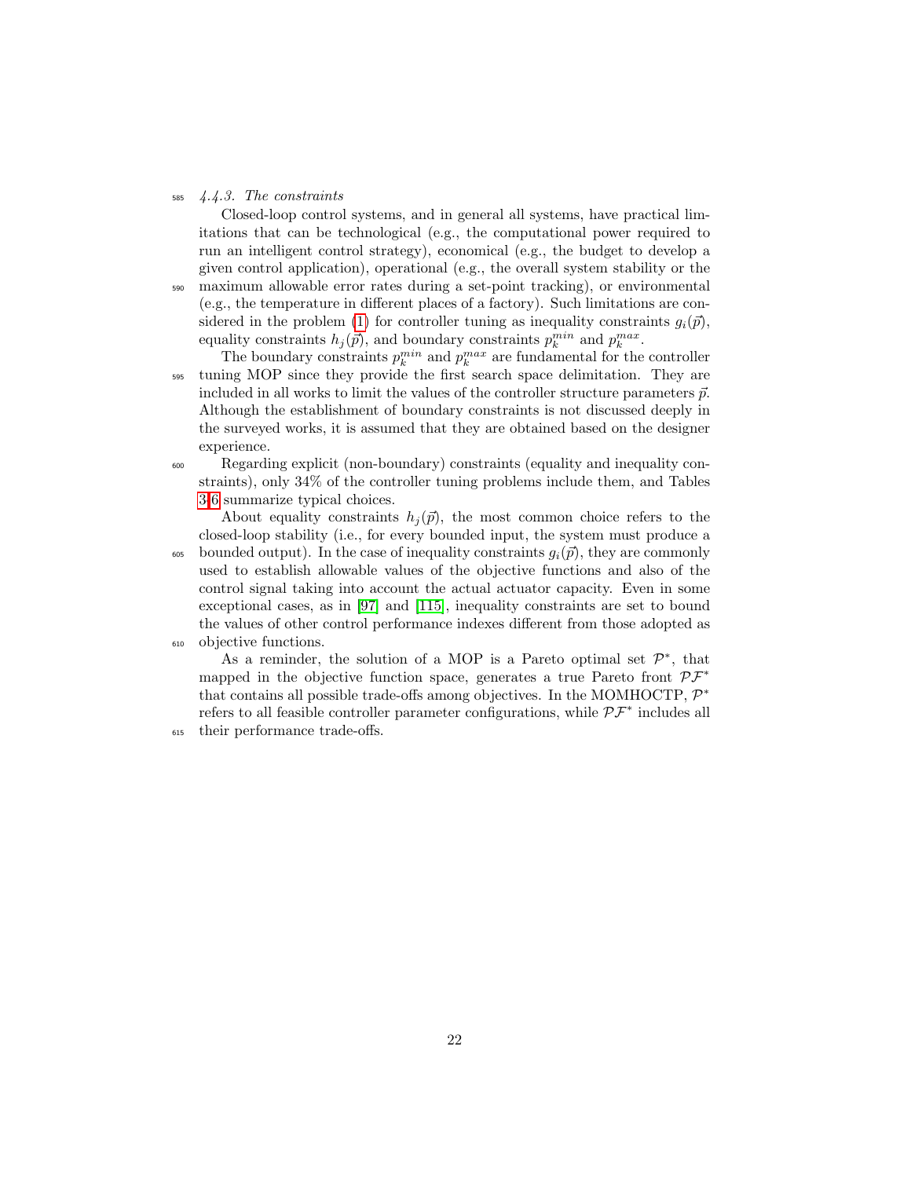#### 4.4.3. The constraints

Closed-loop control systems, and in general all systems, have practical limitations that can be technological (e.g., the computational power required to run an intelligent control strategy), economical (e.g., the budget to develop a given control application), operational (e.g., the overall system stability or the maximum allowable error rates during a set-point tracking), or environmental (e.g., the temperature in different places of a factory). Such limitations are considered in the problem (1) for controller tuning as inequality constraints $g_i(\vec{p})$, equality constraints $h_j(\vec{p})$, and boundary constraints $p_k^{min}$ and $p_k^{max}$.

The boundary constraints $p_k^{min}$ and $p_k^{max}$ are fundamental for the controller tuning MOP since they provide the first search space delimitation. They are included in all works to limit the values of the controller structure parameters $\vec{p}$. Although the establishment of boundary constraints is not discussed deeply in the surveyed works, it is assumed that they are obtained based on the designer experience.

Regarding explicit (non-boundary) constraints (equality and inequality constraints), only 34% of the controller tuning problems include them, and Tables 3-6 summarize typical choices.

About equality constraints $h_j(\vec{p})$, the most common choice refers to the closed-loop stability (i.e., for every bounded input, the system must produce a bounded output). In the case of inequality constraints $g_i(\vec{p})$, they are commonly used to establish allowable values of the objective functions and also of the control signal taking into account the actual actuator capacity. Even in some exceptional cases, as in [97] and [115], inequality constraints are set to bound the values of other control performance indexes different from those adopted as objective functions.

As a reminder, the solution of a MOP is a Pareto optimal set $\mathcal{P}^*$, that mapped in the objective function space, generates a true Pareto front $\mathcal{PF}^*$ that contains all possible trade-offs among objectives. In the MOMHOCTP, $\mathcal{P}^*$ refers to all feasible controller parameter configurations, while $\mathcal{PF}^*$ includes all their performance trade-offs.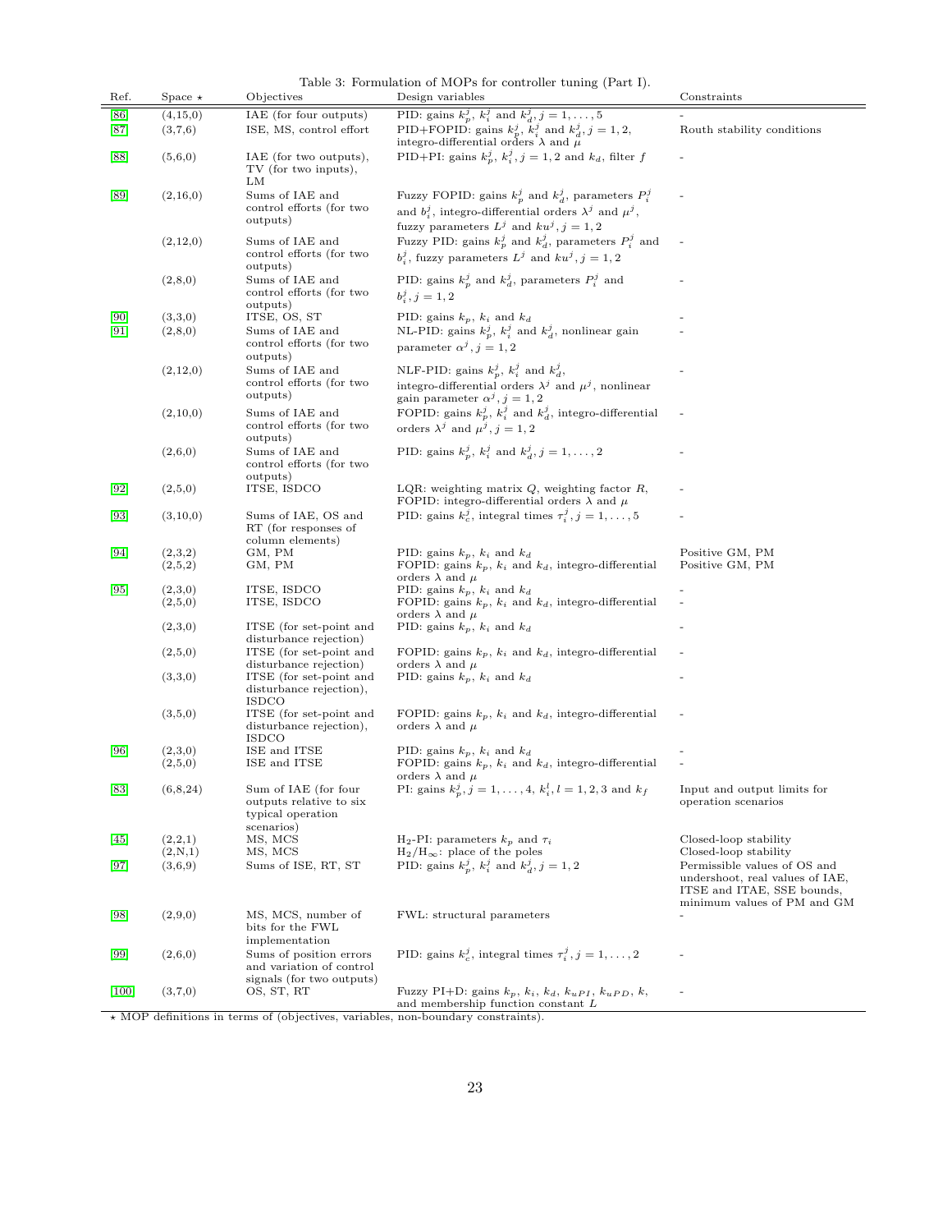Table 3: Formulation of MOPs for controller tuning (Part I).

| Ref. | Space ⋆ | Objectives | Design variables | Constraints |
|---|---|---|---|---|
| [86] | (4,15,0) | IAE (for four outputs) | PID: gains $k_p^j$, $k_i^j$ and $k_d^j$, $j = 1,\ldots,5$ | - |
| [87] | (3,7,6) | ISE, MS, control effort | PID+FOPID: gains $k_p^j$, $k_i^j$ and $k_d^j$, $j = 1,2$, integro-differential orders $\lambda$ and $\mu$ | Routh stability conditions |
| [88] | (5,6,0) | IAE (for two outputs), TV (for two inputs), LM | PID+PI: gains $k_p^j$, $k_i^j$, $j = 1,2$ and $k_d$, filter $f$ | - |
| [89] | (2,16,0) | Sums of IAE and control efforts (for two outputs) | Fuzzy FOPID: gains $k_p^j$ and $k_d^j$, parameters $P_i^j$ and $b_i^j$, integro-differential orders $\lambda^j$ and $\mu^j$, fuzzy parameters $L^j$ and $ku^j$, $j = 1,2$ | - |
| | (2,12,0) | Sums of IAE and control efforts (for two outputs) | Fuzzy PID: gains $k_p^j$ and $k_d^j$, parameters $P_i^j$ and $b_i^j$, fuzzy parameters $L^j$ and $ku^j$, $j = 1,2$ | - |
| | (2,8,0) | Sums of IAE and control efforts (for two outputs) | PID: gains $k_p^j$ and $k_d^j$, parameters $P_i^j$ and $b_i^j$, $j = 1,2$ | - |
| [90] | (3,3,0) | ITSE, OS, ST | PID: gains $k_p$, $k_i$ and $k_d$ | - |
| [91] | (2,8,0) | Sums of IAE and control efforts (for two outputs) | NL-PID: gains $k_p^j$, $k_i^j$ and $k_d^j$, nonlinear gain parameter $\alpha^j$, $j = 1,2$ | - |
| | (2,12,0) | Sums of IAE and control efforts (for two outputs) | NLF-PID: gains $k_p^j$, $k_i^j$ and $k_d^j$, integro-differential orders $\lambda^j$ and $\mu^j$, nonlinear gain parameter $\alpha^j$, $j = 1,2$ | - |
| | (2,10,0) | Sums of IAE and control efforts (for two outputs) | FOPID: gains $k_p^j$, $k_i^j$ and $k_d^j$, integro-differential orders $\lambda^j$ and $\mu^j$, $j = 1,2$ | - |
| | (2,6,0) | Sums of IAE and control efforts (for two outputs) | PID: gains $k_p^j$, $k_i^j$ and $k_d^j$, $j = 1,\ldots,2$ | - |
| [92] | (2,5,0) | ITSE, ISDCO | LQR: weighting matrix $Q$, weighting factor $R$, FOPID: integro-differential orders $\lambda$ and $\mu$ | - |
| [93] | (3,10,0) | Sums of IAE, OS and RT (for responses of column elements) | PID: gains $k_c^j$, integral times $\tau_i^j$, $j = 1,\ldots,5$ | - |
| [94] | (2,3,2) | GM, PM | PID: gains $k_p$, $k_i$ and $k_d$ | Positive GM, PM |
| | (2,5,2) | GM, PM | FOPID: gains $k_p$, $k_i$ and $k_d$, integro-differential orders $\lambda$ and $\mu$ | Positive GM, PM |
| [95] | (2,3,0) | ITSE, ISDCO | PID: gains $k_p$, $k_i$ and $k_d$ | - |
| | (2,5,0) | ITSE, ISDCO | FOPID: gains $k_p$, $k_i$ and $k_d$, integro-differential orders $\lambda$ and $\mu$ | - |
| | (2,3,0) | ITSE (for set-point and disturbance rejection) | PID: gains $k_p$, $k_i$ and $k_d$ | - |
| | (2,5,0) | ITSE (for set-point and disturbance rejection) | FOPID: gains $k_p$, $k_i$ and $k_d$, integro-differential orders $\lambda$ and $\mu$ | - |
| | (3,3,0) | ITSE (for set-point and disturbance rejection), ISDCO | PID: gains $k_p$, $k_i$ and $k_d$ | - |
| | (3,5,0) | ITSE (for set-point and disturbance rejection), ISDCO | FOPID: gains $k_p$, $k_i$ and $k_d$, integro-differential orders $\lambda$ and $\mu$ | - |
| [96] | (2,3,0) | ISE and ITSE | PID: gains $k_p$, $k_i$ and $k_d$ | - |
| | (2,5,0) | ISE and ITSE | FOPID: gains $k_p$, $k_i$ and $k_d$, integro-differential orders $\lambda$ and $\mu$ | - |
| [83] | (6,8,24) | Sum of IAE (for four outputs relative to six typical operation scenarios) | PI: gains $k_p^j$, $j = 1,\ldots,4$, $k_i^l$, $l = 1,2,3$ and $k_f$ | Input and output limits for operation scenarios |
| [45] | (2,2,1) | MS, MCS | H$_2$-PI: parameters $k_p$ and $\tau_i$ | Closed-loop stability |
| | (2,N,1) | MS, MCS | H$_2$/H$_\infty$: place of the poles | Closed-loop stability |
| [97] | (3,6,9) | Sums of ISE, RT, ST | PID: gains $k_p^j$, $k_i^j$ and $k_d^j$, $j = 1,2$ | Permissible values of OS and undershoot, real values of IAE, ITSE and ITAE, SSE bounds, minimum values of PM and GM |
| [98] | (2,9,0) | MS, MCS, number of bits for the FWL implementation | FWL: structural parameters | - |
| [99] | (2,6,0) | Sums of position errors and variation of control signals (for two outputs) | PID: gains $k_c^j$, integral times $\tau_i^j$, $j = 1,\ldots,2$ | - |
| [100] | (3,7,0) | OS, ST, RT | Fuzzy PI+D: gains $k_p$, $k_i$, $k_d$, $k_{uPI}$, $k_{uPD}$, $k$, and membership function constant $L$ | - |

⋆ MOP definitions in terms of (objectives, variables, non-boundary constraints).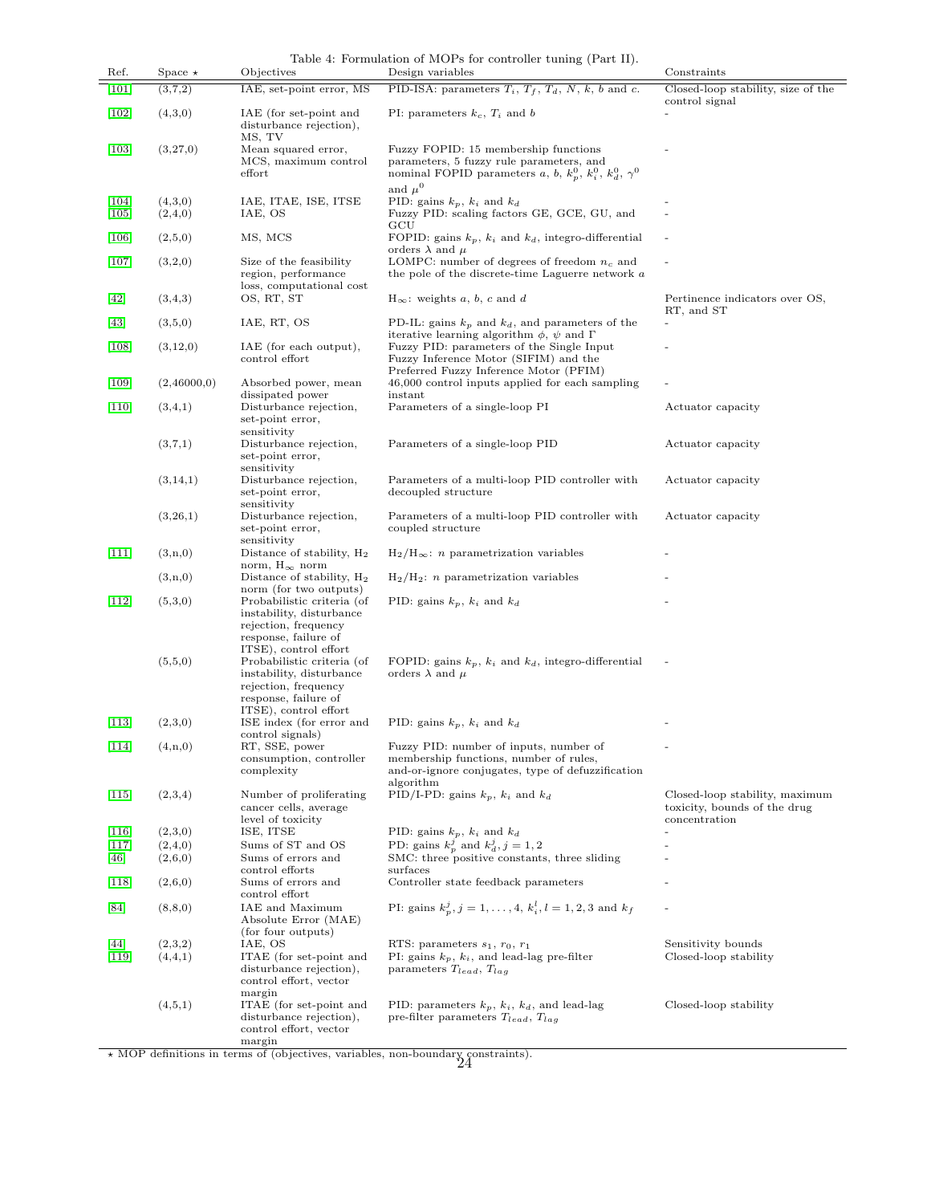Table 4: Formulation of MOPs for controller tuning (Part II).

| Ref. | Space ⋆ | Objectives | Design variables | Constraints |
|---|---|---|---|---|
| [101] | (3,7,2) | IAE, set-point error, MS | PID-ISA: parameters $T_i$, $T_f$, $T_d$, $N$, $k$, $b$ and $c$. | Closed-loop stability, size of the control signal |
| [102] | (4,3,0) | IAE (for set-point and disturbance rejection), MS, TV | PI: parameters $k_c$, $T_i$ and $b$ | - |
| [103] | (3,27,0) | Mean squared error, MCS, maximum control effort | Fuzzy FOPID: 15 membership functions parameters, 5 fuzzy rule parameters, and nominal FOPID parameters $a$, $b$, $k_p^0$, $k_i^0$, $k_d^0$, $\gamma^0$ and $\mu^0$ | - |
| [104] | (4,3,0) | IAE, ITAE, ISE, ITSE | PID: gains $k_p$, $k_i$ and $k_d$ | - |
| [105] | (2,4,0) | IAE, OS | Fuzzy PID: scaling factors GE, GCE, GU, and GCU | - |
| [106] | (2,5,0) | MS, MCS | FOPID: gains $k_p$, $k_i$ and $k_d$, integro-differential orders $\lambda$ and $\mu$ | - |
| [107] | (3,2,0) | Size of the feasibility region, performance loss, computational cost | LOMPC: number of degrees of freedom $n_c$ and the pole of the discrete-time Laguerre network $a$ | - |
| [42] | (3,4,3) | OS, RT, ST | $H_\infty$: weights $a$, $b$, $c$ and $d$ | Pertinence indicators over OS, RT, and ST |
| [43] | (3,5,0) | IAE, RT, OS | PD-IL: gains $k_p$ and $k_d$, and parameters of the iterative learning algorithm $\phi$, $\psi$ and $\Gamma$ | - |
| [108] | (3,12,0) | IAE (for each output), control effort | Fuzzy PID: parameters of the Single Input Fuzzy Inference Motor (SIFIM) and the Preferred Fuzzy Inference Motor (PFIM) | - |
| [109] | (2,46000,0) | Absorbed power, mean dissipated power | 46,000 control inputs applied for each sampling instant | - |
| [110] | (3,4,1) | Disturbance rejection, set-point error, sensitivity | Parameters of a single-loop PI | Actuator capacity |
| | (3,7,1) | Disturbance rejection, set-point error, sensitivity | Parameters of a single-loop PID | Actuator capacity |
| | (3,14,1) | Disturbance rejection, set-point error, sensitivity | Parameters of a multi-loop PID controller with decoupled structure | Actuator capacity |
| | (3,26,1) | Disturbance rejection, set-point error, sensitivity | Parameters of a multi-loop PID controller with coupled structure | Actuator capacity |
| [111] | (3,n,0) | Distance of stability, $H_2$ norm, $H_\infty$ norm | $H_2/H_\infty$: $n$ parametrization variables | - |
| | (3,n,0) | Distance of stability, $H_2$ norm (for two outputs) | $H_2/H_2$: $n$ parametrization variables | - |
| [112] | (5,3,0) | Probabilistic criteria (of instability, disturbance rejection, frequency response, failure of ITSE), control effort | PID: gains $k_p$, $k_i$ and $k_d$ | - |
| | (5,5,0) | Probabilistic criteria (of instability, disturbance rejection, frequency response, failure of ITSE), control effort | FOPID: gains $k_p$, $k_i$ and $k_d$, integro-differential orders $\lambda$ and $\mu$ | - |
| [113] | (2,3,0) | ISE index (for error and control signals) | PID: gains $k_p$, $k_i$ and $k_d$ | - |
| [114] | (4,n,0) | RT, SSE, power consumption, controller complexity | Fuzzy PID: number of inputs, number of membership functions, number of rules, and-or-ignore conjugates, type of defuzzification algorithm | - |
| [115] | (2,3,4) | Number of proliferating cancer cells, average level of toxicity | PID/I-PD: gains $k_p$, $k_i$ and $k_d$ | Closed-loop stability, maximum toxicity, bounds of the drug concentration |
| [116] | (2,3,0) | ISE, ITSE | PID: gains $k_p$, $k_i$ and $k_d$ | - |
| [117] | (2,4,0) | Sums of ST and OS | PD: gains $k_p^j$ and $k_d^j, j = 1, 2$ | - |
| [46] | (2,6,0) | Sums of errors and control efforts | SMC: three positive constants, three sliding surfaces | - |
| [118] | (2,6,0) | Sums of errors and control effort | Controller state feedback parameters | - |
| [84] | (8,8,0) | IAE and Maximum Absolute Error (MAE) (for four outputs) | PI: gains $k_p^j, j = 1, \ldots, 4$, $k_i^l, l = 1, 2, 3$ and $k_f$ | - |
| [44] | (2,3,2) | IAE, OS | RTS: parameters $s_1$, $r_0$, $r_1$ | Sensitivity bounds |
| [119] | (4,4,1) | ITAE (for set-point and disturbance rejection), control effort, vector margin | PI: gains $k_p$, $k_i$, and lead-lag pre-filter parameters $T_{lead}$, $T_{lag}$ | Closed-loop stability |
| | (4,5,1) | ITAE (for set-point and disturbance rejection), control effort, vector margin | PID: parameters $k_p$, $k_i$, $k_d$, and lead-lag pre-filter parameters $T_{lead}$, $T_{lag}$ | Closed-loop stability |

⋆ MOP definitions in terms of (objectives, variables, non-boundary constraints).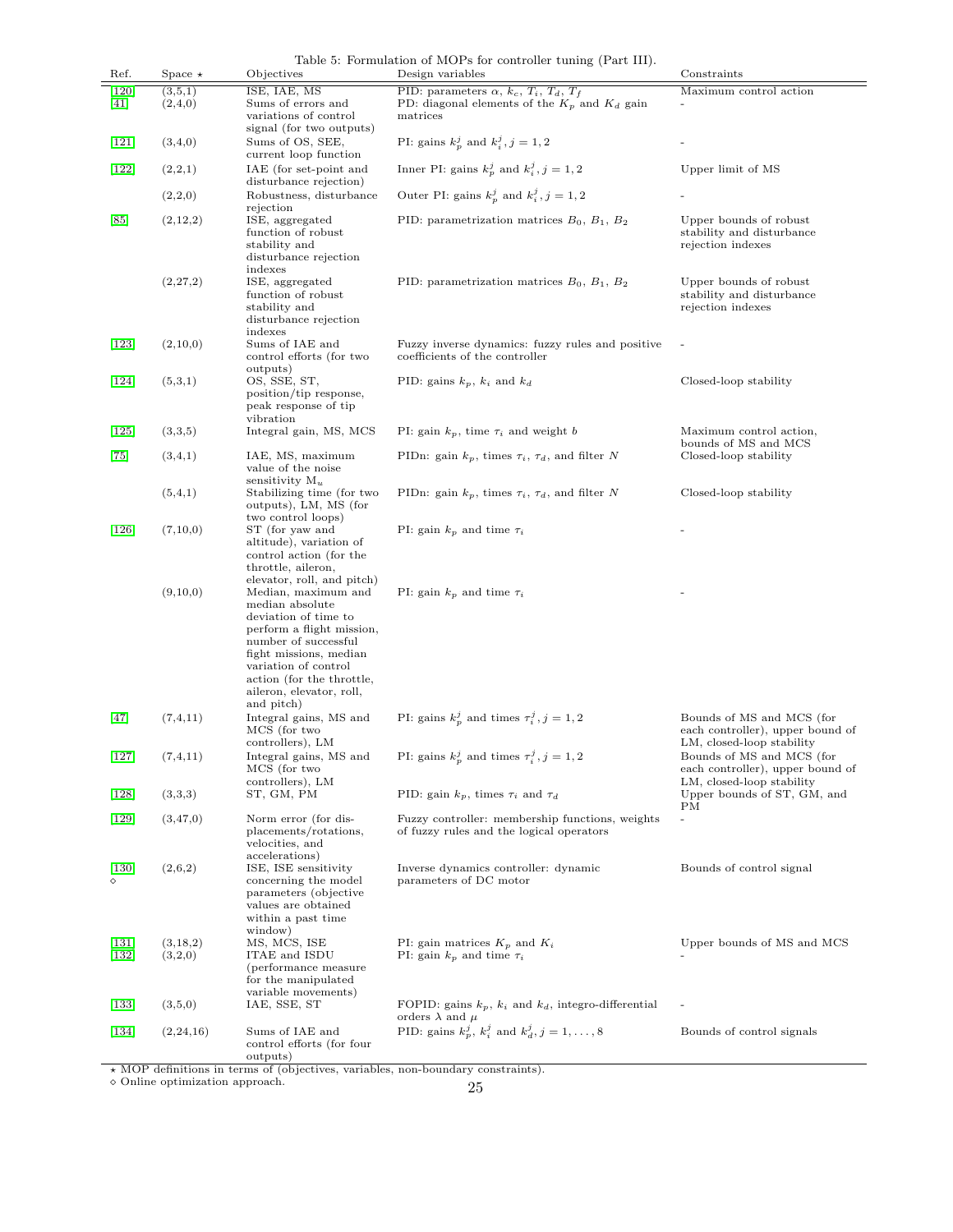Table 5: Formulation of MOPs for controller tuning (Part III).

| Ref. | Space ⋆ | Objectives | Design variables | Constraints |
|---|---|---|---|---|
| [120] | (3,5,1) | ISE, IAE, MS | PID: parameters $\alpha$, $k_c$, $T_i$, $T_d$, $T_f$ | Maximum control action |
| [41] | (2,4,0) | Sums of errors and variations of control signal (for two outputs) | PD: diagonal elements of the $K_p$ and $K_d$ gain matrices | - |
| [121] | (3,4,0) | Sums of OS, SEE, current loop function | PI: gains $k_p^j$ and $k_i^j, j = 1, 2$ | - |
| [122] | (2,2,1) | IAE (for set-point and disturbance rejection) | Inner PI: gains $k_p^j$ and $k_i^j, j = 1, 2$ | Upper limit of MS |
| | (2,2,0) | Robustness, disturbance rejection | Outer PI: gains $k_p^j$ and $k_i^j, j = 1, 2$ | - |
| [85] | (2,12,2) | ISE, aggregated function of robust stability and disturbance rejection indexes | PID: parametrization matrices $B_0$, $B_1$, $B_2$ | Upper bounds of robust stability and disturbance rejection indexes |
| | (2,27,2) | ISE, aggregated function of robust stability and disturbance rejection indexes | PID: parametrization matrices $B_0$, $B_1$, $B_2$ | Upper bounds of robust stability and disturbance rejection indexes |
| [123] | (2,10,0) | Sums of IAE and control efforts (for two outputs) | Fuzzy inverse dynamics: fuzzy rules and positive coefficients of the controller | - |
| [124] | (5,3,1) | OS, SSE, ST, position/tip response, peak response of tip vibration | PID: gains $k_p$, $k_i$ and $k_d$ | Closed-loop stability |
| [125] | (3,3,5) | Integral gain, MS, MCS | PI: gain $k_p$, time $\tau_i$ and weight $b$ | Maximum control action, bounds of MS and MCS |
| [75] | (3,4,1) | IAE, MS, maximum value of the noise sensitivity $M_u$ | PIDn: gain $k_p$, times $\tau_i$, $\tau_d$, and filter $N$ | Closed-loop stability |
| | (5,4,1) | Stabilizing time (for two outputs), LM, MS (for two control loops) | PIDn: gain $k_p$, times $\tau_i$, $\tau_d$, and filter $N$ | Closed-loop stability |
| [126] | (7,10,0) | ST (for yaw and altitude), variation of control action (for the throttle, aileron, elevator, roll, and pitch) | PI: gain $k_p$ and time $\tau_i$ | - |
| | (9,10,0) | Median, maximum and median absolute deviation of time to perform a flight mission, number of successful fight missions, median variation of control action (for the throttle, aileron, elevator, roll, and pitch) | PI: gain $k_p$ and time $\tau_i$ | - |
| [47] | (7,4,11) | Integral gains, MS and MCS (for two controllers), LM | PI: gains $k_p^j$ and times $\tau_i^j, j = 1, 2$ | Bounds of MS and MCS (for each controller), upper bound of LM, closed-loop stability |
| [127] | (7,4,11) | Integral gains, MS and MCS (for two controllers), LM | PI: gains $k_p^j$ and times $\tau_i^j, j = 1, 2$ | Bounds of MS and MCS (for each controller), upper bound of LM, closed-loop stability |
| [128] | (3,3,3) | ST, GM, PM | PID: gain $k_p$, times $\tau_i$ and $\tau_d$ | Upper bounds of ST, GM, and PM |
| [129] | (3,47,0) | Norm error (for displacements/rotations, velocities, and accelerations) | Fuzzy controller: membership functions, weights of fuzzy rules and the logical operators | - |
| [130] ◇ | (2,6,2) | ISE, ISE sensitivity concerning the model parameters (objective values are obtained within a past time window) | Inverse dynamics controller: dynamic parameters of DC motor | Bounds of control signal |
| [131] | (3,18,2) | MS, MCS, ISE | PI: gain matrices $K_p$ and $K_i$ | Upper bounds of MS and MCS |
| [132] | (3,2,0) | ITAE and ISDU (performance measure for the manipulated variable movements) | PI: gain $k_p$ and time $\tau_i$ | - |
| [133] | (3,5,0) | IAE, SSE, ST | FOPID: gains $k_p$, $k_i$ and $k_d$, integro-differential orders $\lambda$ and $\mu$ | - |
| [134] | (2,24,16) | Sums of IAE and control efforts (for four outputs) | PID: gains $k_p^j$, $k_i^j$ and $k_d^j, j = 1, \ldots, 8$ | Bounds of control signals |

⋆ MOP definitions in terms of (objectives, variables, non-boundary constraints).
◇ Online optimization approach.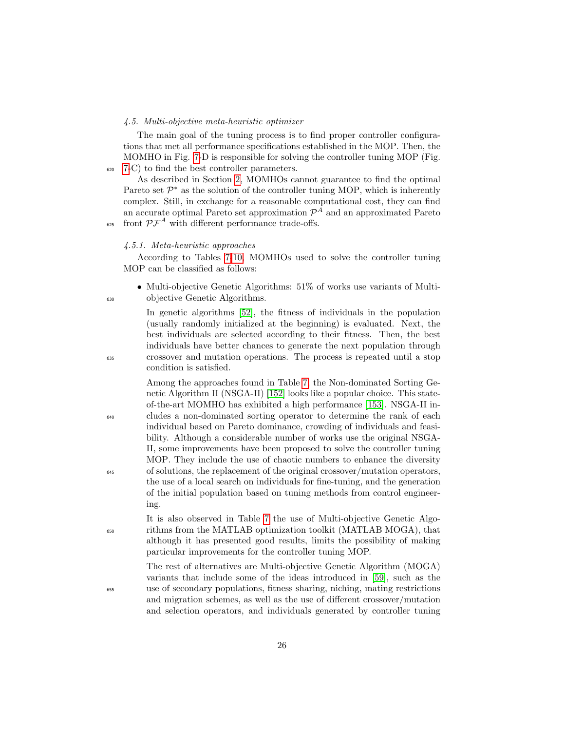### 4.5. Multi-objective meta-heuristic optimizer

The main goal of the tuning process is to find proper controller configurations that met all performance specifications established in the MOP. Then, the MOMHO in Fig. 7-D is responsible for solving the controller tuning MOP (Fig. 7-C) to find the best controller parameters.

As described in Section 2, MOMHOs cannot guarantee to find the optimal Pareto set $\mathcal{P}^*$ as the solution of the controller tuning MOP, which is inherently complex. Still, in exchange for a reasonable computational cost, they can find an accurate optimal Pareto set approximation $\mathcal{P}^A$ and an approximated Pareto front $\mathcal{PF}^A$ with different performance trade-offs.

#### 4.5.1. Meta-heuristic approaches

According to Tables 7-10, MOMHOs used to solve the controller tuning MOP can be classified as follows:

- Multi-objective Genetic Algorithms: 51% of works use variants of Multi-objective Genetic Algorithms.

  In genetic algorithms [52], the fitness of individuals in the population (usually randomly initialized at the beginning) is evaluated. Next, the best individuals are selected according to their fitness. Then, the best individuals have better chances to generate the next population through crossover and mutation operations. The process is repeated until a stop condition is satisfied.

  Among the approaches found in Table 7, the Non-dominated Sorting Genetic Algorithm II (NSGA-II) [152] looks like a popular choice. This state-of-the-art MOMHO has exhibited a high performance [153]. NSGA-II includes a non-dominated sorting operator to determine the rank of each individual based on Pareto dominance, crowding of individuals and feasibility. Although a considerable number of works use the original NSGA-II, some improvements have been proposed to solve the controller tuning MOP. They include the use of chaotic numbers to enhance the diversity of solutions, the replacement of the original crossover/mutation operators, the use of a local search on individuals for fine-tuning, and the generation of the initial population based on tuning methods from control engineering.

  It is also observed in Table 7 the use of Multi-objective Genetic Algorithms from the MATLAB optimization toolkit (MATLAB MOGA), that although it has presented good results, limits the possibility of making particular improvements for the controller tuning MOP.

  The rest of alternatives are Multi-objective Genetic Algorithm (MOGA) variants that include some of the ideas introduced in [59], such as the use of secondary populations, fitness sharing, niching, mating restrictions and migration schemes, as well as the use of different crossover/mutation and selection operators, and individuals generated by controller tuning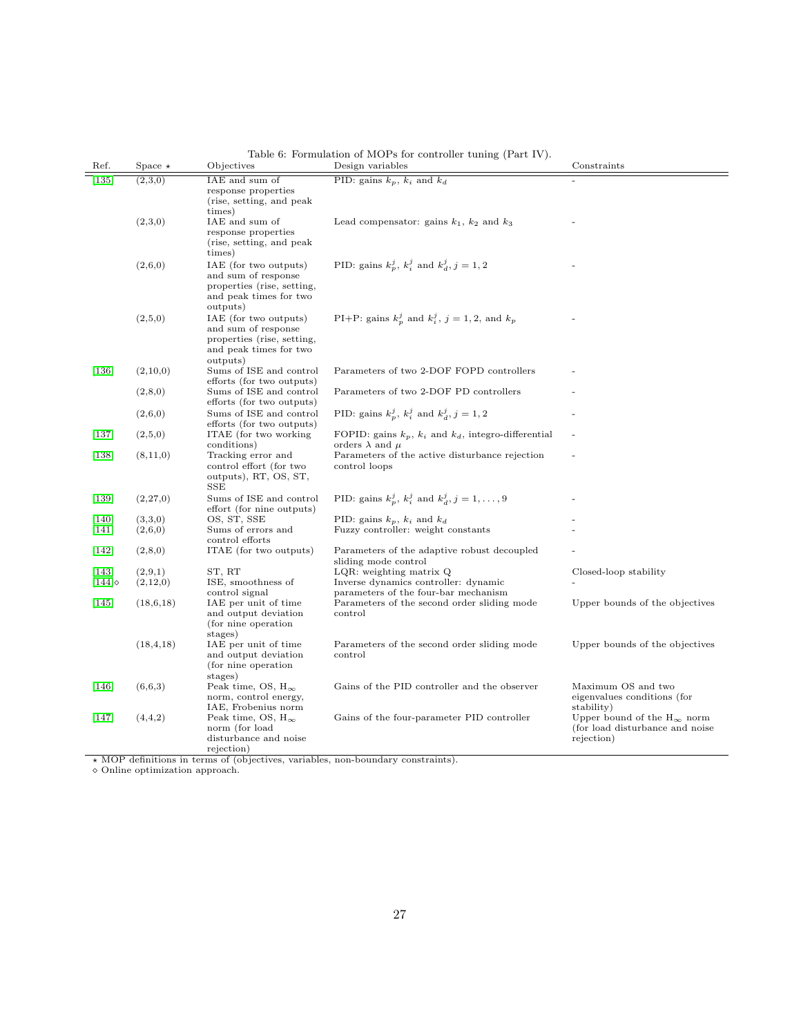Table 6: Formulation of MOPs for controller tuning (Part IV).

| Ref. | Space ⋆ | Objectives | Design variables | Constraints |
|---|---|---|---|---|
| [135] | (2,3,0) | IAE and sum of response properties (rise, setting, and peak times) | PID: gains $k_p$, $k_i$ and $k_d$ | - |
| | (2,3,0) | IAE and sum of response properties (rise, setting, and peak times) | Lead compensator: gains $k_1$, $k_2$ and $k_3$ | - |
| | (2,6,0) | IAE (for two outputs) and sum of response properties (rise, setting, and peak times for two outputs) | PID: gains $k_p^j$, $k_i^j$ and $k_d^j$, $j = 1, 2$ | - |
| | (2,5,0) | IAE (for two outputs) and sum of response properties (rise, setting, and peak times for two outputs) | PI+P: gains $k_p^j$ and $k_i^j$, $j = 1, 2$, and $k_p$ | - |
| [136] | (2,10,0) | Sums of ISE and control efforts (for two outputs) | Parameters of two 2-DOF FOPD controllers | - |
| | (2,8,0) | Sums of ISE and control efforts (for two outputs) | Parameters of two 2-DOF PD controllers | - |
| | (2,6,0) | Sums of ISE and control efforts (for two outputs) | PID: gains $k_p^j$, $k_i^j$ and $k_d^j$, $j = 1, 2$ | - |
| [137] | (2,5,0) | ITAE (for two working conditions) | FOPID: gains $k_p$, $k_i$ and $k_d$, integro-differential orders $\lambda$ and $\mu$ | - |
| [138] | (8,11,0) | Tracking error and control effort (for two outputs), RT, OS, ST, SSE | Parameters of the active disturbance rejection control loops | - |
| [139] | (2,27,0) | Sums of ISE and control effort (for nine outputs) | PID: gains $k_p^j$, $k_i^j$ and $k_d^j$, $j = 1, \ldots, 9$ | - |
| [140] | (3,3,0) | OS, ST, SSE | PID: gains $k_p$, $k_i$ and $k_d$ | - |
| [141] | (2,6,0) | Sums of errors and control efforts | Fuzzy controller: weight constants | - |
| [142] | (2,8,0) | ITAE (for two outputs) | Parameters of the adaptive robust decoupled sliding mode control | - |
| [143] | (2,9,1) | ST, RT | LQR: weighting matrix Q | Closed-loop stability |
| [144]⋄ | (2,12,0) | ISE, smoothness of control signal | Inverse dynamics controller: dynamic parameters of the four-bar mechanism | - |
| [145] | (18,6,18) | IAE per unit of time and output deviation (for nine operation stages) | Parameters of the second order sliding mode control | Upper bounds of the objectives |
| | (18,4,18) | IAE per unit of time and output deviation (for nine operation stages) | Parameters of the second order sliding mode control | Upper bounds of the objectives |
| [146] | (6,6,3) | Peak time, OS, $H_\infty$ norm, control energy, IAE, Frobenius norm | Gains of the PID controller and the observer | Maximum OS and two eigenvalues conditions (for stability) |
| [147] | (4,4,2) | Peak time, OS, $H_\infty$ norm (for load disturbance and noise rejection) | Gains of the four-parameter PID controller | Upper bound of the $H_\infty$ norm (for load disturbance and noise rejection) |

⋆ MOP definitions in terms of (objectives, variables, non-boundary constraints).
⋄ Online optimization approach.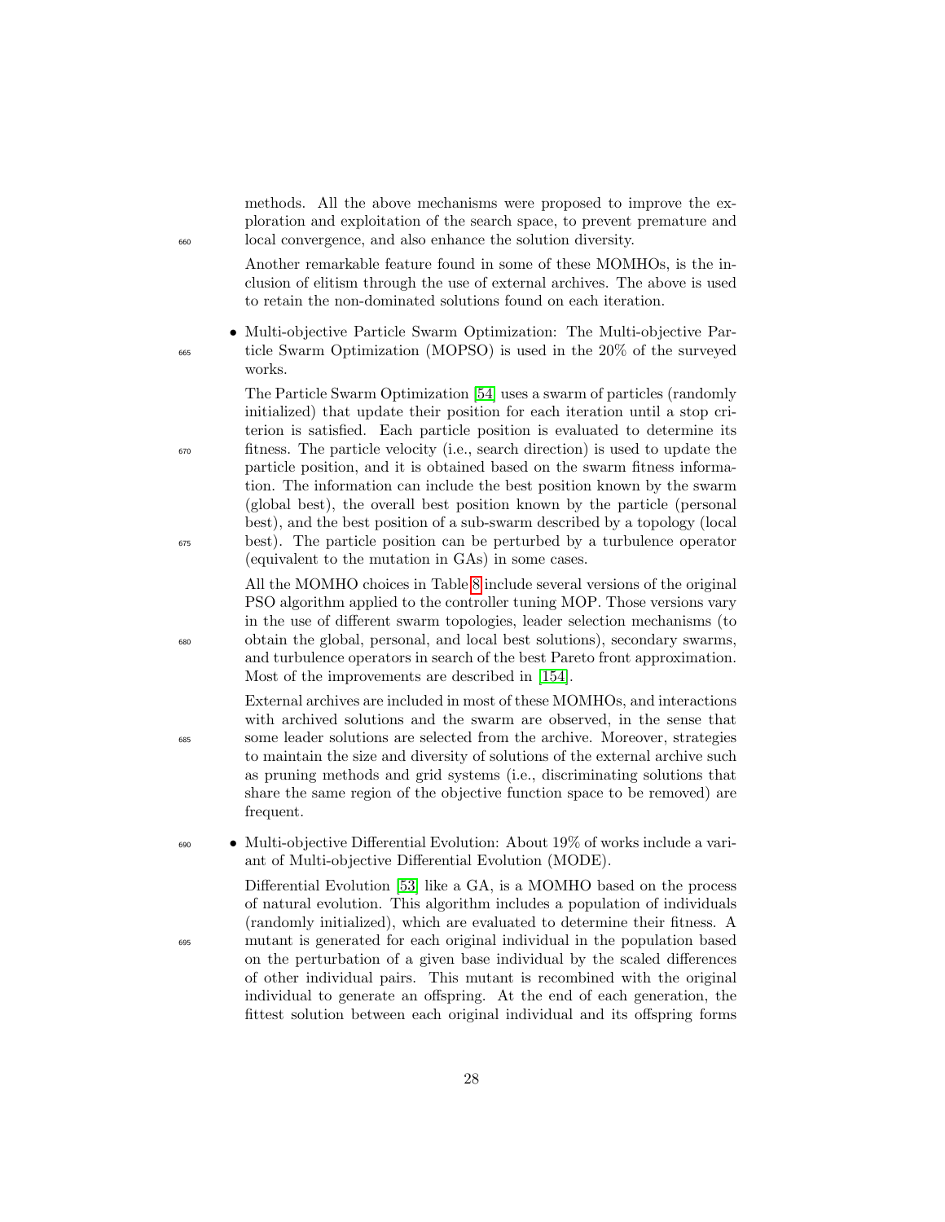methods. All the above mechanisms were proposed to improve the exploration and exploitation of the search space, to prevent premature and local convergence, and also enhance the solution diversity.

Another remarkable feature found in some of these MOMHOs, is the inclusion of elitism through the use of external archives. The above is used to retain the non-dominated solutions found on each iteration.

- Multi-objective Particle Swarm Optimization: The Multi-objective Particle Swarm Optimization (MOPSO) is used in the 20% of the surveyed works.

  The Particle Swarm Optimization [54] uses a swarm of particles (randomly initialized) that update their position for each iteration until a stop criterion is satisfied. Each particle position is evaluated to determine its fitness. The particle velocity (i.e., search direction) is used to update the particle position, and it is obtained based on the swarm fitness information. The information can include the best position known by the swarm (global best), the overall best position known by the particle (personal best), and the best position of a sub-swarm described by a topology (local best). The particle position can be perturbed by a turbulence operator (equivalent to the mutation in GAs) in some cases.

  All the MOMHO choices in Table 8 include several versions of the original PSO algorithm applied to the controller tuning MOP. Those versions vary in the use of different swarm topologies, leader selection mechanisms (to obtain the global, personal, and local best solutions), secondary swarms, and turbulence operators in search of the best Pareto front approximation. Most of the improvements are described in [154].

  External archives are included in most of these MOMHOs, and interactions with archived solutions and the swarm are observed, in the sense that some leader solutions are selected from the archive. Moreover, strategies to maintain the size and diversity of solutions of the external archive such as pruning methods and grid systems (i.e., discriminating solutions that share the same region of the objective function space to be removed) are frequent.

- Multi-objective Differential Evolution: About 19% of works include a variant of Multi-objective Differential Evolution (MODE).

  Differential Evolution [53] like a GA, is a MOMHO based on the process of natural evolution. This algorithm includes a population of individuals (randomly initialized), which are evaluated to determine their fitness. A mutant is generated for each original individual in the population based on the perturbation of a given base individual by the scaled differences of other individual pairs. This mutant is recombined with the original individual to generate an offspring. At the end of each generation, the fittest solution between each original individual and its offspring forms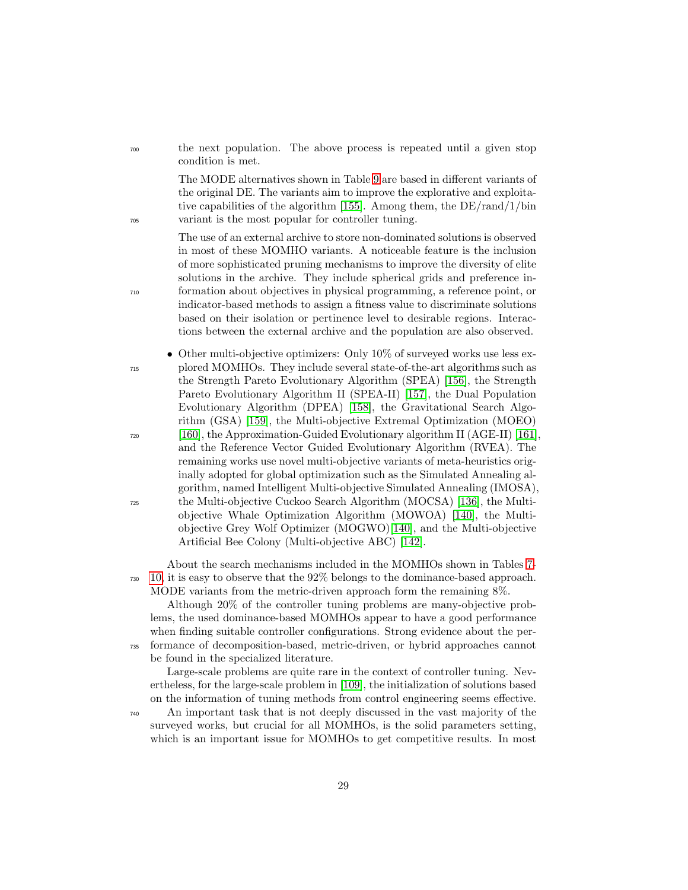the next population. The above process is repeated until a given stop condition is met.

The MODE alternatives shown in Table 9 are based in different variants of the original DE. The variants aim to improve the explorative and exploitative capabilities of the algorithm [155]. Among them, the DE/rand/1/bin variant is the most popular for controller tuning.

The use of an external archive to store non-dominated solutions is observed in most of these MOMHO variants. A noticeable feature is the inclusion of more sophisticated pruning mechanisms to improve the diversity of elite solutions in the archive. They include spherical grids and preference information about objectives in physical programming, a reference point, or indicator-based methods to assign a fitness value to discriminate solutions based on their isolation or pertinence level to desirable regions. Interactions between the external archive and the population are also observed.

- Other multi-objective optimizers: Only 10% of surveyed works use less explored MOMHOs. They include several state-of-the-art algorithms such as the Strength Pareto Evolutionary Algorithm (SPEA) [156], the Strength Pareto Evolutionary Algorithm II (SPEA-II) [157], the Dual Population Evolutionary Algorithm (DPEA) [158], the Gravitational Search Algorithm (GSA) [159], the Multi-objective Extremal Optimization (MOEO) [160], the Approximation-Guided Evolutionary algorithm II (AGE-II) [161], and the Reference Vector Guided Evolutionary Algorithm (RVEA). The remaining works use novel multi-objective variants of meta-heuristics originally adopted for global optimization such as the Simulated Annealing algorithm, named Intelligent Multi-objective Simulated Annealing (IMOSA), the Multi-objective Cuckoo Search Algorithm (MOCSA) [136], the Multi-objective Whale Optimization Algorithm (MOWOA) [140], the Multi-objective Grey Wolf Optimizer (MOGWO)[140], and the Multi-objective Artificial Bee Colony (Multi-objective ABC) [142].

About the search mechanisms included in the MOMHOs shown in Tables 7-10, it is easy to observe that the 92% belongs to the dominance-based approach. MODE variants from the metric-driven approach form the remaining 8%.

Although 20% of the controller tuning problems are many-objective problems, the used dominance-based MOMHOs appear to have a good performance when finding suitable controller configurations. Strong evidence about the performance of decomposition-based, metric-driven, or hybrid approaches cannot be found in the specialized literature.

Large-scale problems are quite rare in the context of controller tuning. Nevertheless, for the large-scale problem in [109], the initialization of solutions based on the information of tuning methods from control engineering seems effective.

An important task that is not deeply discussed in the vast majority of the surveyed works, but crucial for all MOMHOs, is the solid parameters setting, which is an important issue for MOMHOs to get competitive results. In most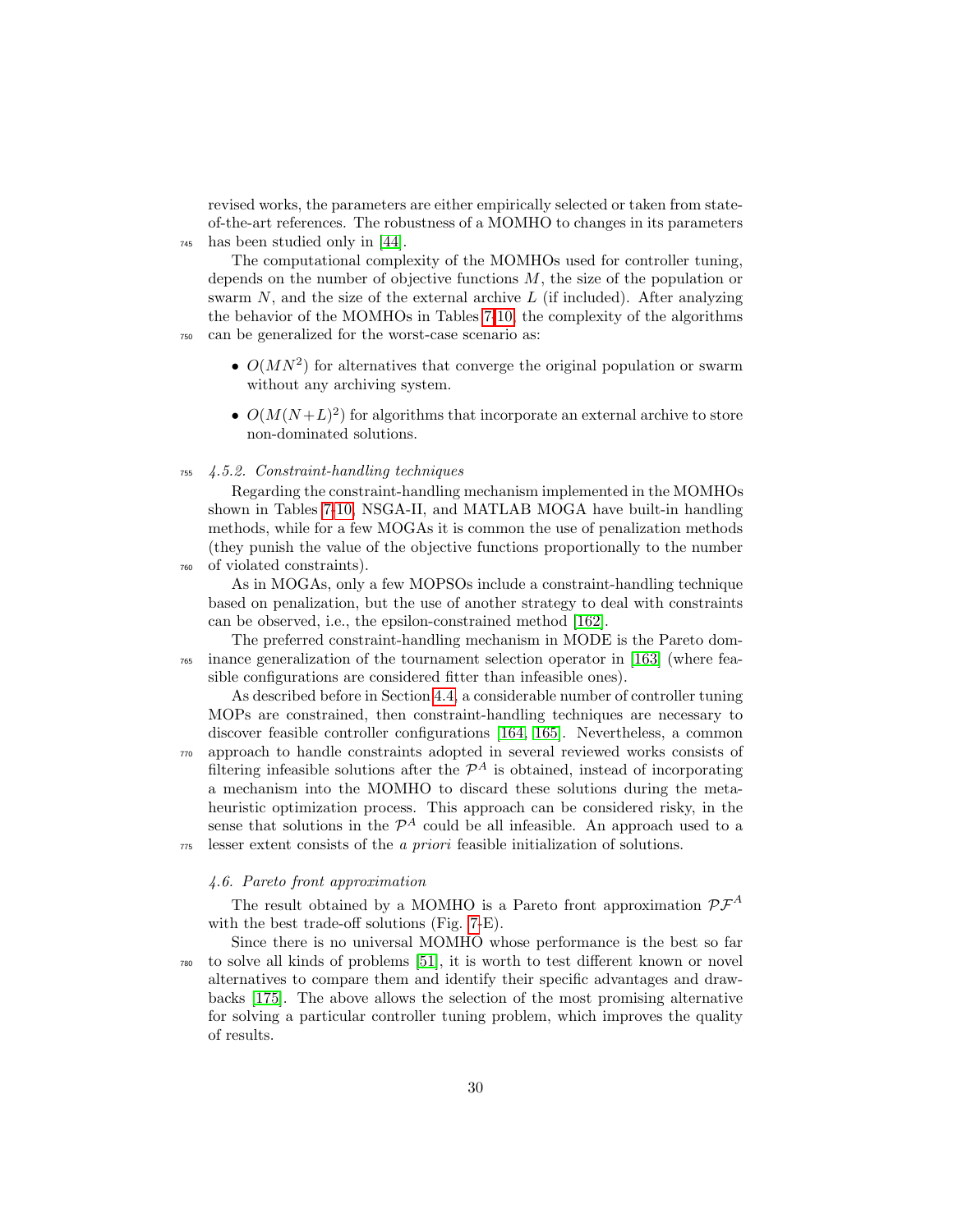revised works, the parameters are either empirically selected or taken from state-of-the-art references. The robustness of a MOMHO to changes in its parameters has been studied only in [44].

The computational complexity of the MOMHOs used for controller tuning, depends on the number of objective functions $M$, the size of the population or swarm $N$, and the size of the external archive $L$ (if included). After analyzing the behavior of the MOMHOs in Tables 7-10, the complexity of the algorithms can be generalized for the worst-case scenario as:

- $O(MN^2)$ for alternatives that converge the original population or swarm without any archiving system.
- $O(M(N+L)^2)$ for algorithms that incorporate an external archive to store non-dominated solutions.

#### *4.5.2. Constraint-handling techniques*

Regarding the constraint-handling mechanism implemented in the MOMHOs shown in Tables 7-10, NSGA-II, and MATLAB MOGA have built-in handling methods, while for a few MOGAs it is common the use of penalization methods (they punish the value of the objective functions proportionally to the number of violated constraints).

As in MOGAs, only a few MOPSOs include a constraint-handling technique based on penalization, but the use of another strategy to deal with constraints can be observed, i.e., the epsilon-constrained method [162].

The preferred constraint-handling mechanism in MODE is the Pareto dominance generalization of the tournament selection operator in [163] (where feasible configurations are considered fitter than infeasible ones).

As described before in Section 4.4, a considerable number of controller tuning MOPs are constrained, then constraint-handling techniques are necessary to discover feasible controller configurations [164, 165]. Nevertheless, a common approach to handle constraints adopted in several reviewed works consists of filtering infeasible solutions after the $\mathcal{P}^A$ is obtained, instead of incorporating a mechanism into the MOMHO to discard these solutions during the metaheuristic optimization process. This approach can be considered risky, in the sense that solutions in the $\mathcal{P}^A$ could be all infeasible. An approach used to a lesser extent consists of the *a priori* feasible initialization of solutions.

### *4.6. Pareto front approximation*

The result obtained by a MOMHO is a Pareto front approximation $\mathcal{PF}^A$ with the best trade-off solutions (Fig. 7-E).

Since there is no universal MOMHO whose performance is the best so far to solve all kinds of problems [51], it is worth to test different known or novel alternatives to compare them and identify their specific advantages and drawbacks [175]. The above allows the selection of the most promising alternative for solving a particular controller tuning problem, which improves the quality of results.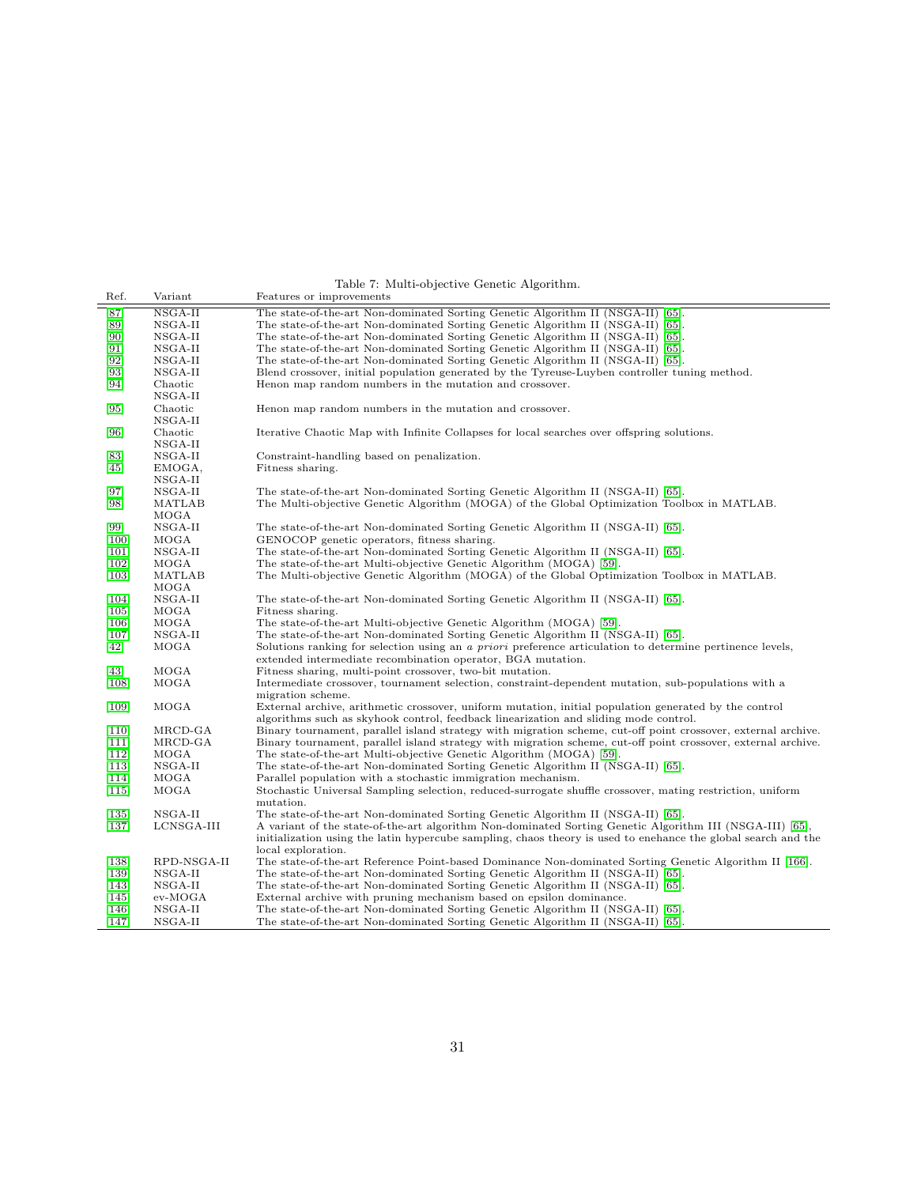Table 7: Multi-objective Genetic Algorithm.

| Ref. | Variant | Features or improvements |
|---|---|---|
| [87] | NSGA-II | The state-of-the-art Non-dominated Sorting Genetic Algorithm II (NSGA-II) [65]. |
| [89] | NSGA-II | The state-of-the-art Non-dominated Sorting Genetic Algorithm II (NSGA-II) [65]. |
| [90] | NSGA-II | The state-of-the-art Non-dominated Sorting Genetic Algorithm II (NSGA-II) [65]. |
| [91] | NSGA-II | The state-of-the-art Non-dominated Sorting Genetic Algorithm II (NSGA-II) [65]. |
| [92] | NSGA-II | The state-of-the-art Non-dominated Sorting Genetic Algorithm II (NSGA-II) [65]. |
| [93] | NSGA-II | Blend crossover, initial population generated by the Tyreuse-Luyben controller tuning method. |
| [94] | Chaotic NSGA-II | Henon map random numbers in the mutation and crossover. |
| [95] | Chaotic NSGA-II | Henon map random numbers in the mutation and crossover. |
| [96] | Chaotic NSGA-II | Iterative Chaotic Map with Infinite Collapses for local searches over offspring solutions. |
| [83] | NSGA-II | Constraint-handling based on penalization. |
| [45] | EMOGA, NSGA-II | Fitness sharing. |
| [97] | NSGA-II | The state-of-the-art Non-dominated Sorting Genetic Algorithm II (NSGA-II) [65]. |
| [98] | MATLAB MOGA | The Multi-objective Genetic Algorithm (MOGA) of the Global Optimization Toolbox in MATLAB. |
| [99] | NSGA-II | The state-of-the-art Non-dominated Sorting Genetic Algorithm II (NSGA-II) [65]. |
| [100] | MOGA | GENOCOP genetic operators, fitness sharing. |
| [101] | NSGA-II | The state-of-the-art Non-dominated Sorting Genetic Algorithm II (NSGA-II) [65]. |
| [102] | MOGA | The state-of-the-art Multi-objective Genetic Algorithm (MOGA) [59]. |
| [103] | MATLAB MOGA | The Multi-objective Genetic Algorithm (MOGA) of the Global Optimization Toolbox in MATLAB. |
| [104] | NSGA-II | The state-of-the-art Non-dominated Sorting Genetic Algorithm II (NSGA-II) [65]. |
| [105] | MOGA | Fitness sharing. |
| [106] | MOGA | The state-of-the-art Multi-objective Genetic Algorithm (MOGA) [59]. |
| [107] | NSGA-II | The state-of-the-art Non-dominated Sorting Genetic Algorithm II (NSGA-II) [65]. |
| [42] | MOGA | Solutions ranking for selection using an *a priori* preference articulation to determine pertinence levels, extended intermediate recombination operator, BGA mutation. |
| [43] | MOGA | Fitness sharing, multi-point crossover, two-bit mutation. |
| [108] | MOGA | Intermediate crossover, tournament selection, constraint-dependent mutation, sub-populations with a migration scheme. |
| [109] | MOGA | External archive, arithmetic crossover, uniform mutation, initial population generated by the control algorithms such as skyhook control, feedback linearization and sliding mode control. |
| [110] | MRCD-GA | Binary tournament, parallel island strategy with migration scheme, cut-off point crossover, external archive. |
| [111] | MRCD-GA | Binary tournament, parallel island strategy with migration scheme, cut-off point crossover, external archive. |
| [112] | MOGA | The state-of-the-art Multi-objective Genetic Algorithm (MOGA) [59]. |
| [113] | NSGA-II | The state-of-the-art Non-dominated Sorting Genetic Algorithm II (NSGA-II) [65]. |
| [114] | MOGA | Parallel population with a stochastic immigration mechanism. |
| [115] | MOGA | Stochastic Universal Sampling selection, reduced-surrogate shuffle crossover, mating restriction, uniform mutation. |
| [135] | NSGA-II | The state-of-the-art Non-dominated Sorting Genetic Algorithm II (NSGA-II) [65]. |
| [137] | LCNSGA-III | A variant of the state-of-the-art algorithm Non-dominated Sorting Genetic Algorithm III (NSGA-III) [65], initialization using the latin hypercube sampling, chaos theory is used to enehance the global search and the local exploration. |
| [138] | RPD-NSGA-II | The state-of-the-art Reference Point-based Dominance Non-dominated Sorting Genetic Algorithm II [166]. |
| [139] | NSGA-II | The state-of-the-art Non-dominated Sorting Genetic Algorithm II (NSGA-II) [65]. |
| [143] | NSGA-II | The state-of-the-art Non-dominated Sorting Genetic Algorithm II (NSGA-II) [65]. |
| [145] | ev-MOGA | External archive with pruning mechanism based on epsilon dominance. |
| [146] | NSGA-II | The state-of-the-art Non-dominated Sorting Genetic Algorithm II (NSGA-II) [65]. |
| [147] | NSGA-II | The state-of-the-art Non-dominated Sorting Genetic Algorithm II (NSGA-II) [65]. |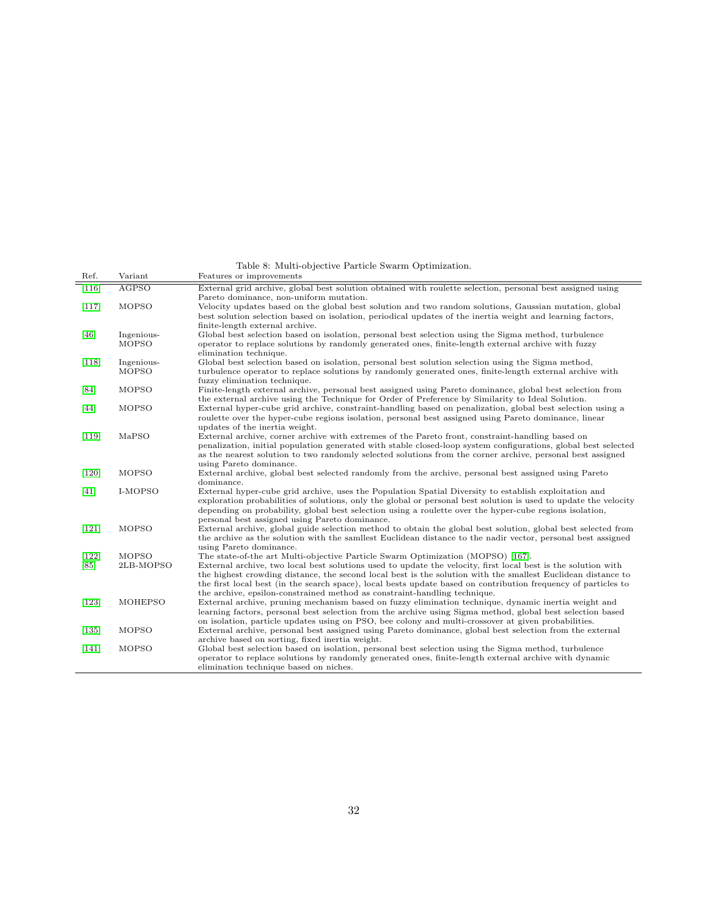Table 8: Multi-objective Particle Swarm Optimization.

| Ref. | Variant | Features or improvements |
|---|---|---|
| [116] | AGPSO | External grid archive, global best solution obtained with roulette selection, personal best assigned using Pareto dominance, non-uniform mutation. |
| [117] | MOPSO | Velocity updates based on the global best solution and two random solutions, Gaussian mutation, global best solution selection based on isolation, periodical updates of the inertia weight and learning factors, finite-length external archive. |
| [46] | Ingenious-MOPSO | Global best selection based on isolation, personal best selection using the Sigma method, turbulence operator to replace solutions by randomly generated ones, finite-length external archive with fuzzy elimination technique. |
| [118] | Ingenious-MOPSO | Global best selection based on isolation, personal best solution selection using the Sigma method, turbulence operator to replace solutions by randomly generated ones, finite-length external archive with fuzzy elimination technique. |
| [84] | MOPSO | Finite-length external archive, personal best assigned using Pareto dominance, global best selection from the external archive using the Technique for Order of Preference by Similarity to Ideal Solution. |
| [44] | MOPSO | External hyper-cube grid archive, constraint-handling based on penalization, global best selection using a roulette over the hyper-cube regions isolation, personal best assigned using Pareto dominance, linear updates of the inertia weight. |
| [119] | MaPSO | External archive, corner archive with extremes of the Pareto front, constraint-handling based on penalization, initial population generated with stable closed-loop system configurations, global best selected as the nearest solution to two randomly selected solutions from the corner archive, personal best assigned using Pareto dominance. |
| [120] | MOPSO | External archive, global best selected randomly from the archive, personal best assigned using Pareto dominance. |
| [41] | I-MOPSO | External hyper-cube grid archive, uses the Population Spatial Diversity to establish exploitation and exploration probabilities of solutions, only the global or personal best solution is used to update the velocity depending on probability, global best selection using a roulette over the hyper-cube regions isolation, personal best assigned using Pareto dominance. |
| [121] | MOPSO | External archive, global guide selection method to obtain the global best solution, global best selected from the archive as the solution with the samllest Euclidean distance to the nadir vector, personal best assigned using Pareto dominance. |
| [122] | MOPSO | The state-of-the art Multi-objective Particle Swarm Optimization (MOPSO) [167]. |
| [85] | 2LB-MOPSO | External archive, two local best solutions used to update the velocity, first local best is the solution with the highest crowding distance, the second local best is the solution with the smallest Euclidean distance to the first local best (in the search space), local bests update based on contribution frequency of particles to the archive, epsilon-constrained method as constraint-handling technique. |
| [123] | MOHEPSO | External archive, pruning mechanism based on fuzzy elimination technique, dynamic inertia weight and learning factors, personal best selection from the archive using Sigma method, global best selection based on isolation, particle updates using on PSO, bee colony and multi-crossover at given probabilities. |
| [135] | MOPSO | External archive, personal best assigned using Pareto dominance, global best selection from the external archive based on sorting, fixed inertia weight. |
| [141] | MOPSO | Global best selection based on isolation, personal best selection using the Sigma method, turbulence operator to replace solutions by randomly generated ones, finite-length external archive with dynamic elimination technique based on niches. |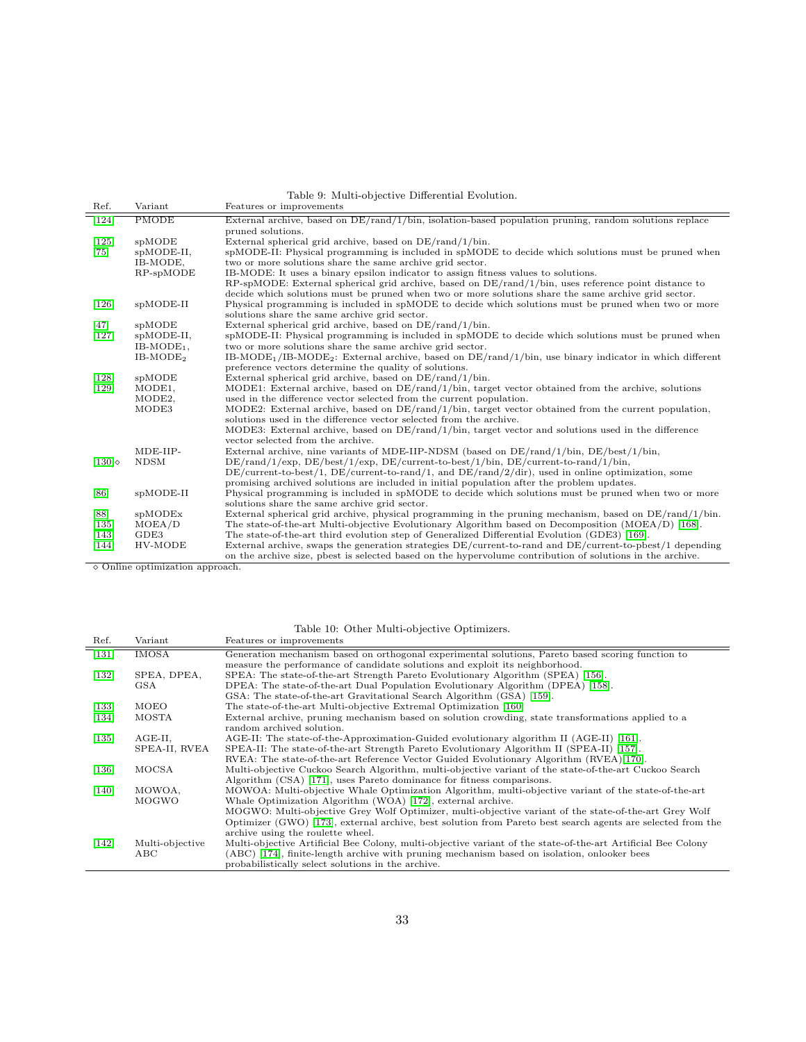Table 9: Multi-objective Differential Evolution.

| Ref. | Variant | Features or improvements |
|---|---|---|
| [124] | PMODE | External archive, based on DE/rand/1/bin, isolation-based population pruning, random solutions replace pruned solutions. |
| [125] [75] | spMODE spMODE-II, IB-MODE, RP-spMODE | External spherical grid archive, based on DE/rand/1/bin. spMODE-II: Physical programming is included in spMODE to decide which solutions must be pruned when two or more solutions share the same archive grid sector. IB-MODE: It uses a binary epsilon indicator to assign fitness values to solutions. RP-spMODE: External spherical grid archive, based on DE/rand/1/bin, uses reference point distance to decide which solutions must be pruned when two or more solutions share the same archive grid sector. |
| [126] | spMODE-II | Physical programming is included in spMODE to decide which solutions must be pruned when two or more solutions share the same archive grid sector. |
| [47] [127] | spMODE spMODE-II, IB-MODE$_1$, IB-MODE$_2$ | External spherical grid archive, based on DE/rand/1/bin. spMODE-II: Physical programming is included in spMODE to decide which solutions must be pruned when two or more solutions share the same archive grid sector. IB-MODE$_1$/IB-MODE$_2$: External archive, based on DE/rand/1/bin, use binary indicator in which different preference vectors determine the quality of solutions. |
| [128] [129] | spMODE MODE1, MODE2, MODE3 | External spherical grid archive, based on DE/rand/1/bin. MODE1: External archive, based on DE/rand/1/bin, target vector obtained from the archive, solutions used in the difference vector selected from the current population. MODE2: External archive, based on DE/rand/1/bin, target vector obtained from the current population, solutions used in the difference vector selected from the archive. MODE3: External archive, based on DE/rand/1/bin, target vector and solutions used in the difference vector selected from the archive. |
| [130]⋄ | MDE-IIP-NDSM | External archive, nine variants of MDE-IIP-NDSM (based on DE/rand/1/bin, DE/best/1/bin, DE/rand/1/exp, DE/best/1/exp, DE/current-to-best/1/bin, DE/current-to-rand/1/bin, DE/current-to-best/1, DE/current-to-rand/1, and DE/rand/2/dir), used in online optimization, some promising archived solutions are included in initial population after the problem updates. |
| [86] | spMODE-II | Physical programming is included in spMODE to decide which solutions must be pruned when two or more solutions share the same archive grid sector. |
| [88] | spMODEx | External spherical grid archive, physical programming in the pruning mechanism, based on DE/rand/1/bin. |
| [135] | MOEA/D | The state-of-the-art Multi-objective Evolutionary Algorithm based on Decomposition (MOEA/D) [168]. |
| [143] | GDE3 | The state-of-the-art third evolution step of Generalized Differential Evolution (GDE3) [169]. |
| [144] | HV-MODE | External archive, swaps the generation strategies DE/current-to-rand and DE/current-to-pbest/1 depending on the archive size, pbest is selected based on the hypervolume contribution of solutions in the archive. |

⋄ Online optimization approach.

Table 10: Other Multi-objective Optimizers.

| Ref. | Variant | Features or improvements |
|---|---|---|
| [131] | IMOSA | Generation mechanism based on orthogonal experimental solutions, Pareto based scoring function to measure the performance of candidate solutions and exploit its neighborhood. |
| [132] | SPEA, DPEA, GSA | SPEA: The state-of-the-art Strength Pareto Evolutionary Algorithm (SPEA) [156]. DPEA: The state-of-the-art Dual Population Evolutionary Algorithm (DPEA) [158]. GSA: The state-of-the-art Gravitational Search Algorithm (GSA) [159]. |
| [133] | MOEO | The state-of-the-art Multi-objective Extremal Optimization [160] |
| [134] | MOSTA | External archive, pruning mechanism based on solution crowding, state transformations applied to a random archived solution. |
| [135] | AGE-II, SPEA-II, RVEA | AGE-II: The state-of-the-Approximation-Guided evolutionary algorithm II (AGE-II) [161]. SPEA-II: The state-of-the-art Strength Pareto Evolutionary Algorithm II (SPEA-II) [157]. RVEA: The state-of-the-art Reference Vector Guided Evolutionary Algorithm (RVEA)[170]. |
| [136] | MOCSA | Multi-objective Cuckoo Search Algorithm, multi-objective variant of the state-of-the-art Cuckoo Search Algorithm (CSA) [171], uses Pareto dominance for fitness comparisons. |
| [140] | MOWOA, MOGWO | MOWOA: Multi-objective Whale Optimization Algorithm, multi-objective variant of the state-of-the-art Whale Optimization Algorithm (WOA) [172], external archive. MOGWO: Multi-objective Grey Wolf Optimizer, multi-objective variant of the state-of-the-art Grey Wolf Optimizer (GWO) [173], external archive, best solution from Pareto best search agents are selected from the archive using the roulette wheel. |
| [142] | Multi-objective ABC | Multi-objective Artificial Bee Colony, multi-objective variant of the state-of-the-art Artificial Bee Colony (ABC) [174], finite-length archive with pruning mechanism based on isolation, onlooker bees probabilistically select solutions in the archive. |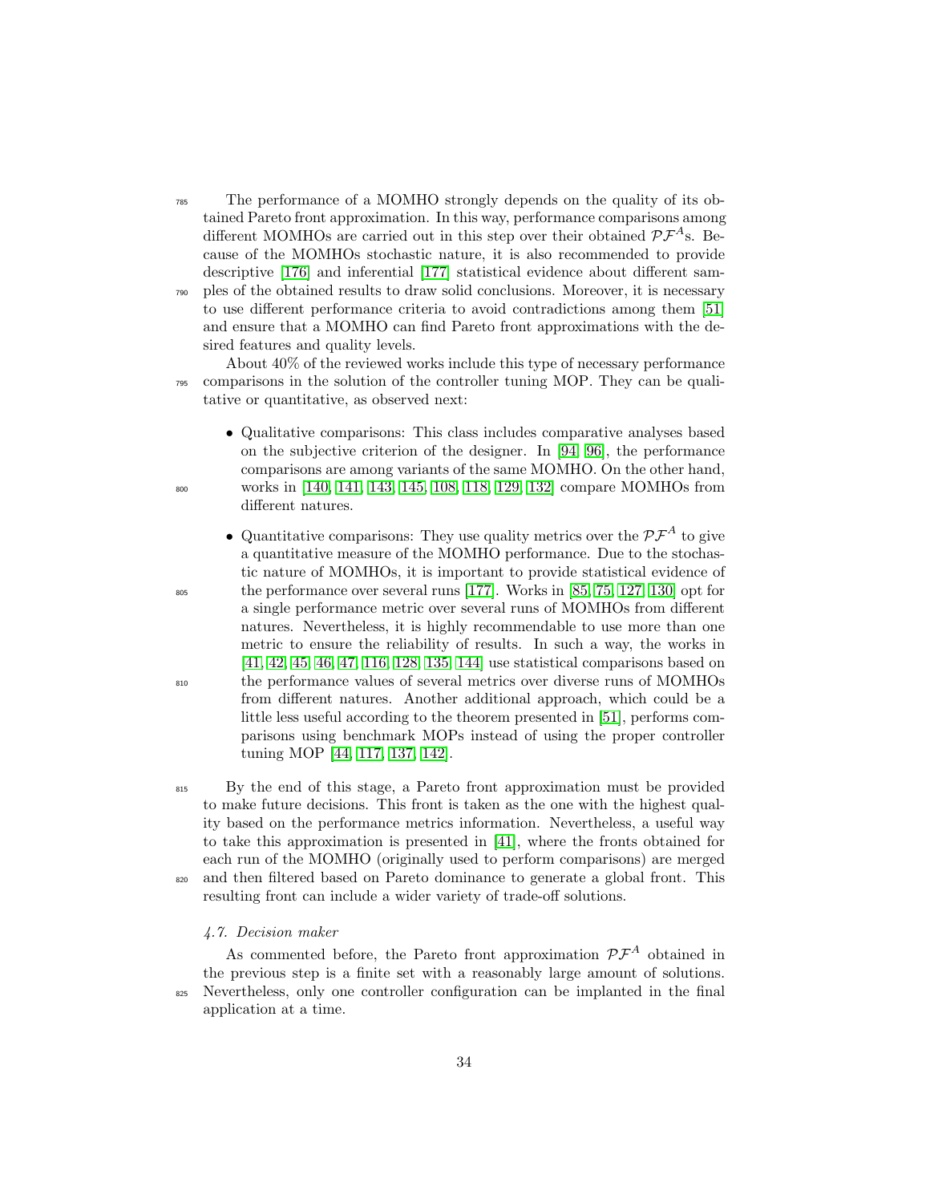The performance of a MOMHO strongly depends on the quality of its obtained Pareto front approximation. In this way, performance comparisons among different MOMHOs are carried out in this step over their obtained $\mathcal{PF}^A$s. Because of the MOMHOs stochastic nature, it is also recommended to provide descriptive [176] and inferential [177] statistical evidence about different samples of the obtained results to draw solid conclusions. Moreover, it is necessary to use different performance criteria to avoid contradictions among them [51] and ensure that a MOMHO can find Pareto front approximations with the desired features and quality levels.

About 40% of the reviewed works include this type of necessary performance comparisons in the solution of the controller tuning MOP. They can be qualitative or quantitative, as observed next:

- Qualitative comparisons: This class includes comparative analyses based on the subjective criterion of the designer. In [94, 96], the performance comparisons are among variants of the same MOMHO. On the other hand, works in [140, 141, 143, 145, 108, 118, 129, 132] compare MOMHOs from different natures.

- Quantitative comparisons: They use quality metrics over the $\mathcal{PF}^A$ to give a quantitative measure of the MOMHO performance. Due to the stochastic nature of MOMHOs, it is important to provide statistical evidence of the performance over several runs [177]. Works in [85, 75, 127, 130] opt for a single performance metric over several runs of MOMHOs from different natures. Nevertheless, it is highly recommendable to use more than one metric to ensure the reliability of results. In such a way, the works in [41, 42, 45, 46, 47, 116, 128, 135, 144] use statistical comparisons based on the performance values of several metrics over diverse runs of MOMHOs from different natures. Another additional approach, which could be a little less useful according to the theorem presented in [51], performs comparisons using benchmark MOPs instead of using the proper controller tuning MOP [44, 117, 137, 142].

By the end of this stage, a Pareto front approximation must be provided to make future decisions. This front is taken as the one with the highest quality based on the performance metrics information. Nevertheless, a useful way to take this approximation is presented in [41], where the fronts obtained for each run of the MOMHO (originally used to perform comparisons) are merged and then filtered based on Pareto dominance to generate a global front. This resulting front can include a wider variety of trade-off solutions.

### 4.7. Decision maker

As commented before, the Pareto front approximation $\mathcal{PF}^A$ obtained in the previous step is a finite set with a reasonably large amount of solutions. Nevertheless, only one controller configuration can be implanted in the final application at a time.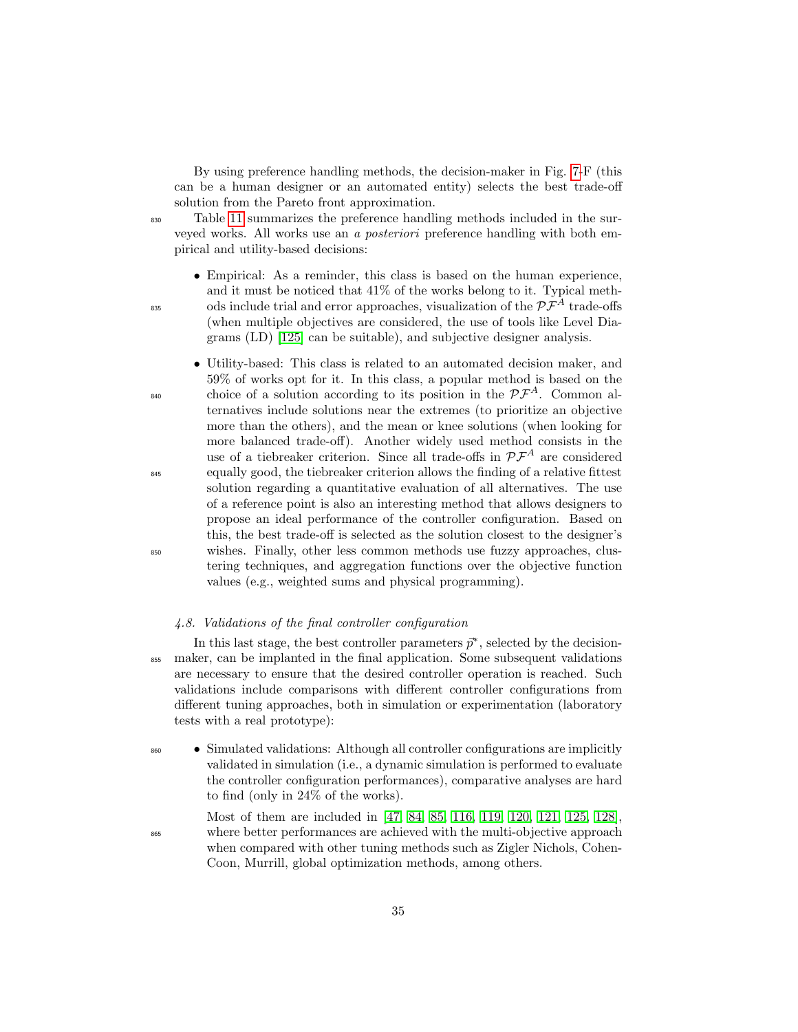By using preference handling methods, the decision-maker in Fig. 7-F (this can be a human designer or an automated entity) selects the best trade-off solution from the Pareto front approximation.

Table 11 summarizes the preference handling methods included in the surveyed works. All works use an *a posteriori* preference handling with both empirical and utility-based decisions:

- Empirical: As a reminder, this class is based on the human experience, and it must be noticed that 41% of the works belong to it. Typical methods include trial and error approaches, visualization of the $\mathcal{PF}^A$ trade-offs (when multiple objectives are considered, the use of tools like Level Diagrams (LD) [125] can be suitable), and subjective designer analysis.

- Utility-based: This class is related to an automated decision maker, and 59% of works opt for it. In this class, a popular method is based on the choice of a solution according to its position in the $\mathcal{PF}^A$. Common alternatives include solutions near the extremes (to prioritize an objective more than the others), and the mean or knee solutions (when looking for more balanced trade-off). Another widely used method consists in the use of a tiebreaker criterion. Since all trade-offs in $\mathcal{PF}^A$ are considered equally good, the tiebreaker criterion allows the finding of a relative fittest solution regarding a quantitative evaluation of all alternatives. The use of a reference point is also an interesting method that allows designers to propose an ideal performance of the controller configuration. Based on this, the best trade-off is selected as the solution closest to the designer's wishes. Finally, other less common methods use fuzzy approaches, clustering techniques, and aggregation functions over the objective function values (e.g., weighted sums and physical programming).

### 4.8. Validations of the final controller configuration

In this last stage, the best controller parameters $\vec{p}^*$, selected by the decision-maker, can be implanted in the final application. Some subsequent validations are necessary to ensure that the desired controller operation is reached. Such validations include comparisons with different controller configurations from different tuning approaches, both in simulation or experimentation (laboratory tests with a real prototype):

- Simulated validations: Although all controller configurations are implicitly validated in simulation (i.e., a dynamic simulation is performed to evaluate the controller configuration performances), comparative analyses are hard to find (only in 24% of the works).

  Most of them are included in [47, 84, 85, 116, 119, 120, 121, 125, 128], where better performances are achieved with the multi-objective approach when compared with other tuning methods such as Zigler Nichols, Cohen-Coon, Murrill, global optimization methods, among others.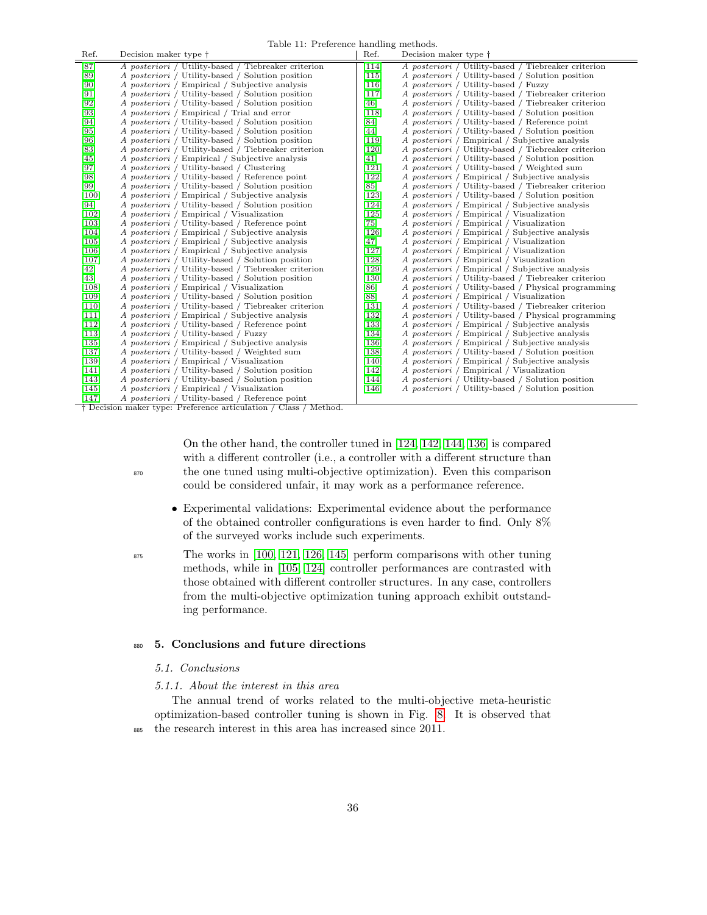Table 11: Preference handling methods.

| Ref. | Decision maker type † | Ref. | Decision maker type † |
|---|---|---|---|
| [87] | *A posteriori* / Utility-based / Tiebreaker criterion | [114] | *A posteriori* / Utility-based / Tiebreaker criterion |
| [89] | *A posteriori* / Utility-based / Solution position | [115] | *A posteriori* / Utility-based / Solution position |
| [90] | *A posteriori* / Empirical / Subjective analysis | [116] | *A posteriori* / Utility-based / Fuzzy |
| [91] | *A posteriori* / Utility-based / Solution position | [117] | *A posteriori* / Utility-based / Tiebreaker criterion |
| [92] | *A posteriori* / Utility-based / Solution position | [46] | *A posteriori* / Utility-based / Tiebreaker criterion |
| [93] | *A posteriori* / Empirical / Trial and error | [118] | *A posteriori* / Utility-based / Solution position |
| [94] | *A posteriori* / Utility-based / Solution position | [84] | *A posteriori* / Utility-based / Reference point |
| [95] | *A posteriori* / Utility-based / Solution position | [44] | *A posteriori* / Utility-based / Solution position |
| [96] | *A posteriori* / Utility-based / Solution position | [119] | *A posteriori* / Empirical / Subjective analysis |
| [83] | *A posteriori* / Utility-based / Tiebreaker criterion | [120] | *A posteriori* / Utility-based / Tiebreaker criterion |
| [45] | *A posteriori* / Empirical / Subjective analysis | [41] | *A posteriori* / Utility-based / Solution position |
| [97] | *A posteriori* / Utility-based / Clustering | [121] | *A posteriori* / Utility-based / Weighted sum |
| [98] | *A posteriori* / Utility-based / Reference point | [122] | *A posteriori* / Empirical / Subjective analysis |
| [99] | *A posteriori* / Utility-based / Solution position | [85] | *A posteriori* / Utility-based / Tiebreaker criterion |
| [100] | *A posteriori* / Empirical / Subjective analysis | [123] | *A posteriori* / Utility-based / Solution position |
| [94] | *A posteriori* / Utility-based / Solution position | [124] | *A posteriori* / Empirical / Subjective analysis |
| [102] | *A posteriori* / Empirical / Visualization | [125] | *A posteriori* / Empirical / Visualization |
| [103] | *A posteriori* / Utility-based / Reference point | [75] | *A posteriori* / Empirical / Visualization |
| [104] | *A posteriori* / Empirical / Subjective analysis | [126] | *A posteriori* / Empirical / Subjective analysis |
| [105] | *A posteriori* / Empirical / Subjective analysis | [47] | *A posteriori* / Empirical / Visualization |
| [106] | *A posteriori* / Empirical / Subjective analysis | [127] | *A posteriori* / Empirical / Visualization |
| [107] | *A posteriori* / Utility-based / Solution position | [128] | *A posteriori* / Empirical / Visualization |
| [42] | *A posteriori* / Utility-based / Tiebreaker criterion | [129] | *A posteriori* / Empirical / Subjective analysis |
| [43] | *A posteriori* / Utility-based / Solution position | [130] | *A posteriori* / Utility-based / Tiebreaker criterion |
| [108] | *A posteriori* / Empirical / Visualization | [86] | *A posteriori* / Utility-based / Physical programming |
| [109] | *A posteriori* / Utility-based / Solution position | [88] | *A posteriori* / Empirical / Visualization |
| [110] | *A posteriori* / Utility-based / Tiebreaker criterion | [131] | *A posteriori* / Utility-based / Tiebreaker criterion |
| [111] | *A posteriori* / Empirical / Subjective analysis | [132] | *A posteriori* / Utility-based / Physical programming |
| [112] | *A posteriori* / Utility-based / Reference point | [133] | *A posteriori* / Empirical / Subjective analysis |
| [113] | *A posteriori* / Utility-based / Fuzzy | [134] | *A posteriori* / Empirical / Subjective analysis |
| [135] | *A posteriori* / Empirical / Subjective analysis | [136] | *A posteriori* / Empirical / Subjective analysis |
| [137] | *A posteriori* / Utility-based / Weighted sum | [138] | *A posteriori* / Utility-based / Solution position |
| [139] | *A posteriori* / Empirical / Visualization | [140] | *A posteriori* / Empirical / Subjective analysis |
| [141] | *A posteriori* / Utility-based / Solution position | [142] | *A posteriori* / Empirical / Visualization |
| [143] | *A posteriori* / Utility-based / Solution position | [144] | *A posteriori* / Utility-based / Solution position |
| [145] | *A posteriori* / Empirical / Visualization | [146] | *A posteriori* / Utility-based / Solution position |
| [147] | *A posteriori* / Utility-based / Reference point | | |

† Decision maker type: Preference articulation / Class / Method.

On the other hand, the controller tuned in [124, 142, 144, 136] is compared with a different controller (i.e., a controller with a different structure than the one tuned using multi-objective optimization). Even this comparison could be considered unfair, it may work as a performance reference.

- Experimental validations: Experimental evidence about the performance of the obtained controller configurations is even harder to find. Only 8% of the surveyed works include such experiments.

  The works in [100, 121, 126, 145] perform comparisons with other tuning methods, while in [105, 124] controller performances are contrasted with those obtained with different controller structures. In any case, controllers from the multi-objective optimization tuning approach exhibit outstanding performance.

## 5. Conclusions and future directions

### 5.1. Conclusions

#### 5.1.1. About the interest in this area

The annual trend of works related to the multi-objective meta-heuristic optimization-based controller tuning is shown in Fig. 8. It is observed that the research interest in this area has increased since 2011.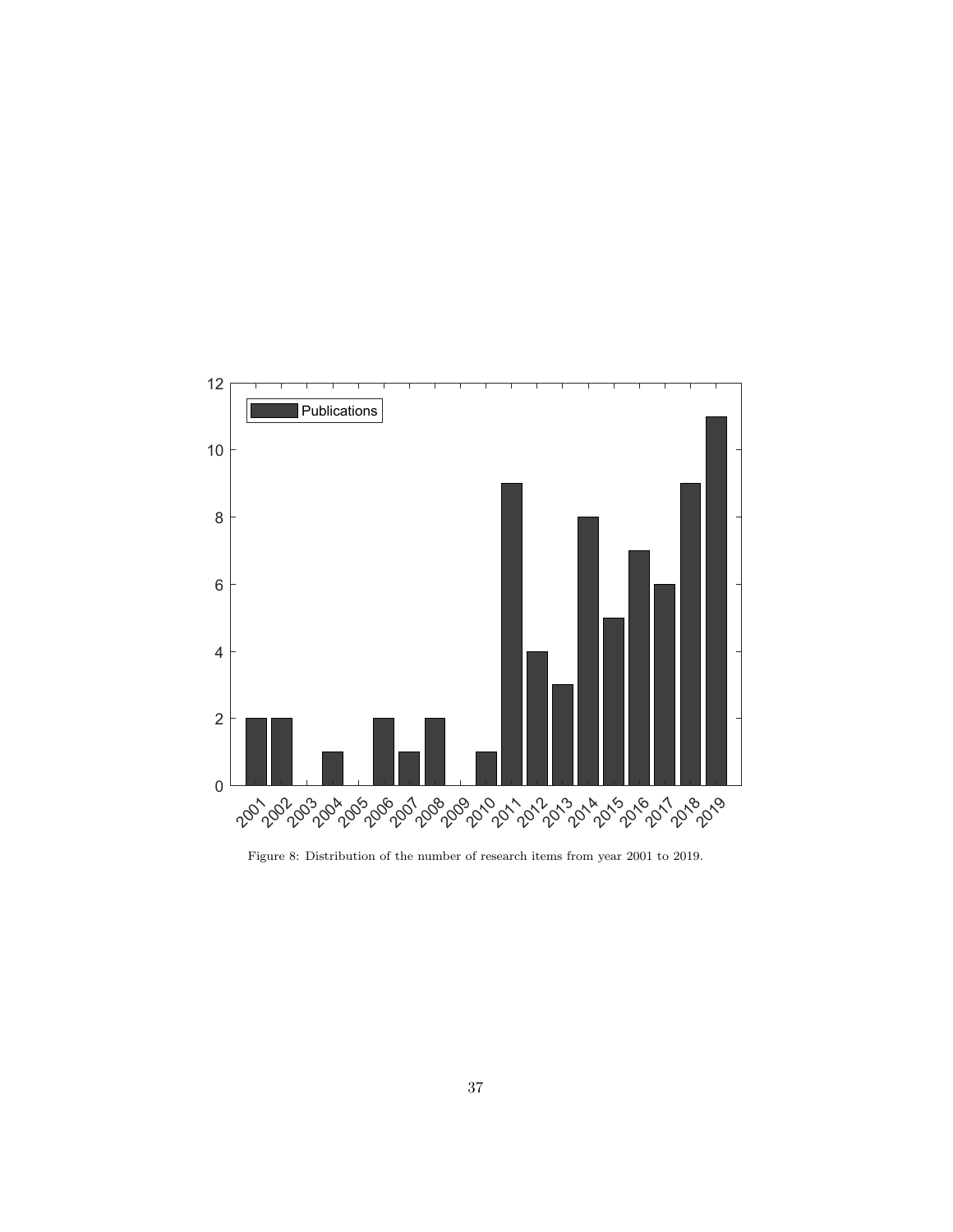12

10

8

6

4

2

0

Publications

2001 2002 2003 2004 2005 2006 2007 2008 2009 2010 2011 2012 2013 2014 2015 2016 2017 2018 2019

Figure 8: Distribution of the number of research items from year 2001 to 2019.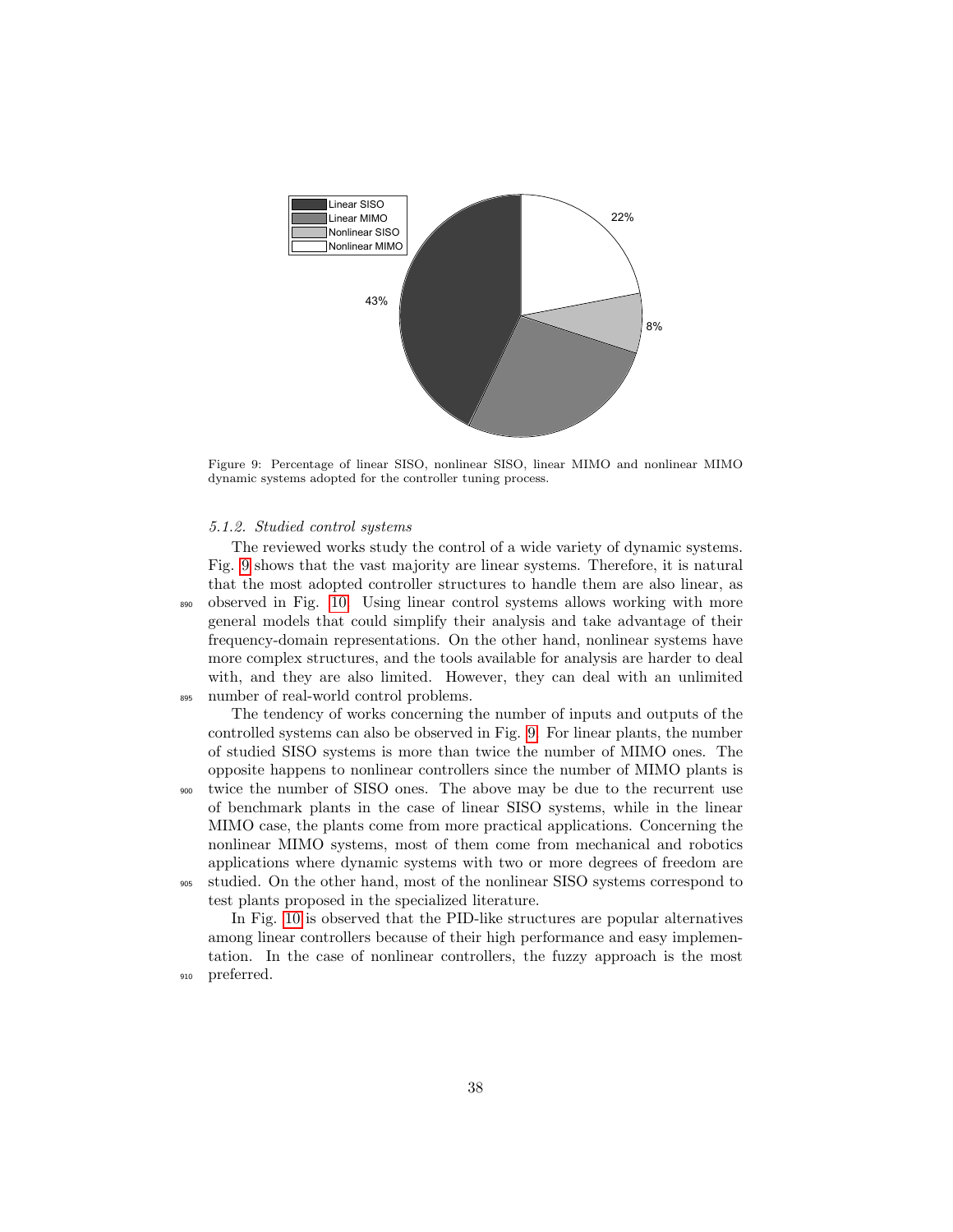Linear SISO
Linear MIMO
Nonlinear SISO
Nonlinear MIMO

22%

8%

43%

Figure 9: Percentage of linear SISO, nonlinear SISO, linear MIMO and nonlinear MIMO dynamic systems adopted for the controller tuning process.

#### *5.1.2. Studied control systems*

The reviewed works study the control of a wide variety of dynamic systems. Fig. 9 shows that the vast majority are linear systems. Therefore, it is natural that the most adopted controller structures to handle them are also linear, as observed in Fig. 10. Using linear control systems allows working with more general models that could simplify their analysis and take advantage of their frequency-domain representations. On the other hand, nonlinear systems have more complex structures, and the tools available for analysis are harder to deal with, and they are also limited. However, they can deal with an unlimited number of real-world control problems.

The tendency of works concerning the number of inputs and outputs of the controlled systems can also be observed in Fig. 9. For linear plants, the number of studied SISO systems is more than twice the number of MIMO ones. The opposite happens to nonlinear controllers since the number of MIMO plants is twice the number of SISO ones. The above may be due to the recurrent use of benchmark plants in the case of linear SISO systems, while in the linear MIMO case, the plants come from more practical applications. Concerning the nonlinear MIMO systems, most of them come from mechanical and robotics applications where dynamic systems with two or more degrees of freedom are studied. On the other hand, most of the nonlinear SISO systems correspond to test plants proposed in the specialized literature.

In Fig. 10 is observed that the PID-like structures are popular alternatives among linear controllers because of their high performance and easy implementation. In the case of nonlinear controllers, the fuzzy approach is the most preferred.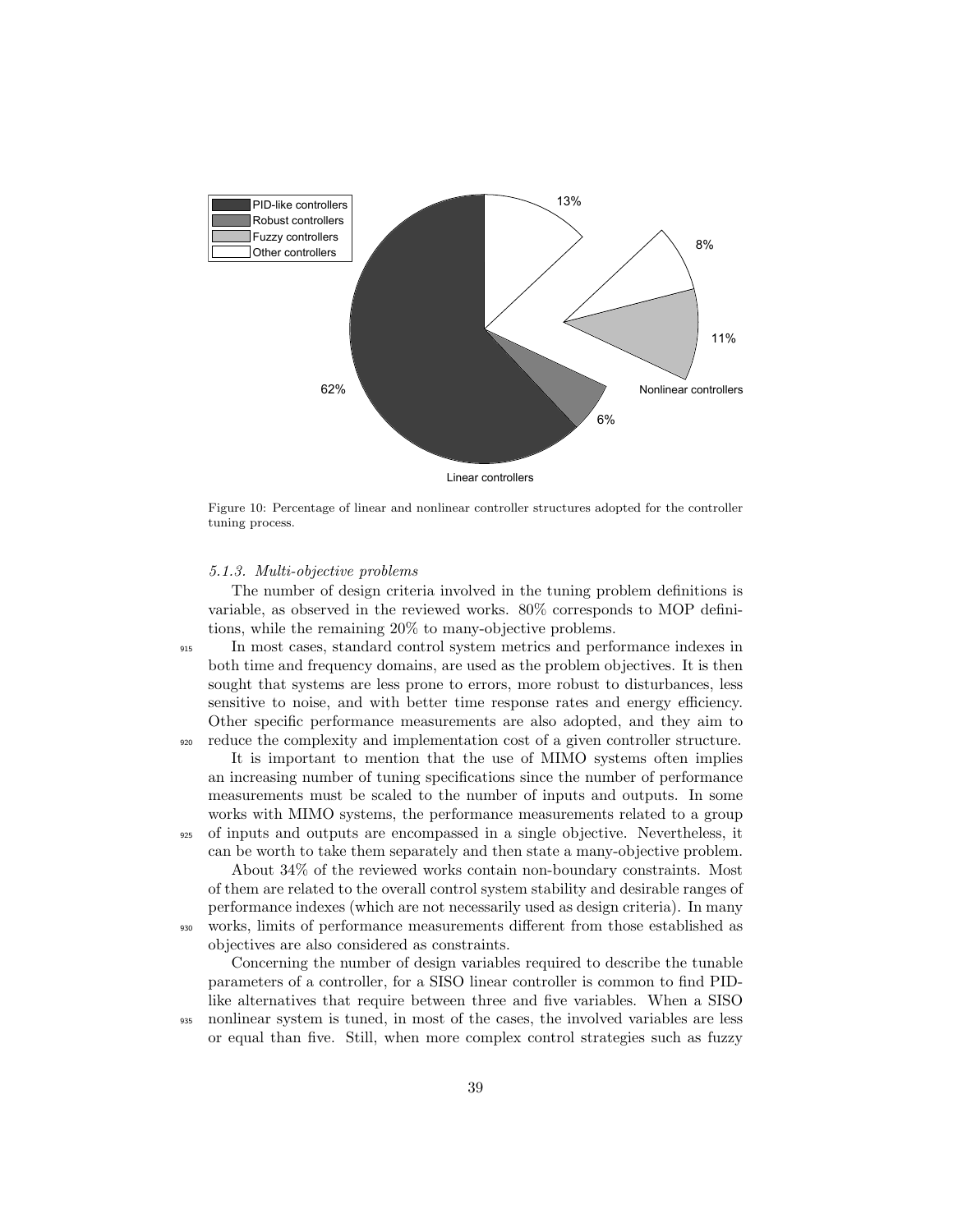PID-like controllers
Robust controllers
Fuzzy controllers
Other controllers

13%

8%

11%

62%

6%

Nonlinear controllers

Linear controllers

Figure 10: Percentage of linear and nonlinear controller structures adopted for the controller tuning process.

*5.1.3. Multi-objective problems*

The number of design criteria involved in the tuning problem definitions is variable, as observed in the reviewed works. 80% corresponds to MOP definitions, while the remaining 20% to many-objective problems.

In most cases, standard control system metrics and performance indexes in both time and frequency domains, are used as the problem objectives. It is then sought that systems are less prone to errors, more robust to disturbances, less sensitive to noise, and with better time response rates and energy efficiency. Other specific performance measurements are also adopted, and they aim to reduce the complexity and implementation cost of a given controller structure.

It is important to mention that the use of MIMO systems often implies an increasing number of tuning specifications since the number of performance measurements must be scaled to the number of inputs and outputs. In some works with MIMO systems, the performance measurements related to a group of inputs and outputs are encompassed in a single objective. Nevertheless, it can be worth to take them separately and then state a many-objective problem.

About 34% of the reviewed works contain non-boundary constraints. Most of them are related to the overall control system stability and desirable ranges of performance indexes (which are not necessarily used as design criteria). In many works, limits of performance measurements different from those established as objectives are also considered as constraints.

Concerning the number of design variables required to describe the tunable parameters of a controller, for a SISO linear controller is common to find PID-like alternatives that require between three and five variables. When a SISO nonlinear system is tuned, in most of the cases, the involved variables are less or equal than five. Still, when more complex control strategies such as fuzzy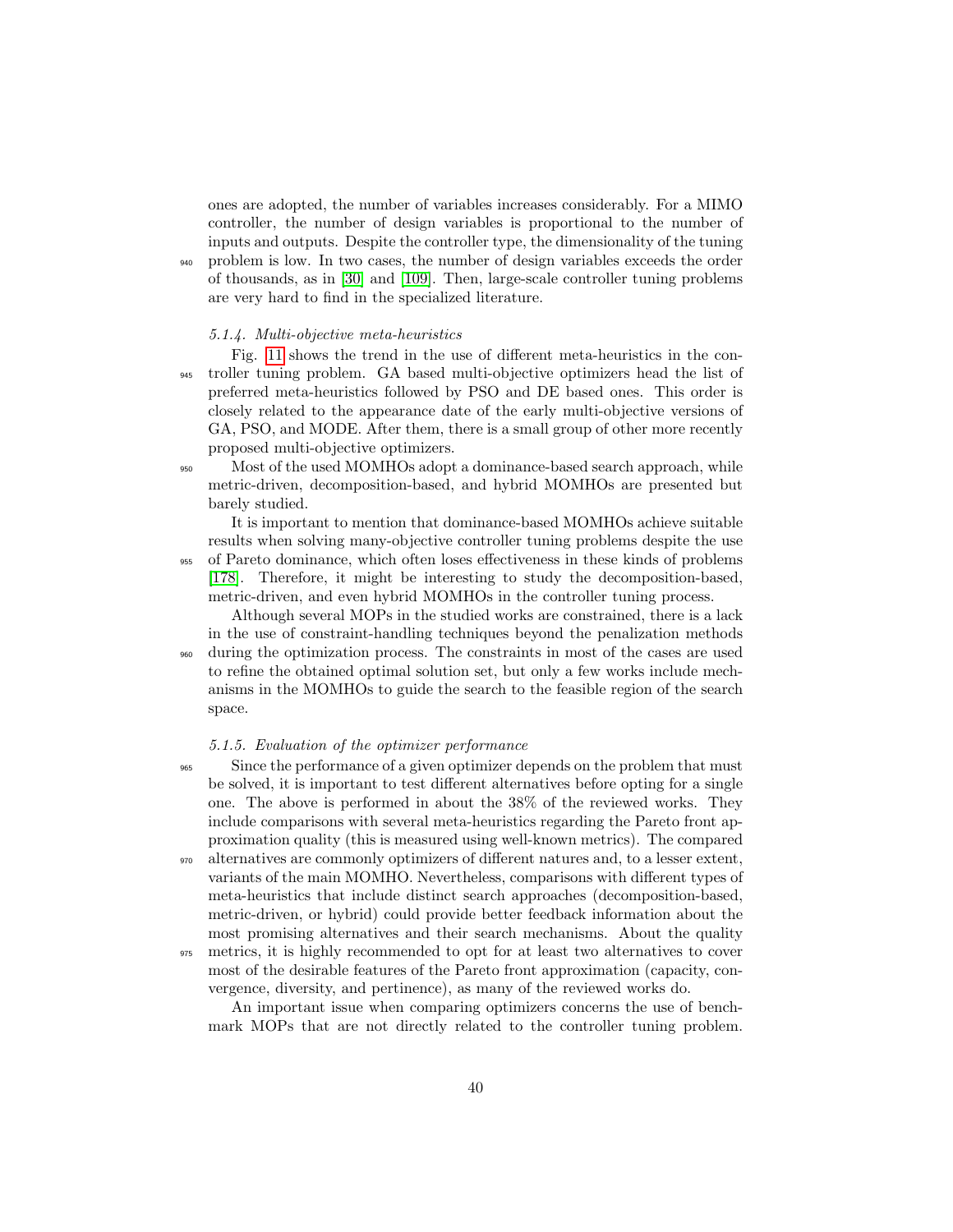ones are adopted, the number of variables increases considerably. For a MIMO controller, the number of design variables is proportional to the number of inputs and outputs. Despite the controller type, the dimensionality of the tuning problem is low. In two cases, the number of design variables exceeds the order of thousands, as in [30] and [109]. Then, large-scale controller tuning problems are very hard to find in the specialized literature.

#### *5.1.4. Multi-objective meta-heuristics*

Fig. 11 shows the trend in the use of different meta-heuristics in the controller tuning problem. GA based multi-objective optimizers head the list of preferred meta-heuristics followed by PSO and DE based ones. This order is closely related to the appearance date of the early multi-objective versions of GA, PSO, and MODE. After them, there is a small group of other more recently proposed multi-objective optimizers.

Most of the used MOMHOs adopt a dominance-based search approach, while metric-driven, decomposition-based, and hybrid MOMHOs are presented but barely studied.

It is important to mention that dominance-based MOMHOs achieve suitable results when solving many-objective controller tuning problems despite the use of Pareto dominance, which often loses effectiveness in these kinds of problems [178]. Therefore, it might be interesting to study the decomposition-based, metric-driven, and even hybrid MOMHOs in the controller tuning process.

Although several MOPs in the studied works are constrained, there is a lack in the use of constraint-handling techniques beyond the penalization methods during the optimization process. The constraints in most of the cases are used to refine the obtained optimal solution set, but only a few works include mechanisms in the MOMHOs to guide the search to the feasible region of the search space.

#### *5.1.5. Evaluation of the optimizer performance*

Since the performance of a given optimizer depends on the problem that must be solved, it is important to test different alternatives before opting for a single one. The above is performed in about the 38% of the reviewed works. They include comparisons with several meta-heuristics regarding the Pareto front approximation quality (this is measured using well-known metrics). The compared alternatives are commonly optimizers of different natures and, to a lesser extent, variants of the main MOMHO. Nevertheless, comparisons with different types of meta-heuristics that include distinct search approaches (decomposition-based, metric-driven, or hybrid) could provide better feedback information about the most promising alternatives and their search mechanisms. About the quality metrics, it is highly recommended to opt for at least two alternatives to cover most of the desirable features of the Pareto front approximation (capacity, convergence, diversity, and pertinence), as many of the reviewed works do.

An important issue when comparing optimizers concerns the use of benchmark MOPs that are not directly related to the controller tuning problem.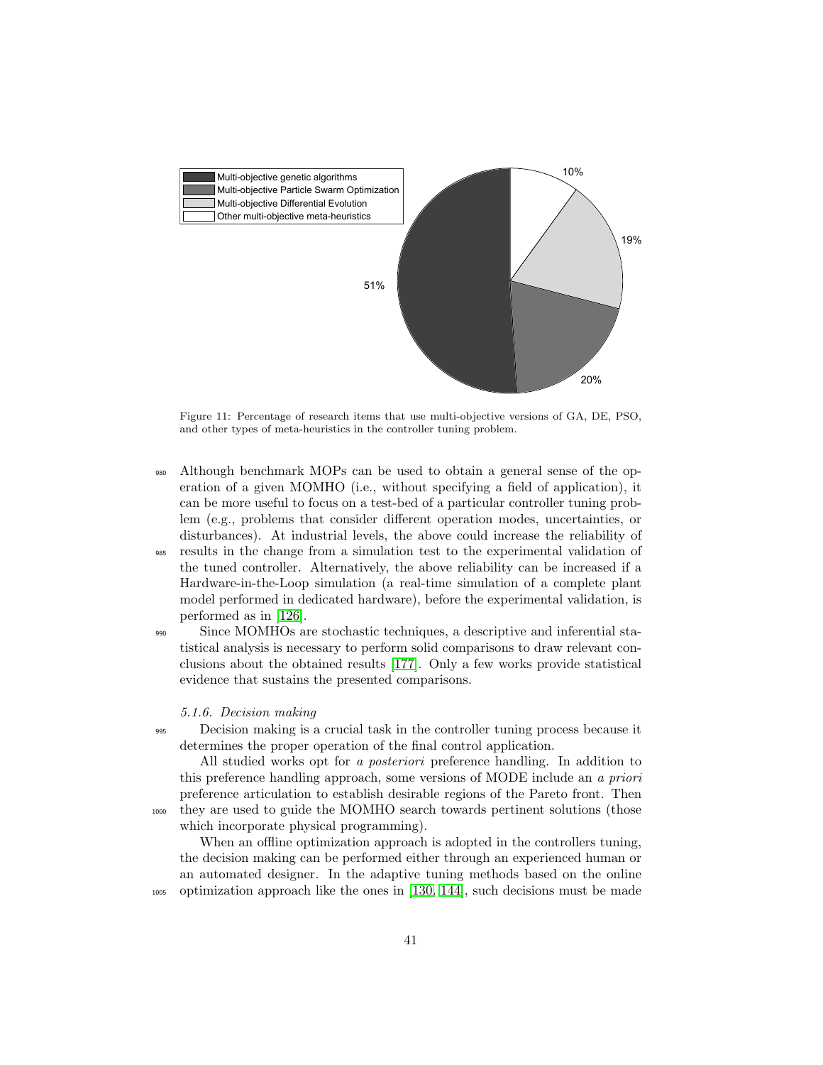Multi-objective genetic algorithms
Multi-objective Particle Swarm Optimization
Multi-objective Differential Evolution
Other multi-objective meta-heuristics

10%

19%

51%

20%

Figure 11: Percentage of research items that use multi-objective versions of GA, DE, PSO, and other types of meta-heuristics in the controller tuning problem.

Although benchmark MOPs can be used to obtain a general sense of the operation of a given MOMHO (i.e., without specifying a field of application), it can be more useful to focus on a test-bed of a particular controller tuning problem (e.g., problems that consider different operation modes, uncertainties, or disturbances). At industrial levels, the above could increase the reliability of results in the change from a simulation test to the experimental validation of the tuned controller. Alternatively, the above reliability can be increased if a Hardware-in-the-Loop simulation (a real-time simulation of a complete plant model performed in dedicated hardware), before the experimental validation, is performed as in [126].

Since MOMHOs are stochastic techniques, a descriptive and inferential statistical analysis is necessary to perform solid comparisons to draw relevant conclusions about the obtained results [177]. Only a few works provide statistical evidence that sustains the presented comparisons.

#### *5.1.6. Decision making*

Decision making is a crucial task in the controller tuning process because it determines the proper operation of the final control application.

All studied works opt for *a posteriori* preference handling. In addition to this preference handling approach, some versions of MODE include an *a priori* preference articulation to establish desirable regions of the Pareto front. Then they are used to guide the MOMHO search towards pertinent solutions (those which incorporate physical programming).

When an offline optimization approach is adopted in the controllers tuning, the decision making can be performed either through an experienced human or an automated designer. In the adaptive tuning methods based on the online optimization approach like the ones in [130, 144], such decisions must be made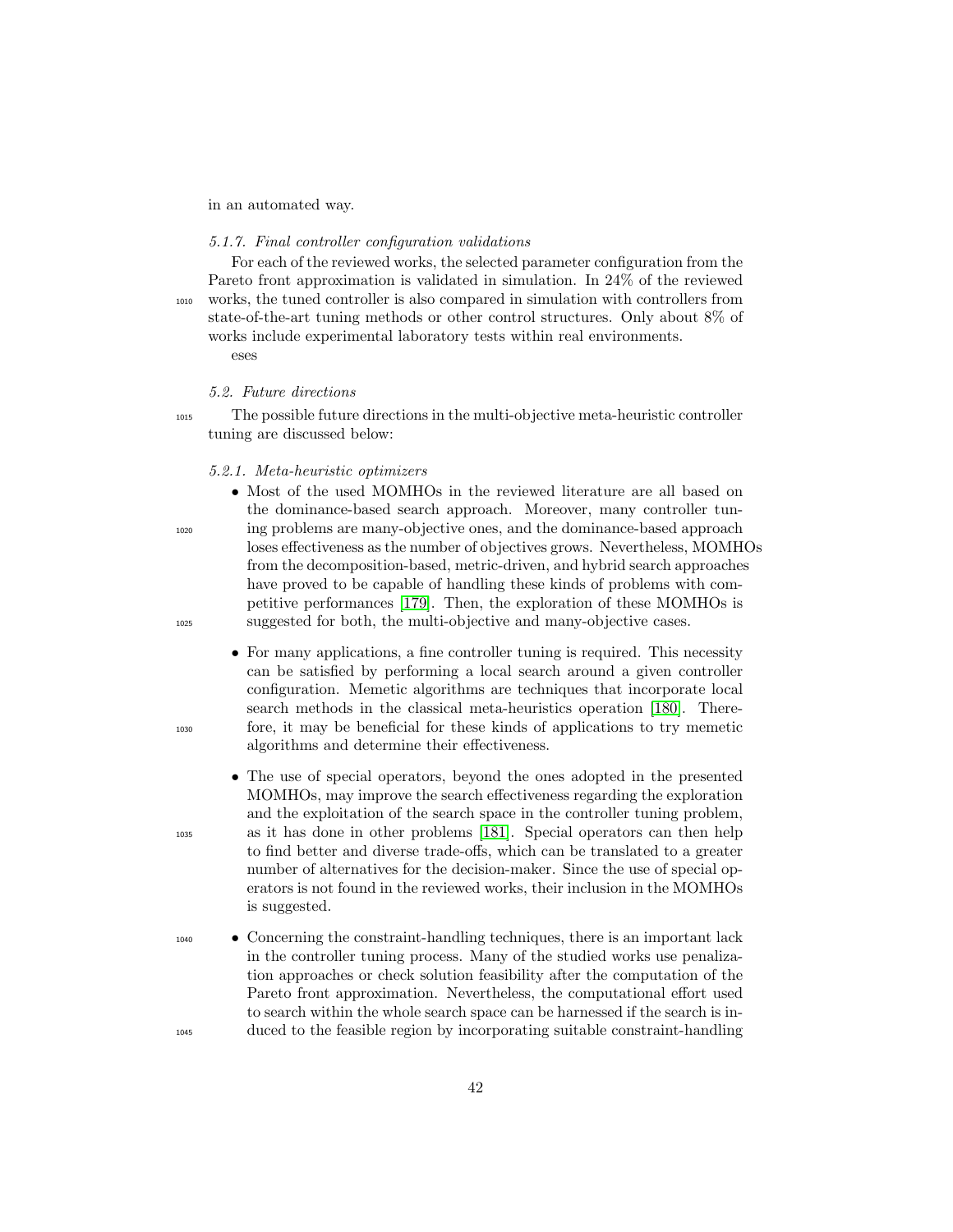in an automated way.

#### 5.1.7. Final controller configuration validations

For each of the reviewed works, the selected parameter configuration from the Pareto front approximation is validated in simulation. In 24% of the reviewed works, the tuned controller is also compared in simulation with controllers from state-of-the-art tuning methods or other control structures. Only about 8% of works include experimental laboratory tests within real environments.
eses

### 5.2. Future directions

The possible future directions in the multi-objective meta-heuristic controller tuning are discussed below:

#### 5.2.1. Meta-heuristic optimizers

- Most of the used MOMHOs in the reviewed literature are all based on the dominance-based search approach. Moreover, many controller tuning problems are many-objective ones, and the dominance-based approach loses effectiveness as the number of objectives grows. Nevertheless, MOMHOs from the decomposition-based, metric-driven, and hybrid search approaches have proved to be capable of handling these kinds of problems with competitive performances [179]. Then, the exploration of these MOMHOs is suggested for both, the multi-objective and many-objective cases.

- For many applications, a fine controller tuning is required. This necessity can be satisfied by performing a local search around a given controller configuration. Memetic algorithms are techniques that incorporate local search methods in the classical meta-heuristics operation [180]. Therefore, it may be beneficial for these kinds of applications to try memetic algorithms and determine their effectiveness.

- The use of special operators, beyond the ones adopted in the presented MOMHOs, may improve the search effectiveness regarding the exploration and the exploitation of the search space in the controller tuning problem, as it has done in other problems [181]. Special operators can then help to find better and diverse trade-offs, which can be translated to a greater number of alternatives for the decision-maker. Since the use of special operators is not found in the reviewed works, their inclusion in the MOMHOs is suggested.

- Concerning the constraint-handling techniques, there is an important lack in the controller tuning process. Many of the studied works use penalization approaches or check solution feasibility after the computation of the Pareto front approximation. Nevertheless, the computational effort used to search within the whole search space can be harnessed if the search is induced to the feasible region by incorporating suitable constraint-handling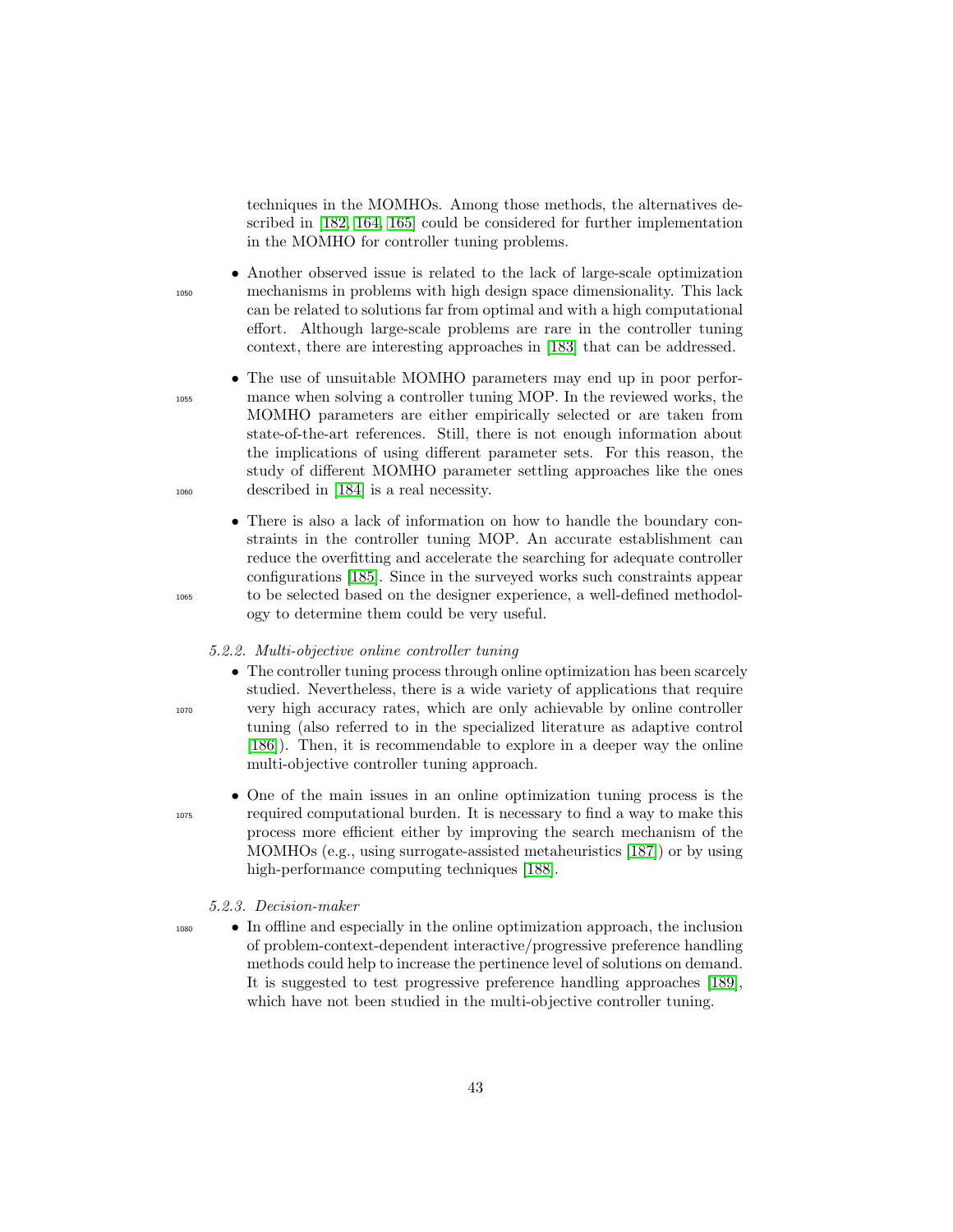techniques in the MOMHOs. Among those methods, the alternatives described in [182, 164, 165] could be considered for further implementation in the MOMHO for controller tuning problems.

- Another observed issue is related to the lack of large-scale optimization mechanisms in problems with high design space dimensionality. This lack can be related to solutions far from optimal and with a high computational effort. Although large-scale problems are rare in the controller tuning context, there are interesting approaches in [183] that can be addressed.

- The use of unsuitable MOMHO parameters may end up in poor performance when solving a controller tuning MOP. In the reviewed works, the MOMHO parameters are either empirically selected or are taken from state-of-the-art references. Still, there is not enough information about the implications of using different parameter sets. For this reason, the study of different MOMHO parameter settling approaches like the ones described in [184] is a real necessity.

- There is also a lack of information on how to handle the boundary constraints in the controller tuning MOP. An accurate establishment can reduce the overfitting and accelerate the searching for adequate controller configurations [185]. Since in the surveyed works such constraints appear to be selected based on the designer experience, a well-defined methodology to determine them could be very useful.

#### *5.2.2. Multi-objective online controller tuning*

- The controller tuning process through online optimization has been scarcely studied. Nevertheless, there is a wide variety of applications that require very high accuracy rates, which are only achievable by online controller tuning (also referred to in the specialized literature as adaptive control [186]). Then, it is recommendable to explore in a deeper way the online multi-objective controller tuning approach.

- One of the main issues in an online optimization tuning process is the required computational burden. It is necessary to find a way to make this process more efficient either by improving the search mechanism of the MOMHOs (e.g., using surrogate-assisted metaheuristics [187]) or by using high-performance computing techniques [188].

#### *5.2.3. Decision-maker*

- In offline and especially in the online optimization approach, the inclusion of problem-context-dependent interactive/progressive preference handling methods could help to increase the pertinence level of solutions on demand. It is suggested to test progressive preference handling approaches [189], which have not been studied in the multi-objective controller tuning.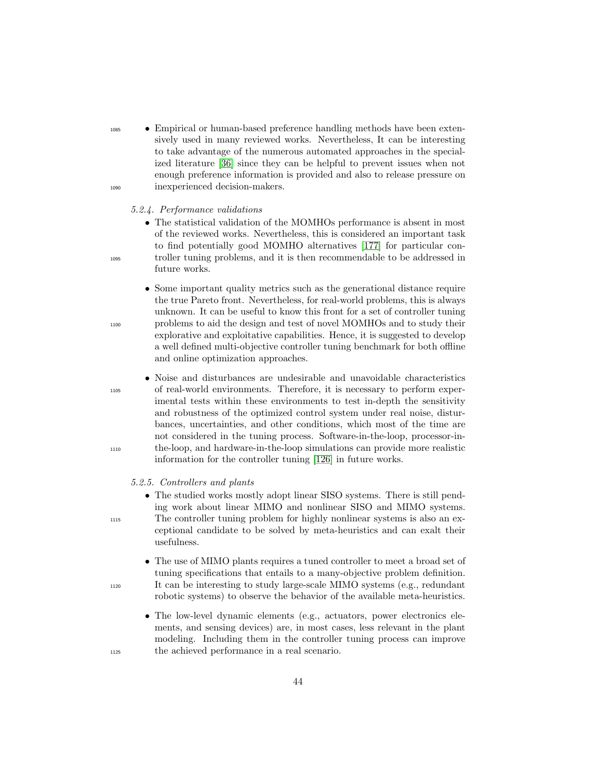- Empirical or human-based preference handling methods have been extensively used in many reviewed works. Nevertheless, It can be interesting to take advantage of the numerous automated approaches in the specialized literature [36] since they can be helpful to prevent issues when not enough preference information is provided and also to release pressure on inexperienced decision-makers.

#### 5.2.4. Performance validations

- The statistical validation of the MOMHOs performance is absent in most of the reviewed works. Nevertheless, this is considered an important task to find potentially good MOMHO alternatives [177] for particular controller tuning problems, and it is then recommendable to be addressed in future works.

- Some important quality metrics such as the generational distance require the true Pareto front. Nevertheless, for real-world problems, this is always unknown. It can be useful to know this front for a set of controller tuning problems to aid the design and test of novel MOMHOs and to study their explorative and exploitative capabilities. Hence, it is suggested to develop a well defined multi-objective controller tuning benchmark for both offline and online optimization approaches.

- Noise and disturbances are undesirable and unavoidable characteristics of real-world environments. Therefore, it is necessary to perform experimental tests within these environments to test in-depth the sensitivity and robustness of the optimized control system under real noise, disturbances, uncertainties, and other conditions, which most of the time are not considered in the tuning process. Software-in-the-loop, processor-in-the-loop, and hardware-in-the-loop simulations can provide more realistic information for the controller tuning [126] in future works.

#### 5.2.5. Controllers and plants

- The studied works mostly adopt linear SISO systems. There is still pending work about linear MIMO and nonlinear SISO and MIMO systems. The controller tuning problem for highly nonlinear systems is also an exceptional candidate to be solved by meta-heuristics and can exalt their usefulness.

- The use of MIMO plants requires a tuned controller to meet a broad set of tuning specifications that entails to a many-objective problem definition. It can be interesting to study large-scale MIMO systems (e.g., redundant robotic systems) to observe the behavior of the available meta-heuristics.

- The low-level dynamic elements (e.g., actuators, power electronics elements, and sensing devices) are, in most cases, less relevant in the plant modeling. Including them in the controller tuning process can improve the achieved performance in a real scenario.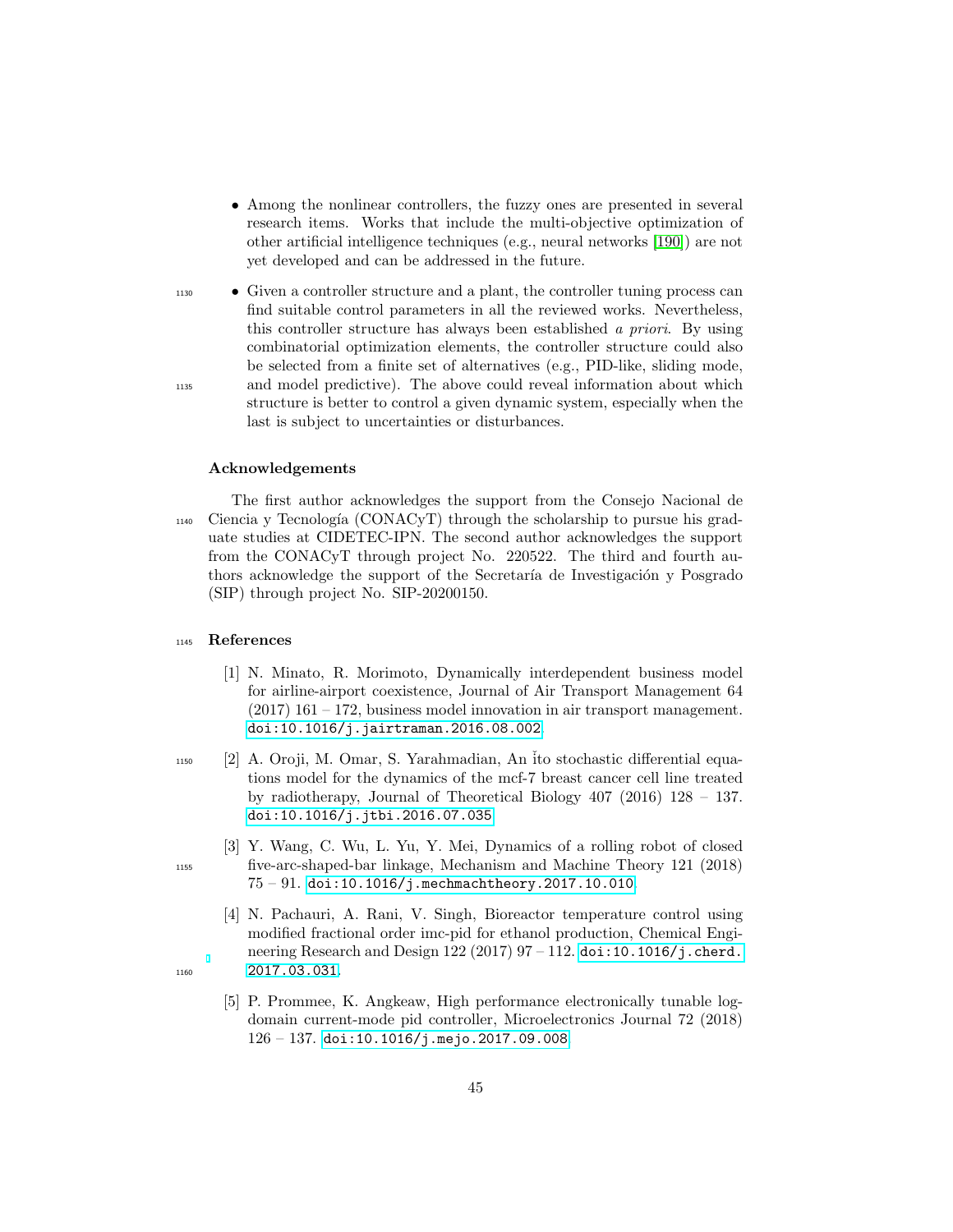- Among the nonlinear controllers, the fuzzy ones are presented in several research items. Works that include the multi-objective optimization of other artificial intelligence techniques (e.g., neural networks [190]) are not yet developed and can be addressed in the future.

- Given a controller structure and a plant, the controller tuning process can find suitable control parameters in all the reviewed works. Nevertheless, this controller structure has always been established *a priori*. By using combinatorial optimization elements, the controller structure could also be selected from a finite set of alternatives (e.g., PID-like, sliding mode, and model predictive). The above could reveal information about which structure is better to control a given dynamic system, especially when the last is subject to uncertainties or disturbances.

### Acknowledgements

The first author acknowledges the support from the Consejo Nacional de Ciencia y Tecnología (CONACyT) through the scholarship to pursue his graduate studies at CIDETEC-IPN. The second author acknowledges the support from the CONACyT through project No. 220522. The third and fourth authors acknowledge the support of the Secretaría de Investigación y Posgrado (SIP) through project No. SIP-20200150.

### References

[1] N. Minato, R. Morimoto, Dynamically interdependent business model for airline-airport coexistence, Journal of Air Transport Management 64 (2017) 161 – 172, business model innovation in air transport management. doi:10.1016/j.jairtraman.2016.08.002.

[2] A. Oroji, M. Omar, S. Yarahmadian, An ǐto stochastic differential equations model for the dynamics of the mcf-7 breast cancer cell line treated by radiotherapy, Journal of Theoretical Biology 407 (2016) 128 – 137. doi:10.1016/j.jtbi.2016.07.035.

[3] Y. Wang, C. Wu, L. Yu, Y. Mei, Dynamics of a rolling robot of closed five-arc-shaped-bar linkage, Mechanism and Machine Theory 121 (2018) 75 – 91. doi:10.1016/j.mechmachtheory.2017.10.010.

[4] N. Pachauri, A. Rani, V. Singh, Bioreactor temperature control using modified fractional order imc-pid for ethanol production, Chemical Engineering Research and Design 122 (2017) 97 – 112. doi:10.1016/j.cherd.2017.03.031.

[5] P. Prommee, K. Angkeaw, High performance electronically tunable log-domain current-mode pid controller, Microelectronics Journal 72 (2018) 126 – 137. doi:10.1016/j.mejo.2017.09.008.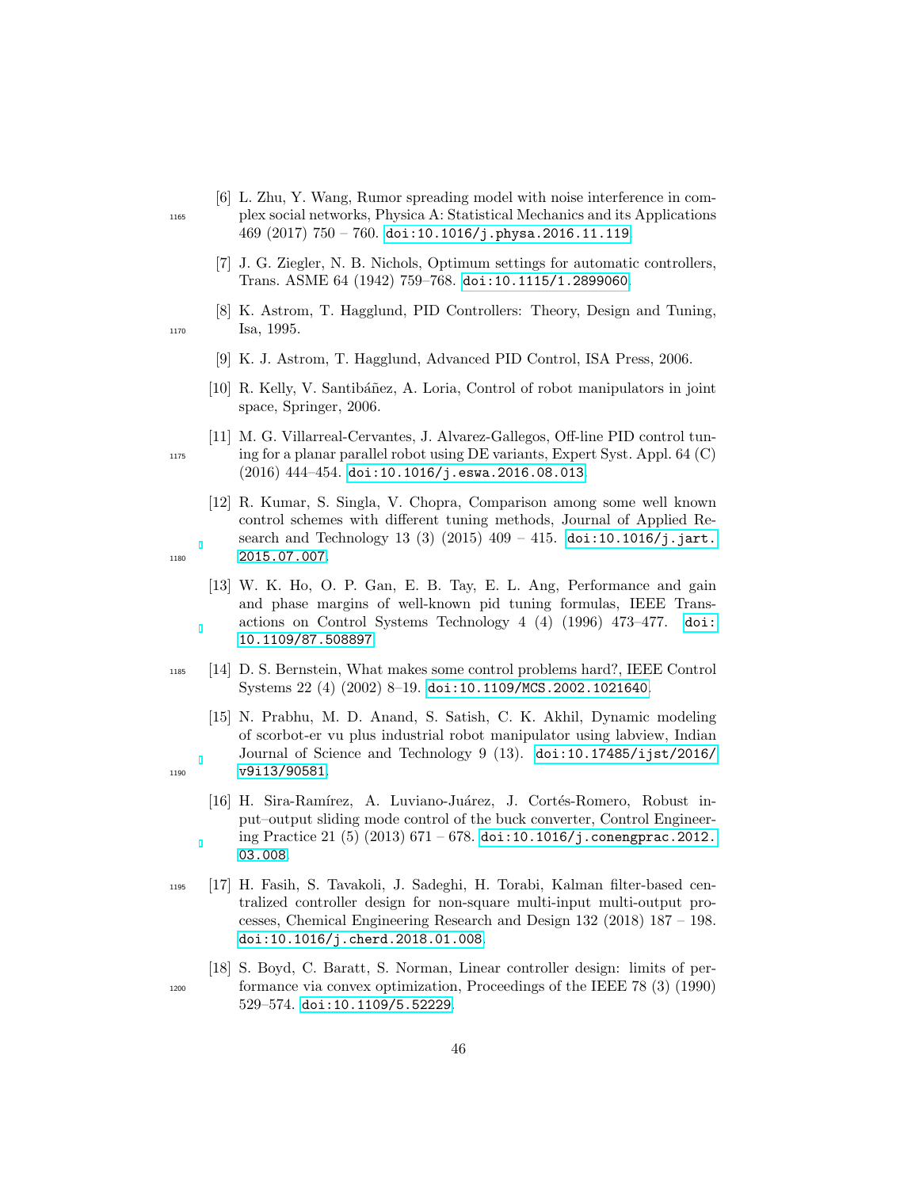[6] L. Zhu, Y. Wang, Rumor spreading model with noise interference in complex social networks, Physica A: Statistical Mechanics and its Applications 469 (2017) 750 – 760. doi:10.1016/j.physa.2016.11.119.

[7] J. G. Ziegler, N. B. Nichols, Optimum settings for automatic controllers, Trans. ASME 64 (1942) 759–768. doi:10.1115/1.2899060.

[8] K. Astrom, T. Hagglund, PID Controllers: Theory, Design and Tuning, Isa, 1995.

[9] K. J. Astrom, T. Hagglund, Advanced PID Control, ISA Press, 2006.

[10] R. Kelly, V. Santibáñez, A. Loria, Control of robot manipulators in joint space, Springer, 2006.

[11] M. G. Villarreal-Cervantes, J. Alvarez-Gallegos, Off-line PID control tuning for a planar parallel robot using DE variants, Expert Syst. Appl. 64 (C) (2016) 444–454. doi:10.1016/j.eswa.2016.08.013.

[12] R. Kumar, S. Singla, V. Chopra, Comparison among some well known control schemes with different tuning methods, Journal of Applied Research and Technology 13 (3) (2015) 409 – 415. doi:10.1016/j.jart.2015.07.007.

[13] W. K. Ho, O. P. Gan, E. B. Tay, E. L. Ang, Performance and gain and phase margins of well-known pid tuning formulas, IEEE Transactions on Control Systems Technology 4 (4) (1996) 473–477. doi:10.1109/87.508897.

[14] D. S. Bernstein, What makes some control problems hard?, IEEE Control Systems 22 (4) (2002) 8–19. doi:10.1109/MCS.2002.1021640.

[15] N. Prabhu, M. D. Anand, S. Satish, C. K. Akhil, Dynamic modeling of scorbot-er vu plus industrial robot manipulator using labview, Indian Journal of Science and Technology 9 (13). doi:10.17485/ijst/2016/v9i13/90581.

[16] H. Sira-Ramírez, A. Luviano-Juárez, J. Cortés-Romero, Robust input–output sliding mode control of the buck converter, Control Engineering Practice 21 (5) (2013) 671 – 678. doi:10.1016/j.conengprac.2012.03.008.

[17] H. Fasih, S. Tavakoli, J. Sadeghi, H. Torabi, Kalman filter-based centralized controller design for non-square multi-input multi-output processes, Chemical Engineering Research and Design 132 (2018) 187 – 198. doi:10.1016/j.cherd.2018.01.008.

[18] S. Boyd, C. Baratt, S. Norman, Linear controller design: limits of performance via convex optimization, Proceedings of the IEEE 78 (3) (1990) 529–574. doi:10.1109/5.52229.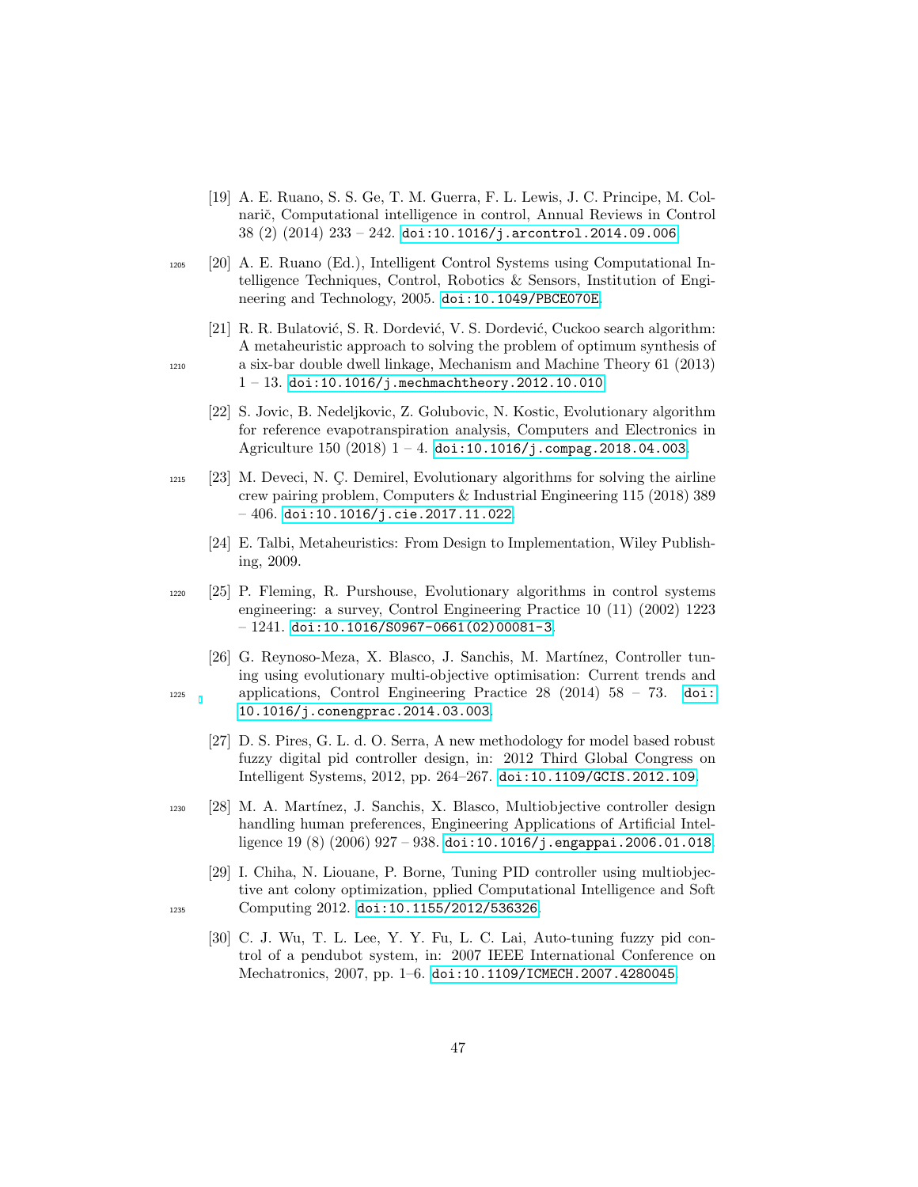[19] A. E. Ruano, S. S. Ge, T. M. Guerra, F. L. Lewis, J. C. Principe, M. Colnarič, Computational intelligence in control, Annual Reviews in Control 38 (2) (2014) 233 – 242. doi:10.1016/j.arcontrol.2014.09.006.

[20] A. E. Ruano (Ed.), Intelligent Control Systems using Computational Intelligence Techniques, Control, Robotics & Sensors, Institution of Engineering and Technology, 2005. doi:10.1049/PBCE070E.

[21] R. R. Bulatović, S. R. Dordević, V. S. Dordević, Cuckoo search algorithm: A metaheuristic approach to solving the problem of optimum synthesis of a six-bar double dwell linkage, Mechanism and Machine Theory 61 (2013) 1 – 13. doi:10.1016/j.mechmachtheory.2012.10.010.

[22] S. Jovic, B. Nedeljkovic, Z. Golubovic, N. Kostic, Evolutionary algorithm for reference evapotranspiration analysis, Computers and Electronics in Agriculture 150 (2018) 1 – 4. doi:10.1016/j.compag.2018.04.003.

[23] M. Deveci, N. Ç. Demirel, Evolutionary algorithms for solving the airline crew pairing problem, Computers & Industrial Engineering 115 (2018) 389 – 406. doi:10.1016/j.cie.2017.11.022.

[24] E. Talbi, Metaheuristics: From Design to Implementation, Wiley Publishing, 2009.

[25] P. Fleming, R. Purshouse, Evolutionary algorithms in control systems engineering: a survey, Control Engineering Practice 10 (11) (2002) 1223 – 1241. doi:10.1016/S0967-0661(02)00081-3.

[26] G. Reynoso-Meza, X. Blasco, J. Sanchis, M. Martínez, Controller tuning using evolutionary multi-objective optimisation: Current trends and applications, Control Engineering Practice 28 (2014) 58 – 73. doi:10.1016/j.conengprac.2014.03.003.

[27] D. S. Pires, G. L. d. O. Serra, A new methodology for model based robust fuzzy digital pid controller design, in: 2012 Third Global Congress on Intelligent Systems, 2012, pp. 264–267. doi:10.1109/GCIS.2012.109.

[28] M. A. Martínez, J. Sanchis, X. Blasco, Multiobjective controller design handling human preferences, Engineering Applications of Artificial Intelligence 19 (8) (2006) 927 – 938. doi:10.1016/j.engappai.2006.01.018.

[29] I. Chiha, N. Liouane, P. Borne, Tuning PID controller using multiobjective ant colony optimization, pplied Computational Intelligence and Soft Computing 2012. doi:10.1155/2012/536326.

[30] C. J. Wu, T. L. Lee, Y. Y. Fu, L. C. Lai, Auto-tuning fuzzy pid control of a pendubot system, in: 2007 IEEE International Conference on Mechatronics, 2007, pp. 1–6. doi:10.1109/ICMECH.2007.4280045.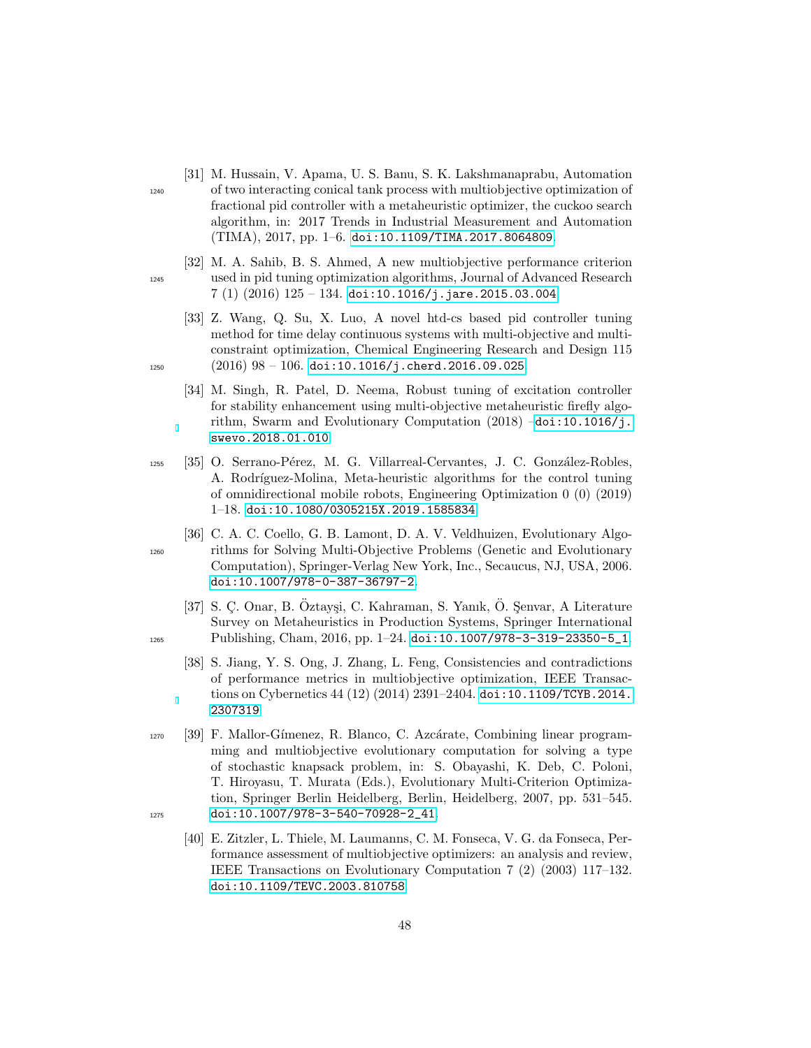[31] M. Hussain, V. Apama, U. S. Banu, S. K. Lakshmanaprabu, Automation of two interacting conical tank process with multiobjective optimization of fractional pid controller with a metaheuristic optimizer, the cuckoo search algorithm, in: 2017 Trends in Industrial Measurement and Automation (TIMA), 2017, pp. 1–6. doi:10.1109/TIMA.2017.8064809.

[32] M. A. Sahib, B. S. Ahmed, A new multiobjective performance criterion used in pid tuning optimization algorithms, Journal of Advanced Research 7 (1) (2016) 125 – 134. doi:10.1016/j.jare.2015.03.004.

[33] Z. Wang, Q. Su, X. Luo, A novel htd-cs based pid controller tuning method for time delay continuous systems with multi-objective and multi-constraint optimization, Chemical Engineering Research and Design 115 (2016) 98 – 106. doi:10.1016/j.cherd.2016.09.025.

[34] M. Singh, R. Patel, D. Neema, Robust tuning of excitation controller for stability enhancement using multi-objective metaheuristic firefly algorithm, Swarm and Evolutionary Computation (2018) –doi:10.1016/j.swevo.2018.01.010.

[35] O. Serrano-Pérez, M. G. Villarreal-Cervantes, J. C. González-Robles, A. Rodríguez-Molina, Meta-heuristic algorithms for the control tuning of omnidirectional mobile robots, Engineering Optimization 0 (0) (2019) 1–18. doi:10.1080/0305215X.2019.1585834.

[36] C. A. C. Coello, G. B. Lamont, D. A. V. Veldhuizen, Evolutionary Algorithms for Solving Multi-Objective Problems (Genetic and Evolutionary Computation), Springer-Verlag New York, Inc., Secaucus, NJ, USA, 2006. doi:10.1007/978-0-387-36797-2.

[37] S. Ç. Onar, B. Öztayşi, C. Kahraman, S. Yanık, Ö. Şenvar, A Literature Survey on Metaheuristics in Production Systems, Springer International Publishing, Cham, 2016, pp. 1–24. doi:10.1007/978-3-319-23350-5_1.

[38] S. Jiang, Y. S. Ong, J. Zhang, L. Feng, Consistencies and contradictions of performance metrics in multiobjective optimization, IEEE Transactions on Cybernetics 44 (12) (2014) 2391–2404. doi:10.1109/TCYB.2014.2307319.

[39] F. Mallor-Gímenez, R. Blanco, C. Azcárate, Combining linear programming and multiobjective evolutionary computation for solving a type of stochastic knapsack problem, in: S. Obayashi, K. Deb, C. Poloni, T. Hiroyasu, T. Murata (Eds.), Evolutionary Multi-Criterion Optimization, Springer Berlin Heidelberg, Berlin, Heidelberg, 2007, pp. 531–545. doi:10.1007/978-3-540-70928-2_41.

[40] E. Zitzler, L. Thiele, M. Laumanns, C. M. Fonseca, V. G. da Fonseca, Performance assessment of multiobjective optimizers: an analysis and review, IEEE Transactions on Evolutionary Computation 7 (2) (2003) 117–132. doi:10.1109/TEVC.2003.810758.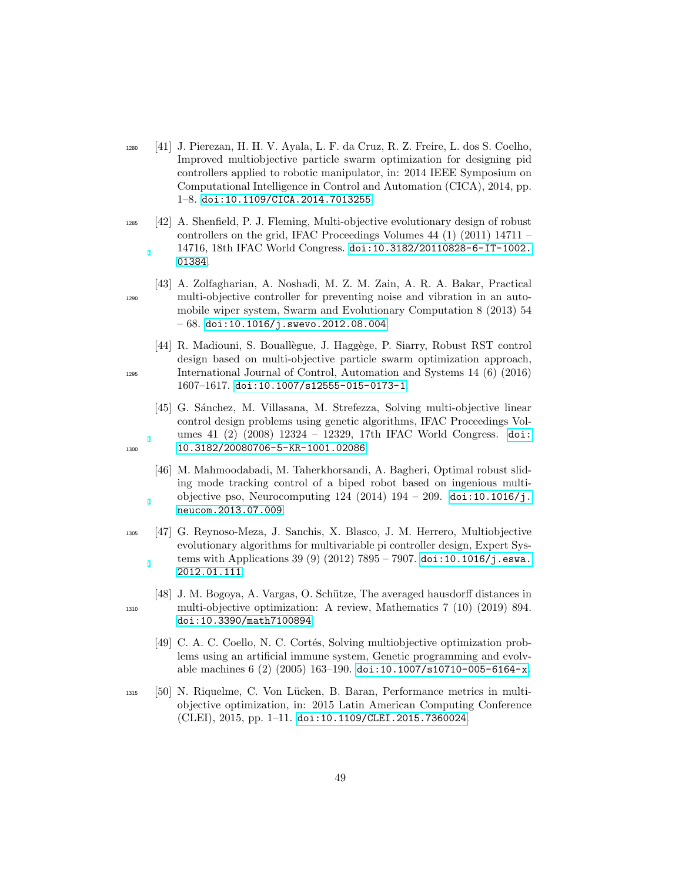[41] J. Pierezan, H. H. V. Ayala, L. F. da Cruz, R. Z. Freire, L. dos S. Coelho, Improved multiobjective particle swarm optimization for designing pid controllers applied to robotic manipulator, in: 2014 IEEE Symposium on Computational Intelligence in Control and Automation (CICA), 2014, pp. 1–8. doi:10.1109/CICA.2014.7013255.

[42] A. Shenfield, P. J. Fleming, Multi-objective evolutionary design of robust controllers on the grid, IFAC Proceedings Volumes 44 (1) (2011) 14711 – 14716, 18th IFAC World Congress. doi:10.3182/20110828-6-IT-1002.01384.

[43] A. Zolfagharian, A. Noshadi, M. Z. M. Zain, A. R. A. Bakar, Practical multi-objective controller for preventing noise and vibration in an automobile wiper system, Swarm and Evolutionary Computation 8 (2013) 54 – 68. doi:10.1016/j.swevo.2012.08.004.

[44] R. Madiouni, S. Bouallègue, J. Haggège, P. Siarry, Robust RST control design based on multi-objective particle swarm optimization approach, International Journal of Control, Automation and Systems 14 (6) (2016) 1607–1617. doi:10.1007/s12555-015-0173-1.

[45] G. Sánchez, M. Villasana, M. Strefezza, Solving multi-objective linear control design problems using genetic algorithms, IFAC Proceedings Volumes 41 (2) (2008) 12324 – 12329, 17th IFAC World Congress. doi:10.3182/20080706-5-KR-1001.02086.

[46] M. Mahmoodabadi, M. Taherkhorsandi, A. Bagheri, Optimal robust sliding mode tracking control of a biped robot based on ingenious multi-objective pso, Neurocomputing 124 (2014) 194 – 209. doi:10.1016/j.neucom.2013.07.009.

[47] G. Reynoso-Meza, J. Sanchis, X. Blasco, J. M. Herrero, Multiobjective evolutionary algorithms for multivariable pi controller design, Expert Systems with Applications 39 (9) (2012) 7895 – 7907. doi:10.1016/j.eswa.2012.01.111.

[48] J. M. Bogoya, A. Vargas, O. Schütze, The averaged hausdorff distances in multi-objective optimization: A review, Mathematics 7 (10) (2019) 894. doi:10.3390/math7100894.

[49] C. A. C. Coello, N. C. Cortés, Solving multiobjective optimization problems using an artificial immune system, Genetic programming and evolvable machines 6 (2) (2005) 163–190. doi:10.1007/s10710-005-6164-x.

[50] N. Riquelme, C. Von Lücken, B. Baran, Performance metrics in multi-objective optimization, in: 2015 Latin American Computing Conference (CLEI), 2015, pp. 1–11. doi:10.1109/CLEI.2015.7360024.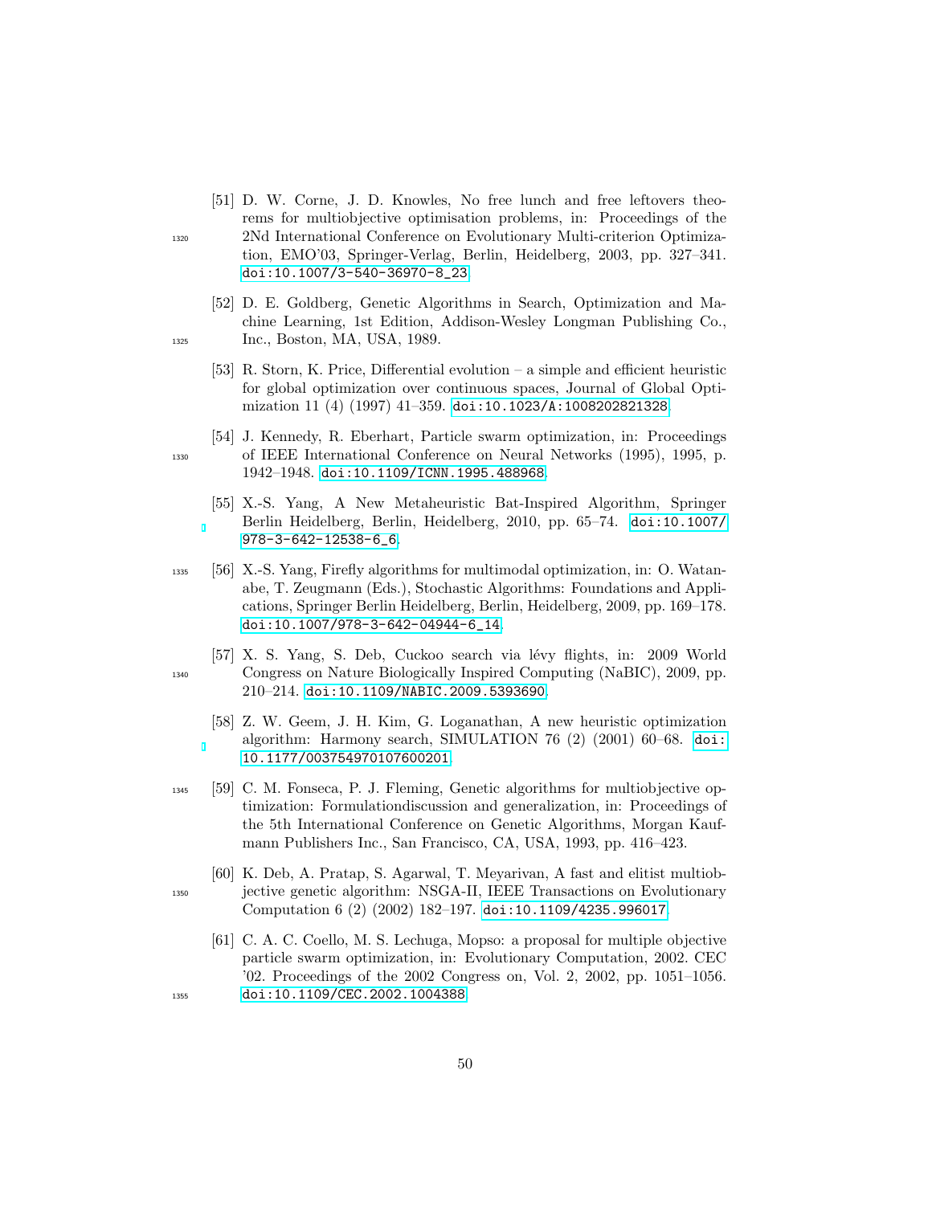[51] D. W. Corne, J. D. Knowles, No free lunch and free leftovers theorems for multiobjective optimisation problems, in: Proceedings of the 2Nd International Conference on Evolutionary Multi-criterion Optimization, EMO'03, Springer-Verlag, Berlin, Heidelberg, 2003, pp. 327–341. doi:10.1007/3-540-36970-8_23.

[52] D. E. Goldberg, Genetic Algorithms in Search, Optimization and Machine Learning, 1st Edition, Addison-Wesley Longman Publishing Co., Inc., Boston, MA, USA, 1989.

[53] R. Storn, K. Price, Differential evolution – a simple and efficient heuristic for global optimization over continuous spaces, Journal of Global Optimization 11 (4) (1997) 41–359. doi:10.1023/A:1008202821328.

[54] J. Kennedy, R. Eberhart, Particle swarm optimization, in: Proceedings of IEEE International Conference on Neural Networks (1995), 1995, p. 1942–1948. doi:10.1109/ICNN.1995.488968.

[55] X.-S. Yang, A New Metaheuristic Bat-Inspired Algorithm, Springer Berlin Heidelberg, Berlin, Heidelberg, 2010, pp. 65–74. doi:10.1007/978-3-642-12538-6_6.

[56] X.-S. Yang, Firefly algorithms for multimodal optimization, in: O. Watanabe, T. Zeugmann (Eds.), Stochastic Algorithms: Foundations and Applications, Springer Berlin Heidelberg, Berlin, Heidelberg, 2009, pp. 169–178. doi:10.1007/978-3-642-04944-6_14.

[57] X. S. Yang, S. Deb, Cuckoo search via lévy flights, in: 2009 World Congress on Nature Biologically Inspired Computing (NaBIC), 2009, pp. 210–214. doi:10.1109/NABIC.2009.5393690.

[58] Z. W. Geem, J. H. Kim, G. Loganathan, A new heuristic optimization algorithm: Harmony search, SIMULATION 76 (2) (2001) 60–68. doi:10.1177/003754970107600201.

[59] C. M. Fonseca, P. J. Fleming, Genetic algorithms for multiobjective optimization: Formulationdiscussion and generalization, in: Proceedings of the 5th International Conference on Genetic Algorithms, Morgan Kaufmann Publishers Inc., San Francisco, CA, USA, 1993, pp. 416–423.

[60] K. Deb, A. Pratap, S. Agarwal, T. Meyarivan, A fast and elitist multiobjective genetic algorithm: NSGA-II, IEEE Transactions on Evolutionary Computation 6 (2) (2002) 182–197. doi:10.1109/4235.996017.

[61] C. A. C. Coello, M. S. Lechuga, Mopso: a proposal for multiple objective particle swarm optimization, in: Evolutionary Computation, 2002. CEC '02. Proceedings of the 2002 Congress on, Vol. 2, 2002, pp. 1051–1056. doi:10.1109/CEC.2002.1004388.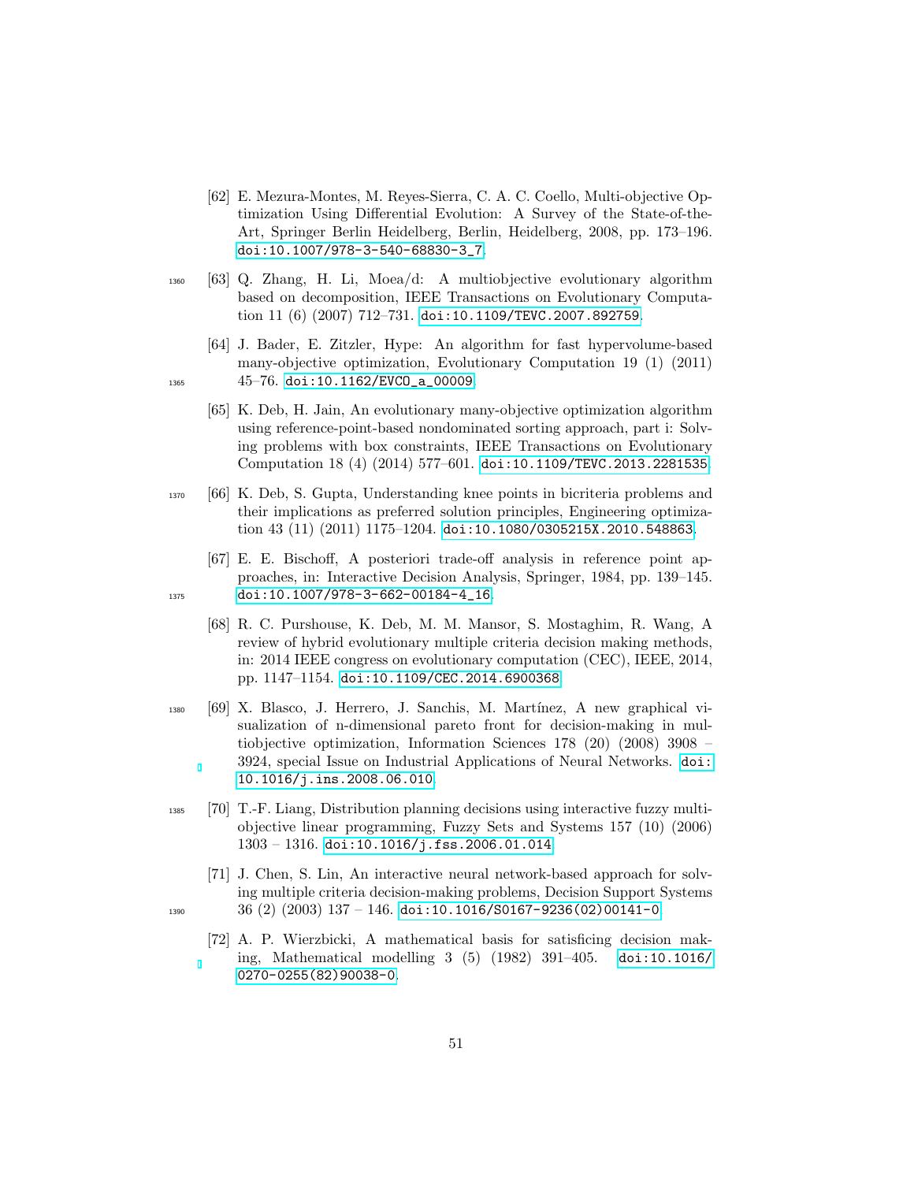[62] E. Mezura-Montes, M. Reyes-Sierra, C. A. C. Coello, Multi-objective Optimization Using Differential Evolution: A Survey of the State-of-the-Art, Springer Berlin Heidelberg, Berlin, Heidelberg, 2008, pp. 173–196. doi:10.1007/978-3-540-68830-3_7.

[63] Q. Zhang, H. Li, Moea/d: A multiobjective evolutionary algorithm based on decomposition, IEEE Transactions on Evolutionary Computation 11 (6) (2007) 712–731. doi:10.1109/TEVC.2007.892759.

[64] J. Bader, E. Zitzler, Hype: An algorithm for fast hypervolume-based many-objective optimization, Evolutionary Computation 19 (1) (2011) 45–76. doi:10.1162/EVCO_a_00009.

[65] K. Deb, H. Jain, An evolutionary many-objective optimization algorithm using reference-point-based nondominated sorting approach, part i: Solving problems with box constraints, IEEE Transactions on Evolutionary Computation 18 (4) (2014) 577–601. doi:10.1109/TEVC.2013.2281535.

[66] K. Deb, S. Gupta, Understanding knee points in bicriteria problems and their implications as preferred solution principles, Engineering optimization 43 (11) (2011) 1175–1204. doi:10.1080/0305215X.2010.548863.

[67] E. E. Bischoff, A posteriori trade-off analysis in reference point approaches, in: Interactive Decision Analysis, Springer, 1984, pp. 139–145. doi:10.1007/978-3-662-00184-4_16.

[68] R. C. Purshouse, K. Deb, M. M. Mansor, S. Mostaghim, R. Wang, A review of hybrid evolutionary multiple criteria decision making methods, in: 2014 IEEE congress on evolutionary computation (CEC), IEEE, 2014, pp. 1147–1154. doi:10.1109/CEC.2014.6900368.

[69] X. Blasco, J. Herrero, J. Sanchis, M. Martínez, A new graphical visualization of n-dimensional pareto front for decision-making in multiobjective optimization, Information Sciences 178 (20) (2008) 3908 – 3924, special Issue on Industrial Applications of Neural Networks. doi:10.1016/j.ins.2008.06.010.

[70] T.-F. Liang, Distribution planning decisions using interactive fuzzy multi-objective linear programming, Fuzzy Sets and Systems 157 (10) (2006) 1303 – 1316. doi:10.1016/j.fss.2006.01.014.

[71] J. Chen, S. Lin, An interactive neural network-based approach for solving multiple criteria decision-making problems, Decision Support Systems 36 (2) (2003) 137 – 146. doi:10.1016/S0167-9236(02)00141-0.

[72] A. P. Wierzbicki, A mathematical basis for satisficing decision making, Mathematical modelling 3 (5) (1982) 391–405. doi:10.1016/0270-0255(82)90038-0.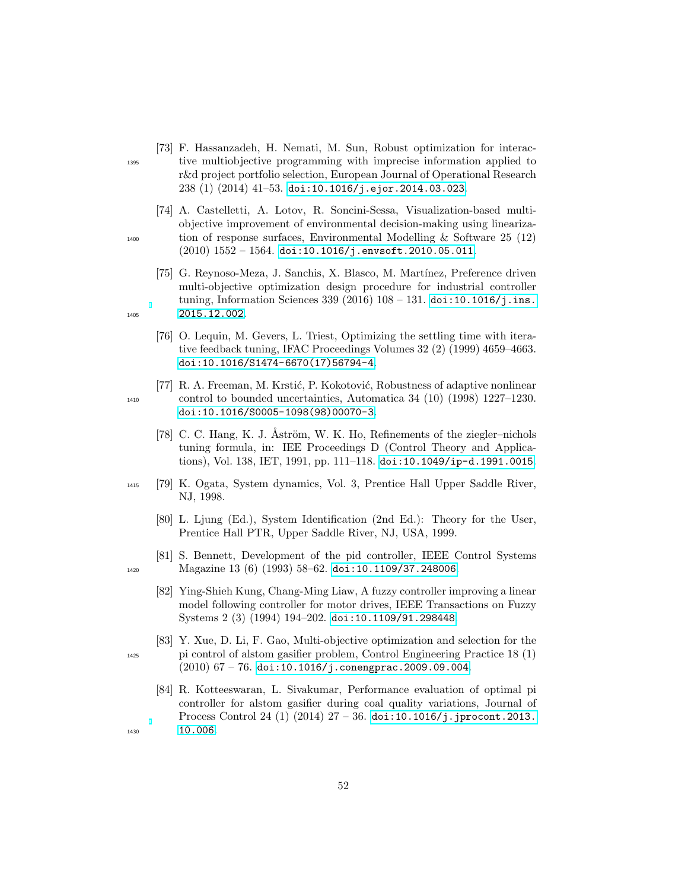[73] F. Hassanzadeh, H. Nemati, M. Sun, Robust optimization for interactive multiobjective programming with imprecise information applied to r&d project portfolio selection, European Journal of Operational Research 238 (1) (2014) 41–53. doi:10.1016/j.ejor.2014.03.023.

[74] A. Castelletti, A. Lotov, R. Soncini-Sessa, Visualization-based multi-objective improvement of environmental decision-making using linearization of response surfaces, Environmental Modelling & Software 25 (12) (2010) 1552 – 1564. doi:10.1016/j.envsoft.2010.05.011.

[75] G. Reynoso-Meza, J. Sanchis, X. Blasco, M. Martínez, Preference driven multi-objective optimization design procedure for industrial controller tuning, Information Sciences 339 (2016) 108 – 131. doi:10.1016/j.ins.2015.12.002.

[76] O. Lequin, M. Gevers, L. Triest, Optimizing the settling time with iterative feedback tuning, IFAC Proceedings Volumes 32 (2) (1999) 4659–4663. doi:10.1016/S1474-6670(17)56794-4.

[77] R. A. Freeman, M. Krstić, P. Kokotović, Robustness of adaptive nonlinear control to bounded uncertainties, Automatica 34 (10) (1998) 1227–1230. doi:10.1016/S0005-1098(98)00070-3.

[78] C. C. Hang, K. J. Åström, W. K. Ho, Refinements of the ziegler–nichols tuning formula, in: IEE Proceedings D (Control Theory and Applications), Vol. 138, IET, 1991, pp. 111–118. doi:10.1049/ip-d.1991.0015.

[79] K. Ogata, System dynamics, Vol. 3, Prentice Hall Upper Saddle River, NJ, 1998.

[80] L. Ljung (Ed.), System Identification (2nd Ed.): Theory for the User, Prentice Hall PTR, Upper Saddle River, NJ, USA, 1999.

[81] S. Bennett, Development of the pid controller, IEEE Control Systems Magazine 13 (6) (1993) 58–62. doi:10.1109/37.248006.

[82] Ying-Shieh Kung, Chang-Ming Liaw, A fuzzy controller improving a linear model following controller for motor drives, IEEE Transactions on Fuzzy Systems 2 (3) (1994) 194–202. doi:10.1109/91.298448.

[83] Y. Xue, D. Li, F. Gao, Multi-objective optimization and selection for the pi control of alstom gasifier problem, Control Engineering Practice 18 (1) (2010) 67 – 76. doi:10.1016/j.conengprac.2009.09.004.

[84] R. Kotteeswaran, L. Sivakumar, Performance evaluation of optimal pi controller for alstom gasifier during coal quality variations, Journal of Process Control 24 (1) (2014) 27 – 36. doi:10.1016/j.jprocont.2013.10.006.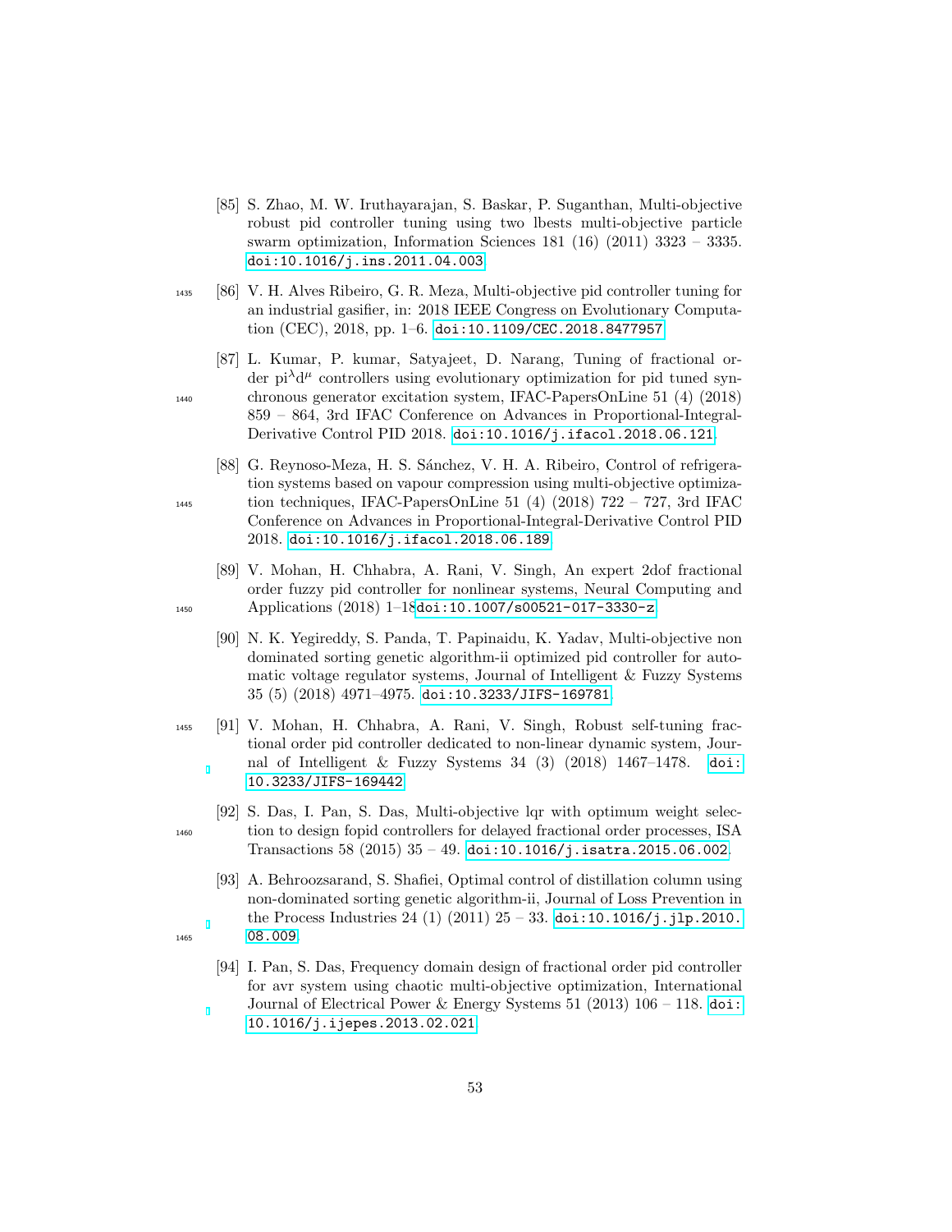[85] S. Zhao, M. W. Iruthayarajan, S. Baskar, P. Suganthan, Multi-objective robust pid controller tuning using two lbests multi-objective particle swarm optimization, Information Sciences 181 (16) (2011) 3323 – 3335. doi:10.1016/j.ins.2011.04.003.

[86] V. H. Alves Ribeiro, G. R. Meza, Multi-objective pid controller tuning for an industrial gasifier, in: 2018 IEEE Congress on Evolutionary Computation (CEC), 2018, pp. 1–6. doi:10.1109/CEC.2018.8477957.

[87] L. Kumar, P. kumar, Satyajeet, D. Narang, Tuning of fractional order pi$^{\lambda}$d$^{\mu}$ controllers using evolutionary optimization for pid tuned synchronous generator excitation system, IFAC-PapersOnLine 51 (4) (2018) 859 – 864, 3rd IFAC Conference on Advances in Proportional-Integral-Derivative Control PID 2018. doi:10.1016/j.ifacol.2018.06.121.

[88] G. Reynoso-Meza, H. S. Sánchez, V. H. A. Ribeiro, Control of refrigeration systems based on vapour compression using multi-objective optimization techniques, IFAC-PapersOnLine 51 (4) (2018) 722 – 727, 3rd IFAC Conference on Advances in Proportional-Integral-Derivative Control PID 2018. doi:10.1016/j.ifacol.2018.06.189.

[89] V. Mohan, H. Chhabra, A. Rani, V. Singh, An expert 2dof fractional order fuzzy pid controller for nonlinear systems, Neural Computing and Applications (2018) 1–18doi:10.1007/s00521-017-3330-z.

[90] N. K. Yegireddy, S. Panda, T. Papinaidu, K. Yadav, Multi-objective non dominated sorting genetic algorithm-ii optimized pid controller for automatic voltage regulator systems, Journal of Intelligent & Fuzzy Systems 35 (5) (2018) 4971–4975. doi:10.3233/JIFS-169781.

[91] V. Mohan, H. Chhabra, A. Rani, V. Singh, Robust self-tuning fractional order pid controller dedicated to non-linear dynamic system, Journal of Intelligent & Fuzzy Systems 34 (3) (2018) 1467–1478. doi:10.3233/JIFS-169442.

[92] S. Das, I. Pan, S. Das, Multi-objective lqr with optimum weight selection to design fopid controllers for delayed fractional order processes, ISA Transactions 58 (2015) 35 – 49. doi:10.1016/j.isatra.2015.06.002.

[93] A. Behroozsarand, S. Shafiei, Optimal control of distillation column using non-dominated sorting genetic algorithm-ii, Journal of Loss Prevention in the Process Industries 24 (1) (2011) 25 – 33. doi:10.1016/j.jlp.2010.08.009.

[94] I. Pan, S. Das, Frequency domain design of fractional order pid controller for avr system using chaotic multi-objective optimization, International Journal of Electrical Power & Energy Systems 51 (2013) 106 – 118. doi:10.1016/j.ijepes.2013.02.021.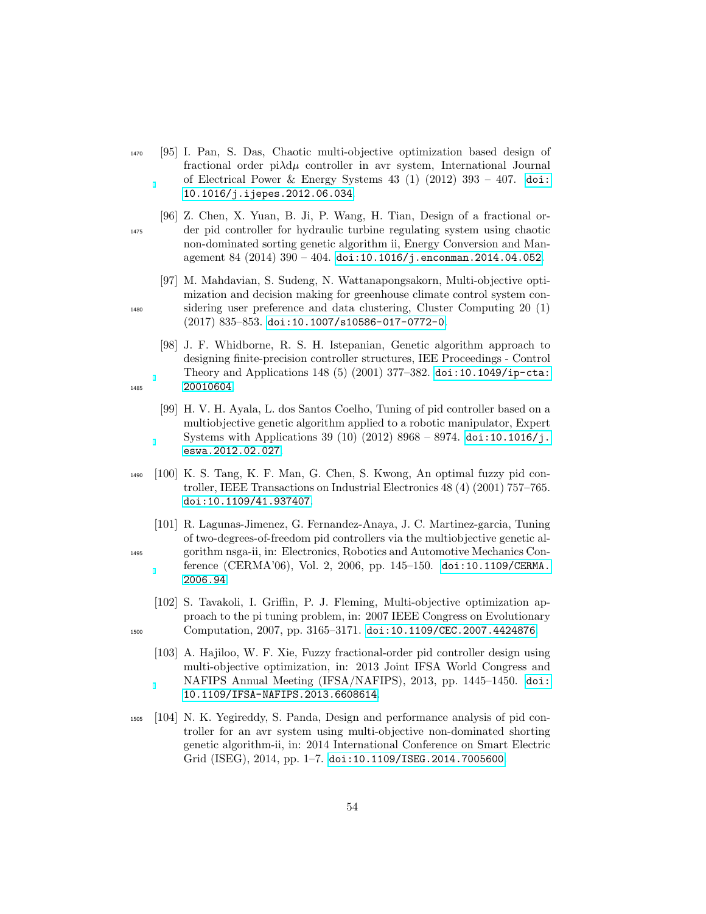[95] I. Pan, S. Das, Chaotic multi-objective optimization based design of fractional order pi$\lambda$d$\mu$ controller in avr system, International Journal of Electrical Power & Energy Systems 43 (1) (2012) 393 – 407. doi:10.1016/j.ijepes.2012.06.034.

[96] Z. Chen, X. Yuan, B. Ji, P. Wang, H. Tian, Design of a fractional order pid controller for hydraulic turbine regulating system using chaotic non-dominated sorting genetic algorithm ii, Energy Conversion and Management 84 (2014) 390 – 404. doi:10.1016/j.enconman.2014.04.052.

[97] M. Mahdavian, S. Sudeng, N. Wattanapongsakorn, Multi-objective optimization and decision making for greenhouse climate control system considering user preference and data clustering, Cluster Computing 20 (1) (2017) 835–853. doi:10.1007/s10586-017-0772-0.

[98] J. F. Whidborne, R. S. H. Istepanian, Genetic algorithm approach to designing finite-precision controller structures, IEE Proceedings - Control Theory and Applications 148 (5) (2001) 377–382. doi:10.1049/ip-cta:20010604.

[99] H. V. H. Ayala, L. dos Santos Coelho, Tuning of pid controller based on a multiobjective genetic algorithm applied to a robotic manipulator, Expert Systems with Applications 39 (10) (2012) 8968 – 8974. doi:10.1016/j.eswa.2012.02.027.

[100] K. S. Tang, K. F. Man, G. Chen, S. Kwong, An optimal fuzzy pid controller, IEEE Transactions on Industrial Electronics 48 (4) (2001) 757–765. doi:10.1109/41.937407.

[101] R. Lagunas-Jimenez, G. Fernandez-Anaya, J. C. Martinez-garcia, Tuning of two-degrees-of-freedom pid controllers via the multiobjective genetic algorithm nsga-ii, in: Electronics, Robotics and Automotive Mechanics Conference (CERMA'06), Vol. 2, 2006, pp. 145–150. doi:10.1109/CERMA.2006.94.

[102] S. Tavakoli, I. Griffin, P. J. Fleming, Multi-objective optimization approach to the pi tuning problem, in: 2007 IEEE Congress on Evolutionary Computation, 2007, pp. 3165–3171. doi:10.1109/CEC.2007.4424876.

[103] A. Hajiloo, W. F. Xie, Fuzzy fractional-order pid controller design using multi-objective optimization, in: 2013 Joint IFSA World Congress and NAFIPS Annual Meeting (IFSA/NAFIPS), 2013, pp. 1445–1450. doi:10.1109/IFSA-NAFIPS.2013.6608614.

[104] N. K. Yegireddy, S. Panda, Design and performance analysis of pid controller for an avr system using multi-objective non-dominated shorting genetic algorithm-ii, in: 2014 International Conference on Smart Electric Grid (ISEG), 2014, pp. 1–7. doi:10.1109/ISEG.2014.7005600.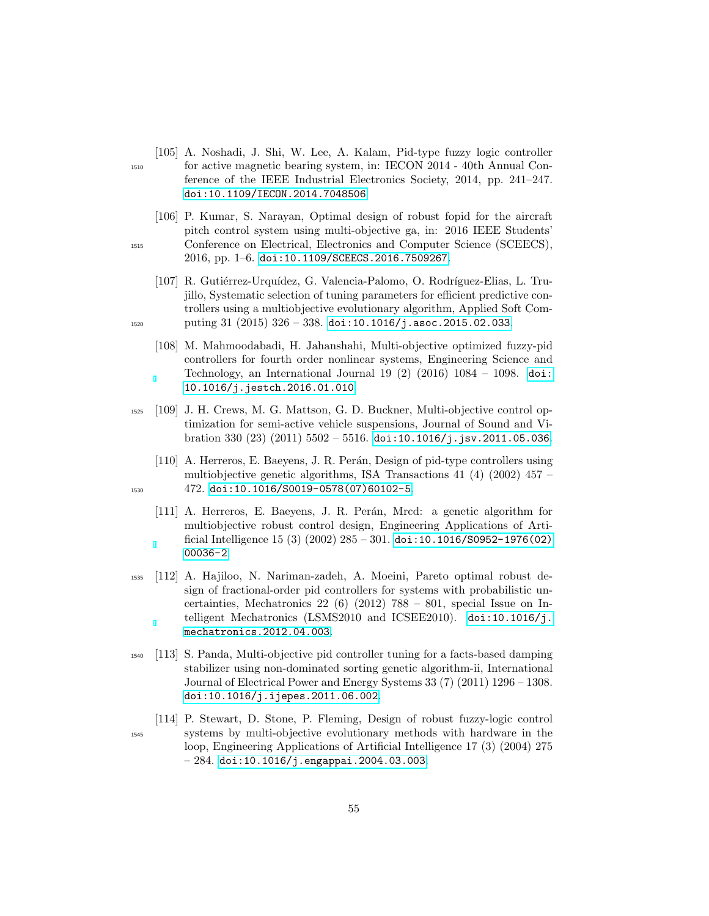[105] A. Noshadi, J. Shi, W. Lee, A. Kalam, Pid-type fuzzy logic controller for active magnetic bearing system, in: IECON 2014 - 40th Annual Conference of the IEEE Industrial Electronics Society, 2014, pp. 241–247. doi:10.1109/IECON.2014.7048506.

[106] P. Kumar, S. Narayan, Optimal design of robust fopid for the aircraft pitch control system using multi-objective ga, in: 2016 IEEE Students' Conference on Electrical, Electronics and Computer Science (SCEECS), 2016, pp. 1–6. doi:10.1109/SCEECS.2016.7509267.

[107] R. Gutiérrez-Urquídez, G. Valencia-Palomo, O. Rodríguez-Elias, L. Trujillo, Systematic selection of tuning parameters for efficient predictive controllers using a multiobjective evolutionary algorithm, Applied Soft Computing 31 (2015) 326 – 338. doi:10.1016/j.asoc.2015.02.033.

[108] M. Mahmoodabadi, H. Jahanshahi, Multi-objective optimized fuzzy-pid controllers for fourth order nonlinear systems, Engineering Science and Technology, an International Journal 19 (2) (2016) 1084 – 1098. doi:10.1016/j.jestch.2016.01.010.

[109] J. H. Crews, M. G. Mattson, G. D. Buckner, Multi-objective control optimization for semi-active vehicle suspensions, Journal of Sound and Vibration 330 (23) (2011) 5502 – 5516. doi:10.1016/j.jsv.2011.05.036.

[110] A. Herreros, E. Baeyens, J. R. Perán, Design of pid-type controllers using multiobjective genetic algorithms, ISA Transactions 41 (4) (2002) 457 – 472. doi:10.1016/S0019-0578(07)60102-5.

[111] A. Herreros, E. Baeyens, J. R. Perán, Mrcd: a genetic algorithm for multiobjective robust control design, Engineering Applications of Artificial Intelligence 15 (3) (2002) 285 – 301. doi:10.1016/S0952-1976(02)00036-2.

[112] A. Hajiloo, N. Nariman-zadeh, A. Moeini, Pareto optimal robust design of fractional-order pid controllers for systems with probabilistic uncertainties, Mechatronics 22 (6) (2012) 788 – 801, special Issue on Intelligent Mechatronics (LSMS2010 and ICSEE2010). doi:10.1016/j.mechatronics.2012.04.003.

[113] S. Panda, Multi-objective pid controller tuning for a facts-based damping stabilizer using non-dominated sorting genetic algorithm-ii, International Journal of Electrical Power and Energy Systems 33 (7) (2011) 1296 – 1308. doi:10.1016/j.ijepes.2011.06.002.

[114] P. Stewart, D. Stone, P. Fleming, Design of robust fuzzy-logic control systems by multi-objective evolutionary methods with hardware in the loop, Engineering Applications of Artificial Intelligence 17 (3) (2004) 275 – 284. doi:10.1016/j.engappai.2004.03.003.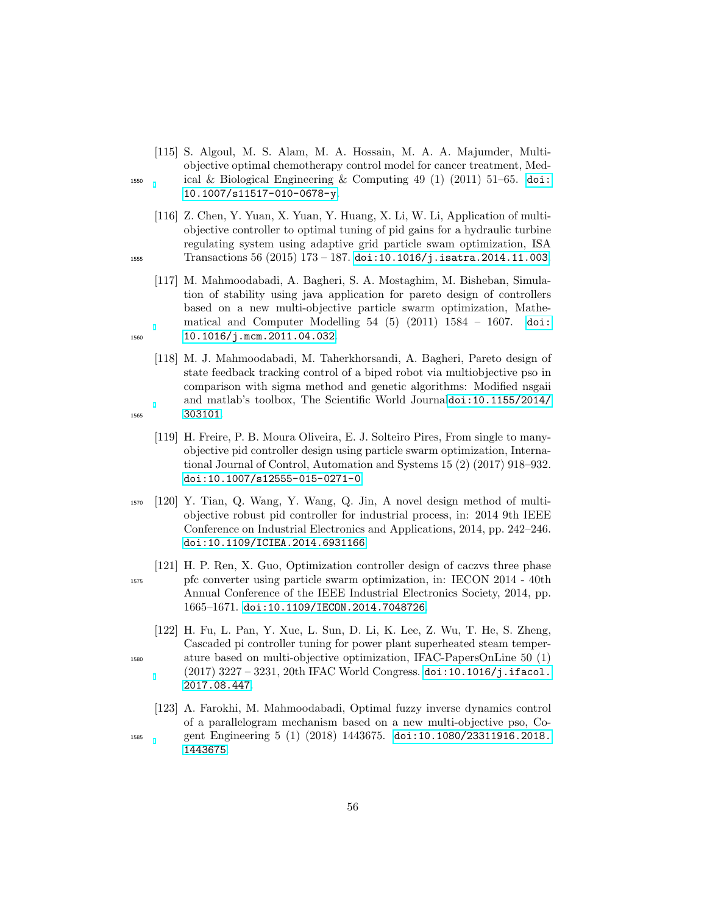[115] S. Algoul, M. S. Alam, M. A. Hossain, M. A. A. Majumder, Multi-objective optimal chemotherapy control model for cancer treatment, Medical & Biological Engineering & Computing 49 (1) (2011) 51–65. doi:10.1007/s11517-010-0678-y.

[116] Z. Chen, Y. Yuan, X. Yuan, Y. Huang, X. Li, W. Li, Application of multi-objective controller to optimal tuning of pid gains for a hydraulic turbine regulating system using adaptive grid particle swam optimization, ISA Transactions 56 (2015) 173 – 187. doi:10.1016/j.isatra.2014.11.003.

[117] M. Mahmoodabadi, A. Bagheri, S. A. Mostaghim, M. Bisheban, Simulation of stability using java application for pareto design of controllers based on a new multi-objective particle swarm optimization, Mathematical and Computer Modelling 54 (5) (2011) 1584 – 1607. doi:10.1016/j.mcm.2011.04.032.

[118] M. J. Mahmoodabadi, M. Taherkhorsandi, A. Bagheri, Pareto design of state feedback tracking control of a biped robot via multiobjective pso in comparison with sigma method and genetic algorithms: Modified nsgaii and matlab's toolbox, The Scientific World Journaldoi:10.1155/2014/303101.

[119] H. Freire, P. B. Moura Oliveira, E. J. Solteiro Pires, From single to many-objective pid controller design using particle swarm optimization, International Journal of Control, Automation and Systems 15 (2) (2017) 918–932. doi:10.1007/s12555-015-0271-0.

[120] Y. Tian, Q. Wang, Y. Wang, Q. Jin, A novel design method of multi-objective robust pid controller for industrial process, in: 2014 9th IEEE Conference on Industrial Electronics and Applications, 2014, pp. 242–246. doi:10.1109/ICIEA.2014.6931166.

[121] H. P. Ren, X. Guo, Optimization controller design of caczvs three phase pfc converter using particle swarm optimization, in: IECON 2014 - 40th Annual Conference of the IEEE Industrial Electronics Society, 2014, pp. 1665–1671. doi:10.1109/IECON.2014.7048726.

[122] H. Fu, L. Pan, Y. Xue, L. Sun, D. Li, K. Lee, Z. Wu, T. He, S. Zheng, Cascaded pi controller tuning for power plant superheated steam temperature based on multi-objective optimization, IFAC-PapersOnLine 50 (1) (2017) 3227 – 3231, 20th IFAC World Congress. doi:10.1016/j.ifacol.2017.08.447.

[123] A. Farokhi, M. Mahmoodabadi, Optimal fuzzy inverse dynamics control of a parallelogram mechanism based on a new multi-objective pso, Cogent Engineering 5 (1) (2018) 1443675. doi:10.1080/23311916.2018.1443675.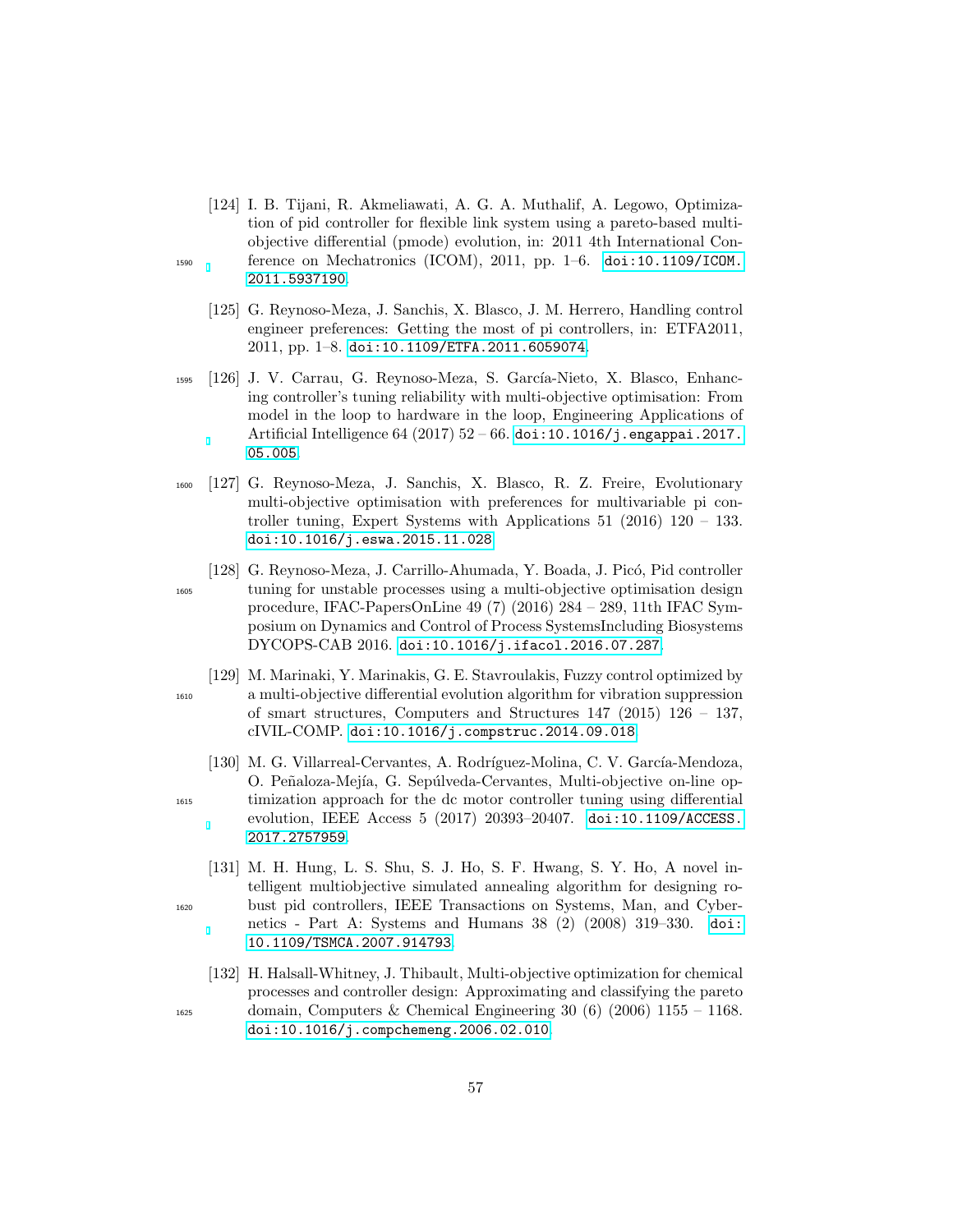[124] I. B. Tijani, R. Akmeliawati, A. G. A. Muthalif, A. Legowo, Optimization of pid controller for flexible link system using a pareto-based multi-objective differential (pmode) evolution, in: 2011 4th International Conference on Mechatronics (ICOM), 2011, pp. 1–6. doi:10.1109/ICOM.2011.5937190.

[125] G. Reynoso-Meza, J. Sanchis, X. Blasco, J. M. Herrero, Handling control engineer preferences: Getting the most of pi controllers, in: ETFA2011, 2011, pp. 1–8. doi:10.1109/ETFA.2011.6059074.

[126] J. V. Carrau, G. Reynoso-Meza, S. García-Nieto, X. Blasco, Enhancing controller's tuning reliability with multi-objective optimisation: From model in the loop to hardware in the loop, Engineering Applications of Artificial Intelligence 64 (2017) 52 – 66. doi:10.1016/j.engappai.2017.05.005.

[127] G. Reynoso-Meza, J. Sanchis, X. Blasco, R. Z. Freire, Evolutionary multi-objective optimisation with preferences for multivariable pi controller tuning, Expert Systems with Applications 51 (2016) 120 – 133. doi:10.1016/j.eswa.2015.11.028.

[128] G. Reynoso-Meza, J. Carrillo-Ahumada, Y. Boada, J. Picó, Pid controller tuning for unstable processes using a multi-objective optimisation design procedure, IFAC-PapersOnLine 49 (7) (2016) 284 – 289, 11th IFAC Symposium on Dynamics and Control of Process SystemsIncluding Biosystems DYCOPS-CAB 2016. doi:10.1016/j.ifacol.2016.07.287.

[129] M. Marinaki, Y. Marinakis, G. E. Stavroulakis, Fuzzy control optimized by a multi-objective differential evolution algorithm for vibration suppression of smart structures, Computers and Structures 147 (2015) 126 – 137, cIVIL-COMP. doi:10.1016/j.compstruc.2014.09.018.

[130] M. G. Villarreal-Cervantes, A. Rodríguez-Molina, C. V. García-Mendoza, O. Peñaloza-Mejía, G. Sepúlveda-Cervantes, Multi-objective on-line optimization approach for the dc motor controller tuning using differential evolution, IEEE Access 5 (2017) 20393–20407. doi:10.1109/ACCESS.2017.2757959.

[131] M. H. Hung, L. S. Shu, S. J. Ho, S. F. Hwang, S. Y. Ho, A novel intelligent multiobjective simulated annealing algorithm for designing robust pid controllers, IEEE Transactions on Systems, Man, and Cybernetics - Part A: Systems and Humans 38 (2) (2008) 319–330. doi:10.1109/TSMCA.2007.914793.

[132] H. Halsall-Whitney, J. Thibault, Multi-objective optimization for chemical processes and controller design: Approximating and classifying the pareto domain, Computers & Chemical Engineering 30 (6) (2006) 1155 – 1168. doi:10.1016/j.compchemeng.2006.02.010.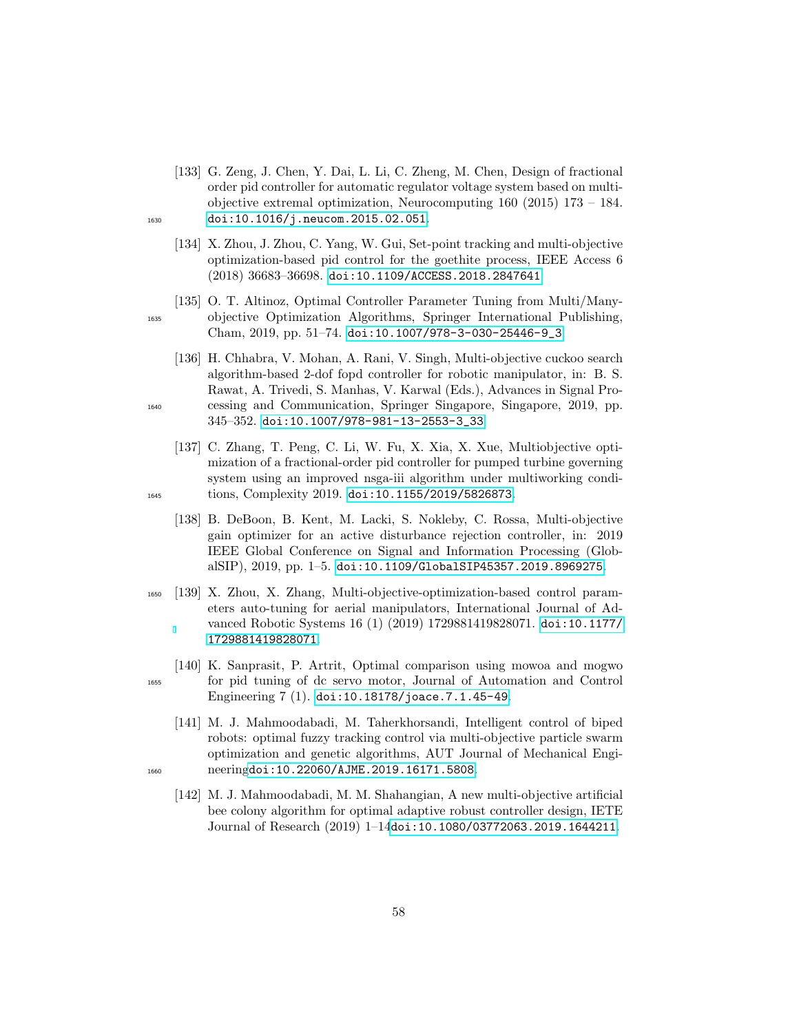[133] G. Zeng, J. Chen, Y. Dai, L. Li, C. Zheng, M. Chen, Design of fractional order pid controller for automatic regulator voltage system based on multi-objective extremal optimization, Neurocomputing 160 (2015) 173 – 184. doi:10.1016/j.neucom.2015.02.051.

[134] X. Zhou, J. Zhou, C. Yang, W. Gui, Set-point tracking and multi-objective optimization-based pid control for the goethite process, IEEE Access 6 (2018) 36683–36698. doi:10.1109/ACCESS.2018.2847641.

[135] O. T. Altinoz, Optimal Controller Parameter Tuning from Multi/Many-objective Optimization Algorithms, Springer International Publishing, Cham, 2019, pp. 51–74. doi:10.1007/978-3-030-25446-9_3.

[136] H. Chhabra, V. Mohan, A. Rani, V. Singh, Multi-objective cuckoo search algorithm-based 2-dof fopd controller for robotic manipulator, in: B. S. Rawat, A. Trivedi, S. Manhas, V. Karwal (Eds.), Advances in Signal Processing and Communication, Springer Singapore, Singapore, 2019, pp. 345–352. doi:10.1007/978-981-13-2553-3_33.

[137] C. Zhang, T. Peng, C. Li, W. Fu, X. Xia, X. Xue, Multiobjective optimization of a fractional-order pid controller for pumped turbine governing system using an improved nsga-iii algorithm under multiworking conditions, Complexity 2019. doi:10.1155/2019/5826873.

[138] B. DeBoon, B. Kent, M. Lacki, S. Nokleby, C. Rossa, Multi-objective gain optimizer for an active disturbance rejection controller, in: 2019 IEEE Global Conference on Signal and Information Processing (GlobalSIP), 2019, pp. 1–5. doi:10.1109/GlobalSIP45357.2019.8969275.

[139] X. Zhou, X. Zhang, Multi-objective-optimization-based control parameters auto-tuning for aerial manipulators, International Journal of Advanced Robotic Systems 16 (1) (2019) 1729881419828071. doi:10.1177/1729881419828071.

[140] K. Sanprasit, P. Artrit, Optimal comparison using mowoa and mogwo for pid tuning of dc servo motor, Journal of Automation and Control Engineering 7 (1). doi:10.18178/joace.7.1.45-49.

[141] M. J. Mahmoodabadi, M. Taherkhorsandi, Intelligent control of biped robots: optimal fuzzy tracking control via multi-objective particle swarm optimization and genetic algorithms, AUT Journal of Mechanical Engineeringdoi:10.22060/AJME.2019.16171.5808.

[142] M. J. Mahmoodabadi, M. M. Shahangian, A new multi-objective artificial bee colony algorithm for optimal adaptive robust controller design, IETE Journal of Research (2019) 1–14doi:10.1080/03772063.2019.1644211.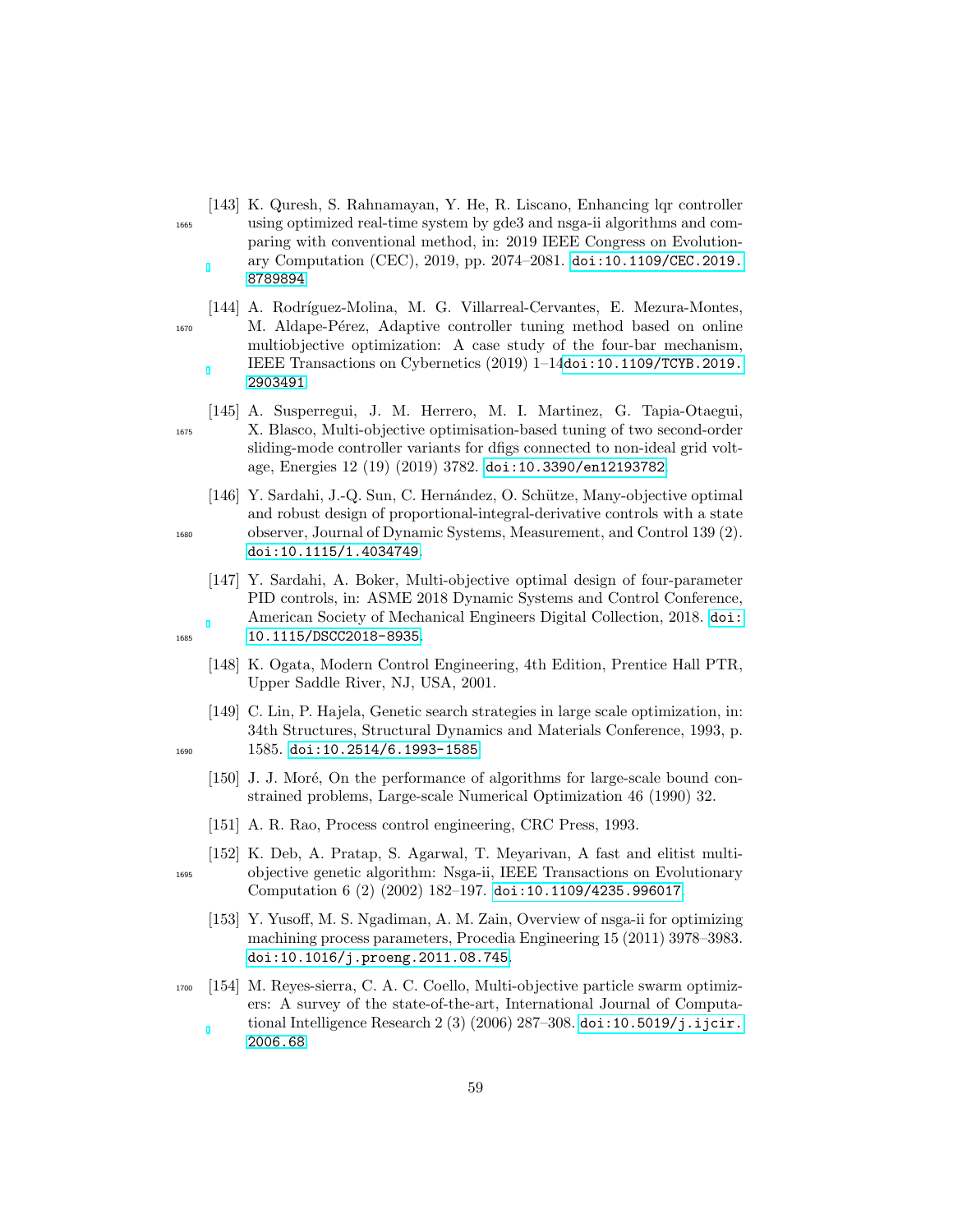[143] K. Quresh, S. Rahnamayan, Y. He, R. Liscano, Enhancing lqr controller using optimized real-time system by gde3 and nsga-ii algorithms and comparing with conventional method, in: 2019 IEEE Congress on Evolutionary Computation (CEC), 2019, pp. 2074–2081. doi:10.1109/CEC.2019.8789894.

[144] A. Rodríguez-Molina, M. G. Villarreal-Cervantes, E. Mezura-Montes, M. Aldape-Pérez, Adaptive controller tuning method based on online multiobjective optimization: A case study of the four-bar mechanism, IEEE Transactions on Cybernetics (2019) 1–14doi:10.1109/TCYB.2019.2903491.

[145] A. Susperregui, J. M. Herrero, M. I. Martinez, G. Tapia-Otaegui, X. Blasco, Multi-objective optimisation-based tuning of two second-order sliding-mode controller variants for dfigs connected to non-ideal grid voltage, Energies 12 (19) (2019) 3782. doi:10.3390/en12193782.

[146] Y. Sardahi, J.-Q. Sun, C. Hernández, O. Schütze, Many-objective optimal and robust design of proportional-integral-derivative controls with a state observer, Journal of Dynamic Systems, Measurement, and Control 139 (2). doi:10.1115/1.4034749.

[147] Y. Sardahi, A. Boker, Multi-objective optimal design of four-parameter PID controls, in: ASME 2018 Dynamic Systems and Control Conference, American Society of Mechanical Engineers Digital Collection, 2018. doi:10.1115/DSCC2018-8935.

[148] K. Ogata, Modern Control Engineering, 4th Edition, Prentice Hall PTR, Upper Saddle River, NJ, USA, 2001.

[149] C. Lin, P. Hajela, Genetic search strategies in large scale optimization, in: 34th Structures, Structural Dynamics and Materials Conference, 1993, p. 1585. doi:10.2514/6.1993-1585.

[150] J. J. Moré, On the performance of algorithms for large-scale bound constrained problems, Large-scale Numerical Optimization 46 (1990) 32.

[151] A. R. Rao, Process control engineering, CRC Press, 1993.

[152] K. Deb, A. Pratap, S. Agarwal, T. Meyarivan, A fast and elitist multiobjective genetic algorithm: Nsga-ii, IEEE Transactions on Evolutionary Computation 6 (2) (2002) 182–197. doi:10.1109/4235.996017.

[153] Y. Yusoff, M. S. Ngadiman, A. M. Zain, Overview of nsga-ii for optimizing machining process parameters, Procedia Engineering 15 (2011) 3978–3983. doi:10.1016/j.proeng.2011.08.745.

[154] M. Reyes-sierra, C. A. C. Coello, Multi-objective particle swarm optimizers: A survey of the state-of-the-art, International Journal of Computational Intelligence Research 2 (3) (2006) 287–308. doi:10.5019/j.ijcir.2006.68.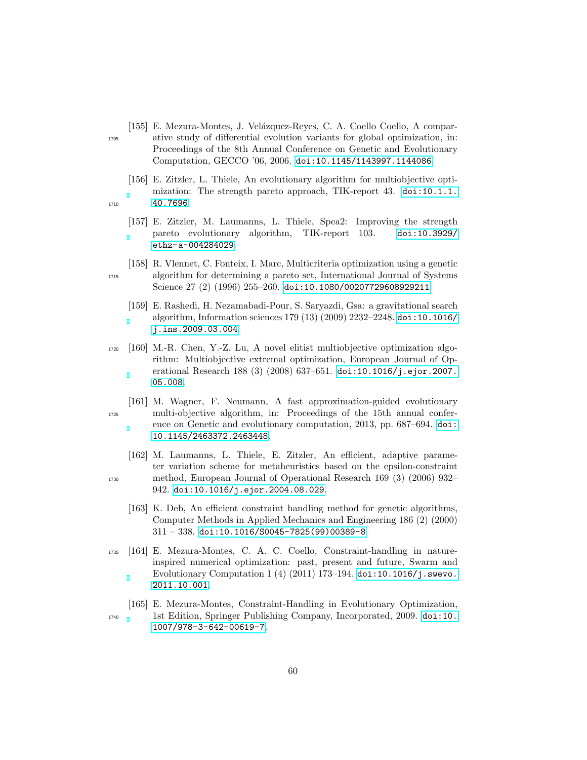[155] E. Mezura-Montes, J. Velázquez-Reyes, C. A. Coello Coello, A comparative study of differential evolution variants for global optimization, in: Proceedings of the 8th Annual Conference on Genetic and Evolutionary Computation, GECCO '06, 2006. doi:10.1145/1143997.1144086.

[156] E. Zitzler, L. Thiele, An evolutionary algorithm for multiobjective optimization: The strength pareto approach, TIK-report 43. doi:10.1.1.40.7696.

[157] E. Zitzler, M. Laumanns, L. Thiele, Spea2: Improving the strength pareto evolutionary algorithm, TIK-report 103. doi:10.3929/ethz-a-004284029.

[158] R. Vlennet, C. Fonteix, I. Marc, Multicriteria optimization using a genetic algorithm for determining a pareto set, International Journal of Systems Science 27 (2) (1996) 255–260. doi:10.1080/00207729608929211.

[159] E. Rashedi, H. Nezamabadi-Pour, S. Saryazdi, Gsa: a gravitational search algorithm, Information sciences 179 (13) (2009) 2232–2248. doi:10.1016/j.ins.2009.03.004.

[160] M.-R. Chen, Y.-Z. Lu, A novel elitist multiobjective optimization algorithm: Multiobjective extremal optimization, European Journal of Operational Research 188 (3) (2008) 637–651. doi:10.1016/j.ejor.2007.05.008.

[161] M. Wagner, F. Neumann, A fast approximation-guided evolutionary multi-objective algorithm, in: Proceedings of the 15th annual conference on Genetic and evolutionary computation, 2013, pp. 687–694. doi:10.1145/2463372.2463448.

[162] M. Laumanns, L. Thiele, E. Zitzler, An efficient, adaptive parameter variation scheme for metaheuristics based on the epsilon-constraint method, European Journal of Operational Research 169 (3) (2006) 932–942. doi:10.1016/j.ejor.2004.08.029.

[163] K. Deb, An efficient constraint handling method for genetic algorithms, Computer Methods in Applied Mechanics and Engineering 186 (2) (2000) 311 – 338. doi:10.1016/S0045-7825(99)00389-8.

[164] E. Mezura-Montes, C. A. C. Coello, Constraint-handling in nature-inspired numerical optimization: past, present and future, Swarm and Evolutionary Computation 1 (4) (2011) 173–194. doi:10.1016/j.swevo.2011.10.001.

[165] E. Mezura-Montes, Constraint-Handling in Evolutionary Optimization, 1st Edition, Springer Publishing Company, Incorporated, 2009. doi:10.1007/978-3-642-00619-7.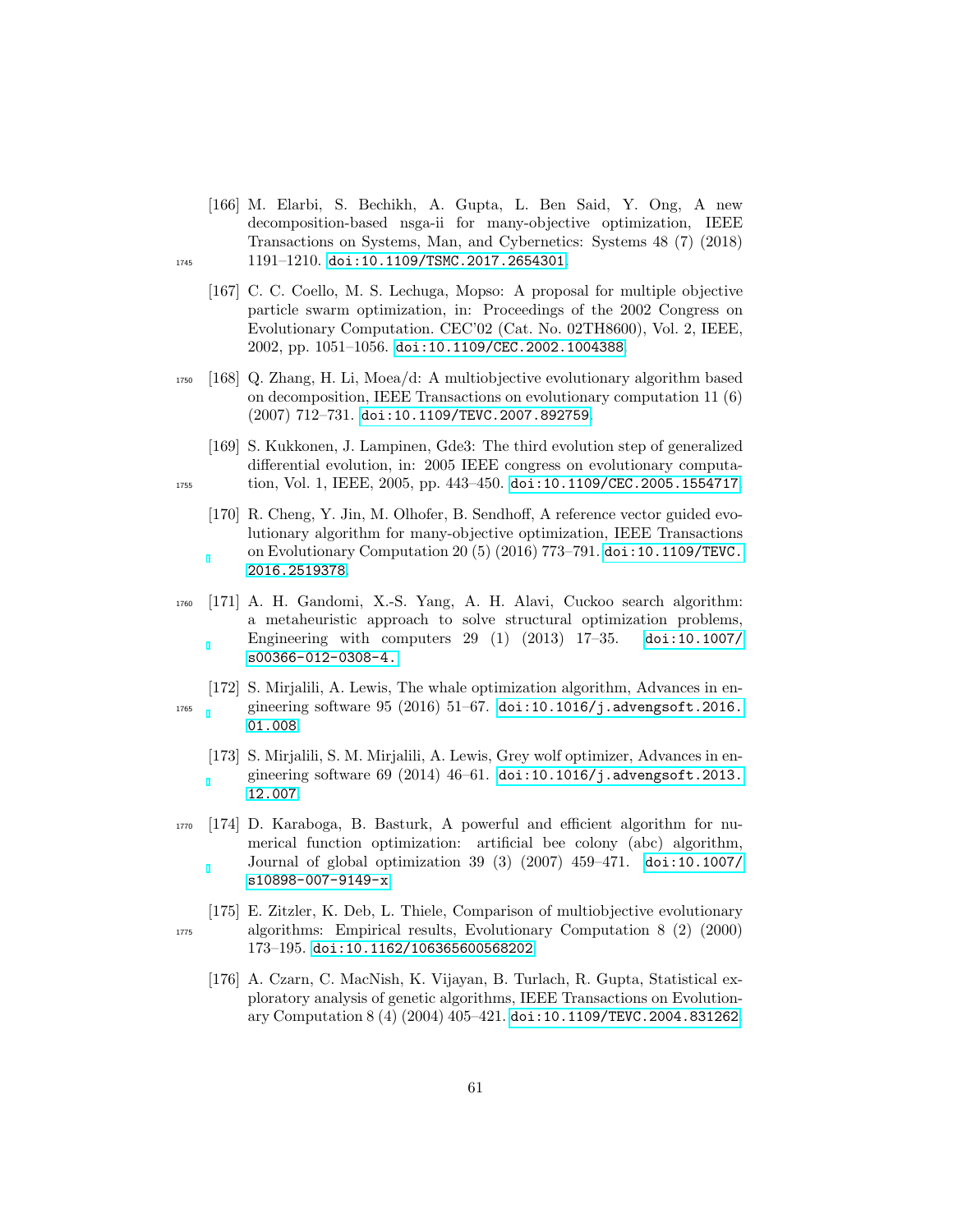[166] M. Elarbi, S. Bechikh, A. Gupta, L. Ben Said, Y. Ong, A new decomposition-based nsga-ii for many-objective optimization, IEEE Transactions on Systems, Man, and Cybernetics: Systems 48 (7) (2018) 1191–1210. doi:10.1109/TSMC.2017.2654301.

[167] C. C. Coello, M. S. Lechuga, Mopso: A proposal for multiple objective particle swarm optimization, in: Proceedings of the 2002 Congress on Evolutionary Computation. CEC'02 (Cat. No. 02TH8600), Vol. 2, IEEE, 2002, pp. 1051–1056. doi:10.1109/CEC.2002.1004388.

[168] Q. Zhang, H. Li, Moea/d: A multiobjective evolutionary algorithm based on decomposition, IEEE Transactions on evolutionary computation 11 (6) (2007) 712–731. doi:10.1109/TEVC.2007.892759.

[169] S. Kukkonen, J. Lampinen, Gde3: The third evolution step of generalized differential evolution, in: 2005 IEEE congress on evolutionary computation, Vol. 1, IEEE, 2005, pp. 443–450. doi:10.1109/CEC.2005.1554717.

[170] R. Cheng, Y. Jin, M. Olhofer, B. Sendhoff, A reference vector guided evolutionary algorithm for many-objective optimization, IEEE Transactions on Evolutionary Computation 20 (5) (2016) 773–791. doi:10.1109/TEVC.2016.2519378.

[171] A. H. Gandomi, X.-S. Yang, A. H. Alavi, Cuckoo search algorithm: a metaheuristic approach to solve structural optimization problems, Engineering with computers 29 (1) (2013) 17–35. doi:10.1007/s00366-012-0308-4.

[172] S. Mirjalili, A. Lewis, The whale optimization algorithm, Advances in engineering software 95 (2016) 51–67. doi:10.1016/j.advengsoft.2016.01.008.

[173] S. Mirjalili, S. M. Mirjalili, A. Lewis, Grey wolf optimizer, Advances in engineering software 69 (2014) 46–61. doi:10.1016/j.advengsoft.2013.12.007.

[174] D. Karaboga, B. Basturk, A powerful and efficient algorithm for numerical function optimization: artificial bee colony (abc) algorithm, Journal of global optimization 39 (3) (2007) 459–471. doi:10.1007/s10898-007-9149-x.

[175] E. Zitzler, K. Deb, L. Thiele, Comparison of multiobjective evolutionary algorithms: Empirical results, Evolutionary Computation 8 (2) (2000) 173–195. doi:10.1162/106365600568202.

[176] A. Czarn, C. MacNish, K. Vijayan, B. Turlach, R. Gupta, Statistical exploratory analysis of genetic algorithms, IEEE Transactions on Evolutionary Computation 8 (4) (2004) 405–421. doi:10.1109/TEVC.2004.831262.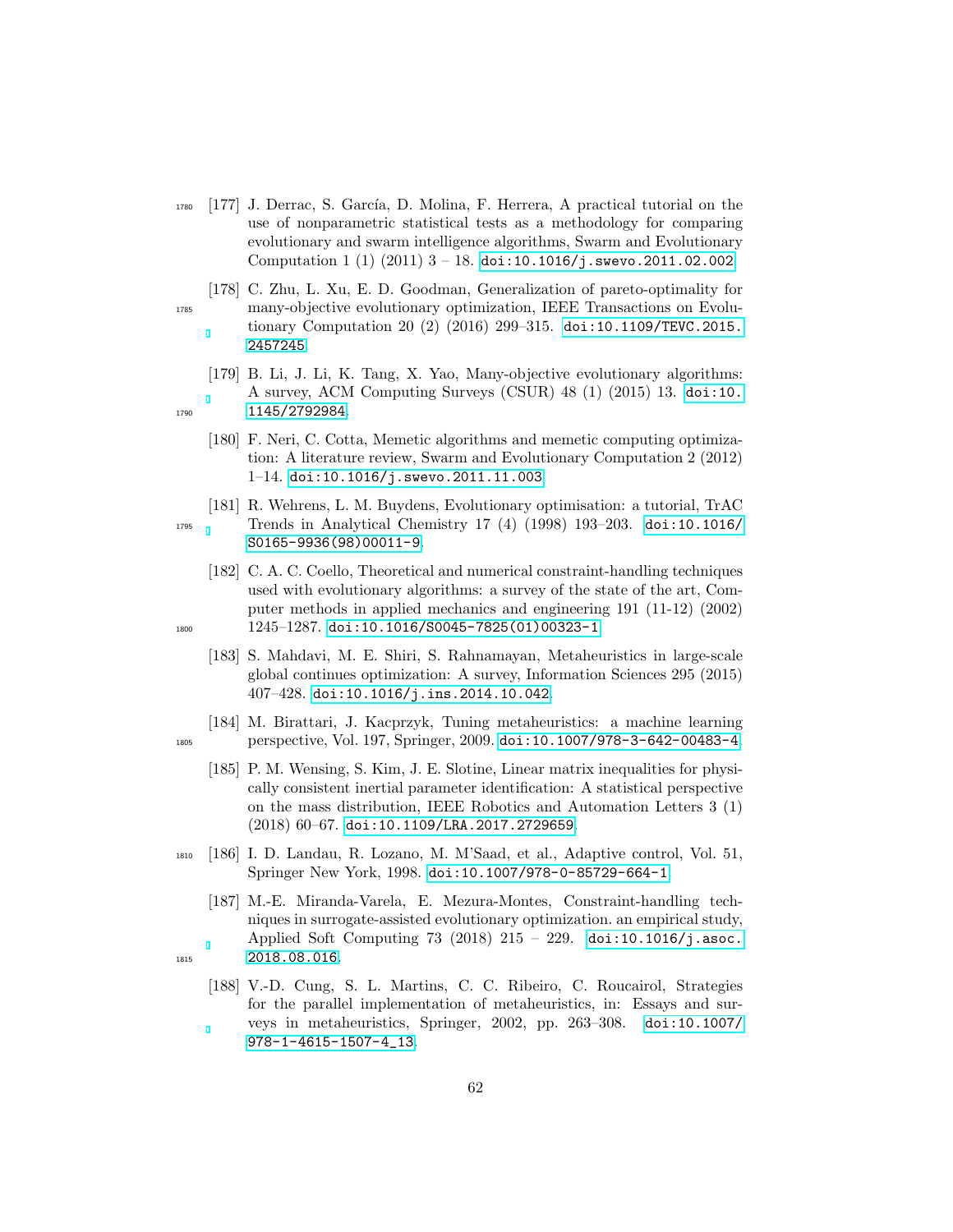[177] J. Derrac, S. García, D. Molina, F. Herrera, A practical tutorial on the use of nonparametric statistical tests as a methodology for comparing evolutionary and swarm intelligence algorithms, Swarm and Evolutionary Computation 1 (1) (2011) 3 – 18. doi:10.1016/j.swevo.2011.02.002.

[178] C. Zhu, L. Xu, E. D. Goodman, Generalization of pareto-optimality for many-objective evolutionary optimization, IEEE Transactions on Evolutionary Computation 20 (2) (2016) 299–315. doi:10.1109/TEVC.2015.2457245.

[179] B. Li, J. Li, K. Tang, X. Yao, Many-objective evolutionary algorithms: A survey, ACM Computing Surveys (CSUR) 48 (1) (2015) 13. doi:10.1145/2792984.

[180] F. Neri, C. Cotta, Memetic algorithms and memetic computing optimization: A literature review, Swarm and Evolutionary Computation 2 (2012) 1–14. doi:10.1016/j.swevo.2011.11.003.

[181] R. Wehrens, L. M. Buydens, Evolutionary optimisation: a tutorial, TrAC Trends in Analytical Chemistry 17 (4) (1998) 193–203. doi:10.1016/S0165-9936(98)00011-9.

[182] C. A. C. Coello, Theoretical and numerical constraint-handling techniques used with evolutionary algorithms: a survey of the state of the art, Computer methods in applied mechanics and engineering 191 (11-12) (2002) 1245–1287. doi:10.1016/S0045-7825(01)00323-1.

[183] S. Mahdavi, M. E. Shiri, S. Rahnamayan, Metaheuristics in large-scale global continues optimization: A survey, Information Sciences 295 (2015) 407–428. doi:10.1016/j.ins.2014.10.042.

[184] M. Birattari, J. Kacprzyk, Tuning metaheuristics: a machine learning perspective, Vol. 197, Springer, 2009. doi:10.1007/978-3-642-00483-4.

[185] P. M. Wensing, S. Kim, J. E. Slotine, Linear matrix inequalities for physically consistent inertial parameter identification: A statistical perspective on the mass distribution, IEEE Robotics and Automation Letters 3 (1) (2018) 60–67. doi:10.1109/LRA.2017.2729659.

[186] I. D. Landau, R. Lozano, M. M'Saad, et al., Adaptive control, Vol. 51, Springer New York, 1998. doi:10.1007/978-0-85729-664-1.

[187] M.-E. Miranda-Varela, E. Mezura-Montes, Constraint-handling techniques in surrogate-assisted evolutionary optimization. an empirical study, Applied Soft Computing 73 (2018) 215 – 229. doi:10.1016/j.asoc.2018.08.016.

[188] V.-D. Cung, S. L. Martins, C. C. Ribeiro, C. Roucairol, Strategies for the parallel implementation of metaheuristics, in: Essays and surveys in metaheuristics, Springer, 2002, pp. 263–308. doi:10.1007/978-1-4615-1507-4_13.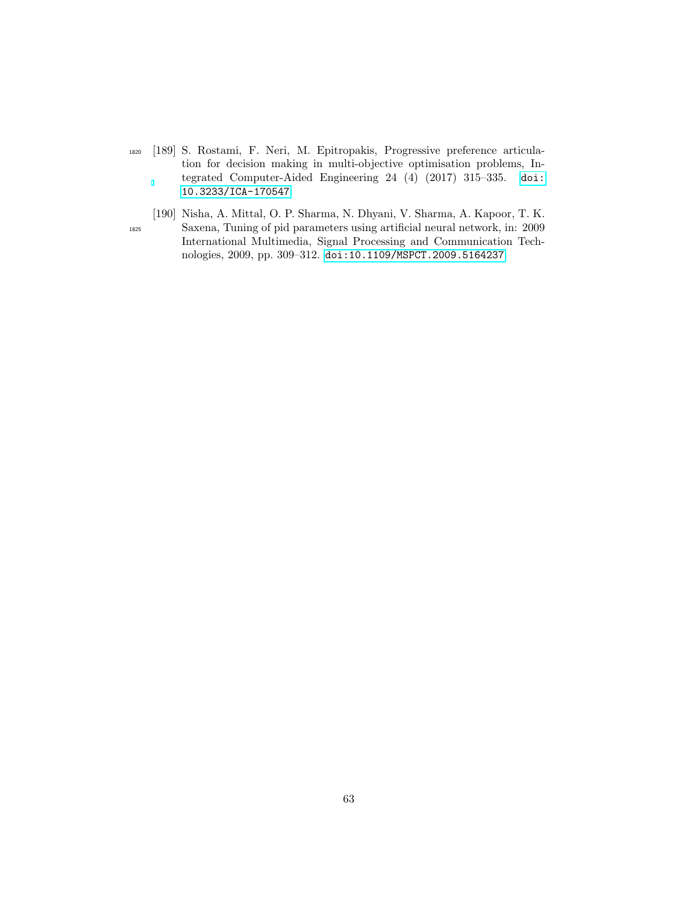[189] S. Rostami, F. Neri, M. Epitropakis, Progressive preference articulation for decision making in multi-objective optimisation problems, Integrated Computer-Aided Engineering 24 (4) (2017) 315–335. doi:10.3233/ICA-170547

[190] Nisha, A. Mittal, O. P. Sharma, N. Dhyani, V. Sharma, A. Kapoor, T. K. Saxena, Tuning of pid parameters using artificial neural network, in: 2009 International Multimedia, Signal Processing and Communication Technologies, 2009, pp. 309–312. doi:10.1109/MSPCT.2009.5164237